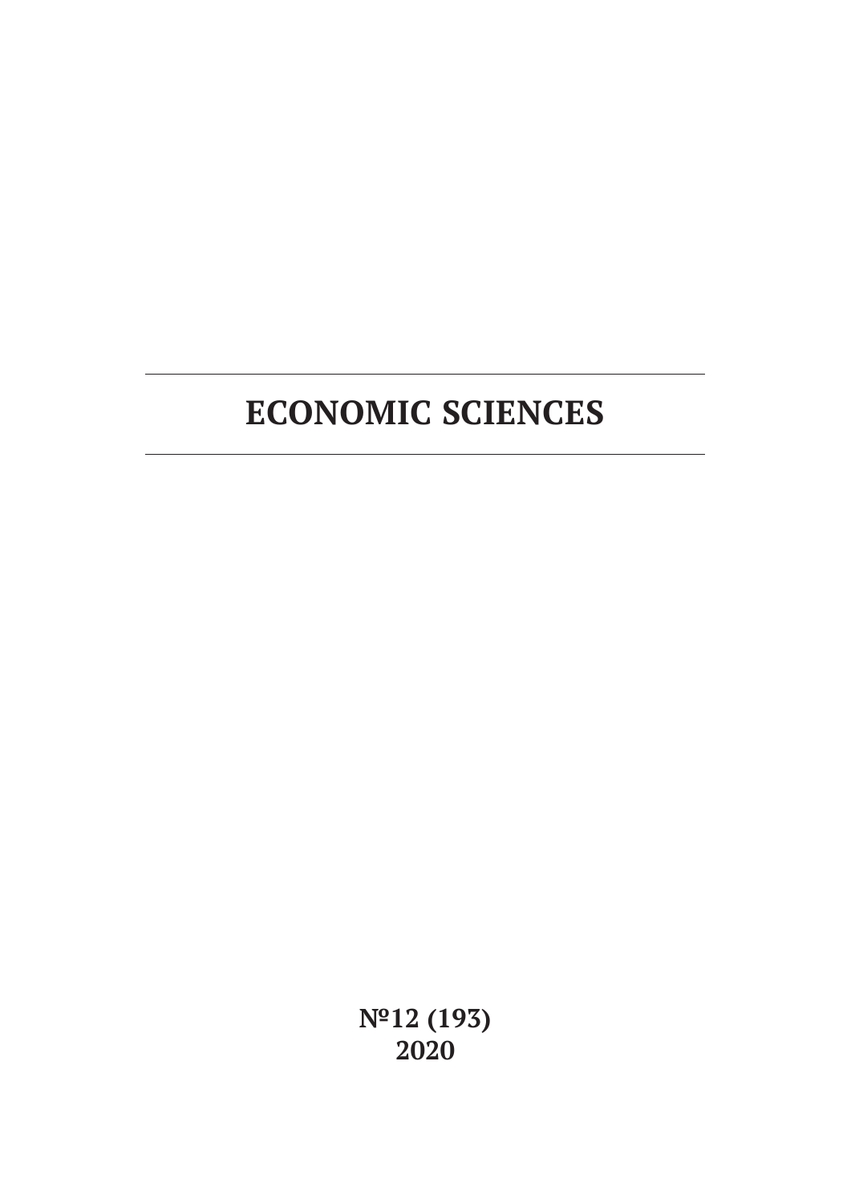# ECONOMIC SCIENCES

**№12 (193)**
**2020**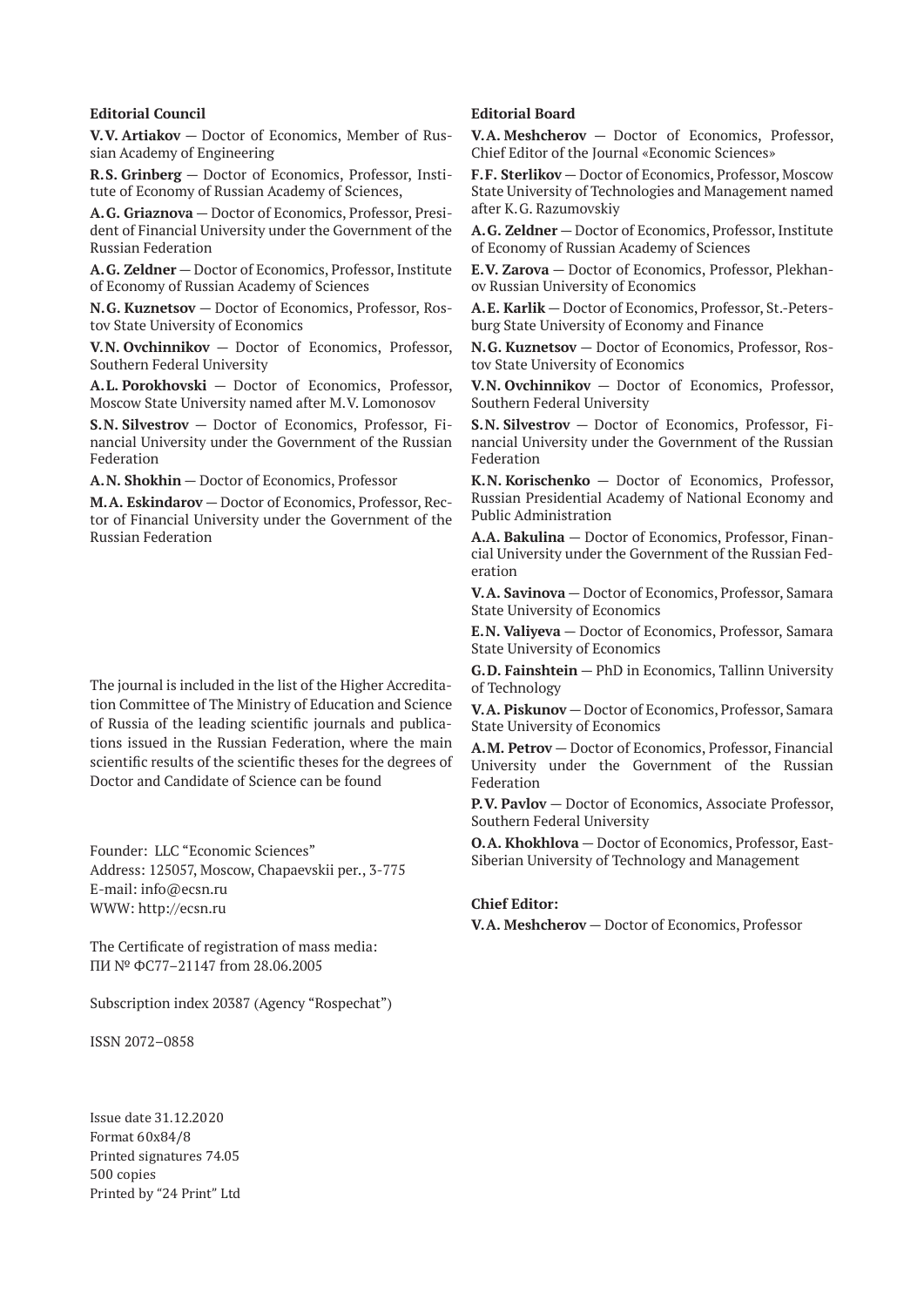**Editorial Council**

**V.V. Artiakov** — Doctor of Economics, Member of Russian Academy of Engineering

**R.S. Grinberg** — Doctor of Economics, Professor, Institute of Economy of Russian Academy of Sciences,

**A.G. Griaznova** — Doctor of Economics, Professor, President of Financial University under the Government of the Russian Federation

**A.G. Zeldner** — Doctor of Economics, Professor, Institute of Economy of Russian Academy of Sciences

**N.G. Kuznetsov** — Doctor of Economics, Professor, Rostov State University of Economics

**V.N. Ovchinnikov** — Doctor of Economics, Professor, Southern Federal University

**A.L. Porokhovski** — Doctor of Economics, Professor, Moscow State University named after M.V. Lomonosov

**S.N. Silvestrov** — Doctor of Economics, Professor, Financial University under the Government of the Russian Federation

**A.N. Shokhin** — Doctor of Economics, Professor

**M.A. Eskindarov** — Doctor of Economics, Professor, Rector of Financial University under the Government of the Russian Federation

The journal is included in the list of the Higher Accreditation Committee of The Ministry of Education and Science of Russia of the leading scientific journals and publications issued in the Russian Federation, where the main scientific results of the scientific theses for the degrees of Doctor and Candidate of Science can be found

Founder: LLC "Economic Sciences"
Address: 125057, Moscow, Chapaevskii per., 3-775
E-mail: info@ecsn.ru
WWW: http://ecsn.ru

The Certificate of registration of mass media:
ПИ № ФС77–21147 from 28.06.2005

Subscription index 20387 (Agency "Rospechat")

ISSN 2072–0858

Issue date 31.12.2020
Format 60x84/8
Printed signatures 74.05
500 copies
Printed by "24 Print" Ltd

**Editorial Board**

**V.A. Meshcherov** — Doctor of Economics, Professor, Chief Editor of the Journal «Economic Sciences»

**F.F. Sterlikov** — Doctor of Economics, Professor, Moscow State University of Technologies and Management named after K.G. Razumovskiy

**A.G. Zeldner** — Doctor of Economics, Professor, Institute of Economy of Russian Academy of Sciences

**E.V. Zarova** — Doctor of Economics, Professor, Plekhanov Russian University of Economics

**A.E. Karlik** — Doctor of Economics, Professor, St.-Petersburg State University of Economy and Finance

**N.G. Kuznetsov** — Doctor of Economics, Professor, Rostov State University of Economics

**V.N. Ovchinnikov** — Doctor of Economics, Professor, Southern Federal University

**S.N. Silvestrov** — Doctor of Economics, Professor, Financial University under the Government of the Russian Federation

**K.N. Korischenko** — Doctor of Economics, Professor, Russian Presidential Academy of National Economy and Public Administration

**A.A. Bakulina** — Doctor of Economics, Professor, Financial University under the Government of the Russian Federation

**V.A. Savinova** — Doctor of Economics, Professor, Samara State University of Economics

**E.N. Valiyeva** — Doctor of Economics, Professor, Samara State University of Economics

**G.D. Fainshtein** — PhD in Economics, Tallinn University of Technology

**V.A. Piskunov** — Doctor of Economics, Professor, Samara State University of Economics

**A.M. Petrov** — Doctor of Economics, Professor, Financial University under the Government of the Russian Federation

**P.V. Pavlov** — Doctor of Economics, Associate Professor, Southern Federal University

**O.A. Khokhlova** — Doctor of Economics, Professor, East-Siberian University of Technology and Management

**Chief Editor:**

**V.A. Meshcherov** — Doctor of Economics, Professor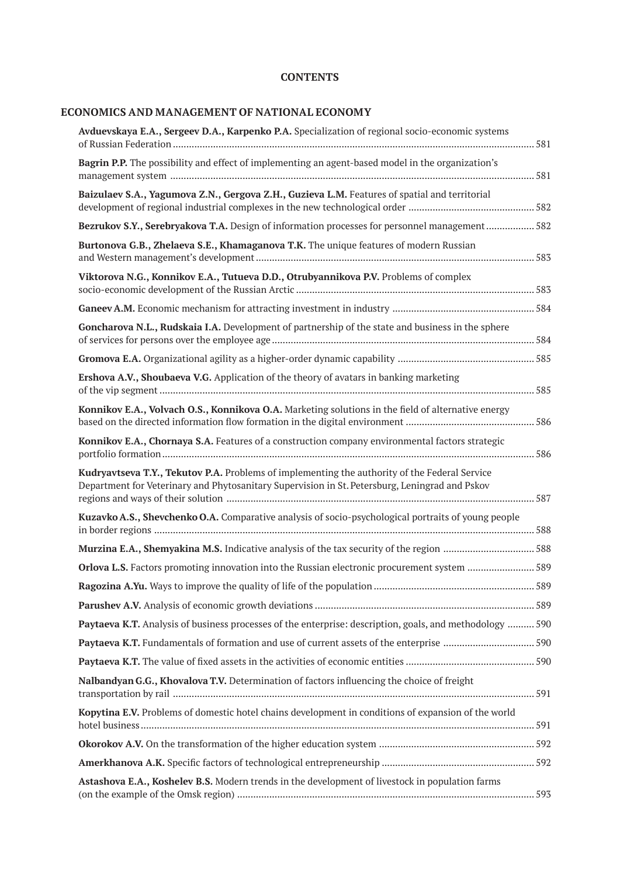# CONTENTS

## ECONOMICS AND MANAGEMENT OF NATIONAL ECONOMY

**Avduevskaya E.A., Sergeev D.A., Karpenko P.A.** Specialization of regional socio-economic systems of Russian Federation ..... 581

**Bagrin P.P.** The possibility and effect of implementing an agent-based model in the organization's management system ..... 581

**Baizulaev S.A., Yagumova Z.N., Gergova Z.H., Guzieva L.M.** Features of spatial and territorial development of regional industrial complexes in the new technological order ..... 582

**Bezrukov S.Y., Serebryakova T.A.** Design of information processes for personnel management ..... 582

**Burtonova G.B., Zhelaeva S.E., Khamaganova T.K.** The unique features of modern Russian and Western management's development ..... 583

**Viktorova N.G., Konnikov E.A., Tutueva D.D., Otrubyannikova P.V.** Problems of complex socio-economic development of the Russian Arctic ..... 583

**Ganeev A.M.** Economic mechanism for attracting investment in industry ..... 584

**Goncharova N.L., Rudskaia I.A.** Development of partnership of the state and business in the sphere of services for persons over the employee age ..... 584

**Gromova E.A.** Organizational agility as a higher-order dynamic capability ..... 585

**Ershova A.V., Shoubaeva V.G.** Application of the theory of avatars in banking marketing of the vip segment ..... 585

**Konnikov E.A., Volvach O.S., Konnikova O.A.** Marketing solutions in the field of alternative energy based on the directed information flow formation in the digital environment ..... 586

**Konnikov E.A., Chornaya S.A.** Features of a construction company environmental factors strategic portfolio formation ..... 586

**Kudryavtseva T.Y., Tekutov P.A.** Problems of implementing the authority of the Federal Service Department for Veterinary and Phytosanitary Supervision in St. Petersburg, Leningrad and Pskov regions and ways of their solution ..... 587

**Kuzavko A.S., Shevchenko O.A.** Comparative analysis of socio-psychological portraits of young people in border regions ..... 588

**Murzina E.A., Shemyakina M.S.** Indicative analysis of the tax security of the region ..... 588

**Orlova L.S.** Factors promoting innovation into the Russian electronic procurement system ..... 589

**Ragozina A.Yu.** Ways to improve the quality of life of the population ..... 589

**Parushev A.V.** Analysis of economic growth deviations ..... 589

**Paytaeva K.T.** Analysis of business processes of the enterprise: description, goals, and methodology ..... 590

**Paytaeva K.T.** Fundamentals of formation and use of current assets of the enterprise ..... 590

**Paytaeva K.T.** The value of fixed assets in the activities of economic entities ..... 590

**Nalbandyan G.G., Khovalova T.V.** Determination of factors influencing the choice of freight transportation by rail ..... 591

**Kopytina E.V.** Problems of domestic hotel chains development in conditions of expansion of the world hotel business ..... 591

**Okorokov A.V.** On the transformation of the higher education system ..... 592

**Amerkhanova A.K.** Specific factors of technological entrepreneurship ..... 592

**Astashova E.A., Koshelev B.S.** Modern trends in the development of livestock in population farms (on the example of the Omsk region) ..... 593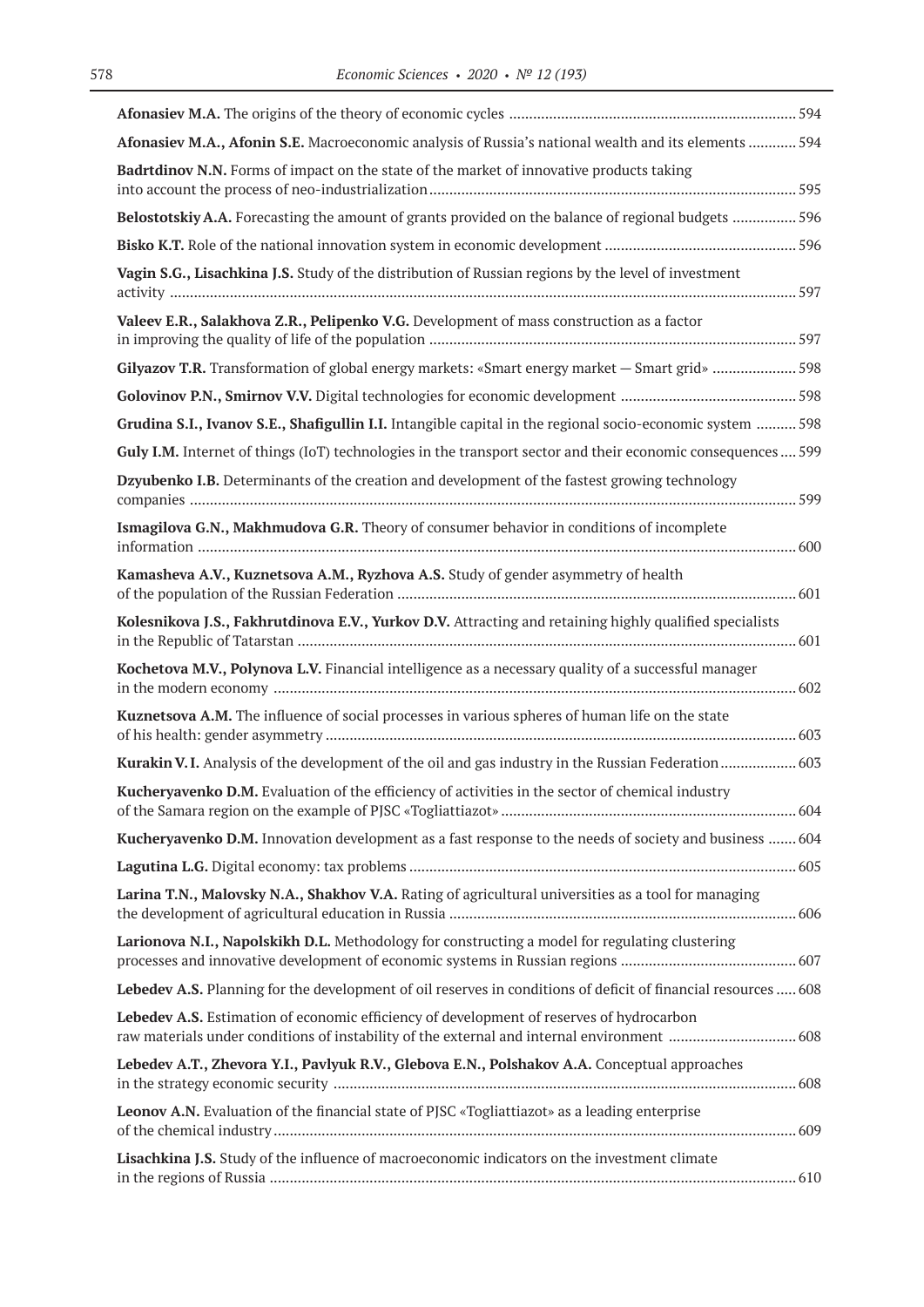**Afonasiev M.A.** The origins of the theory of economic cycles ........................................................................ 594

**Afonasiev M.A., Afonin S.E.** Macroeconomic analysis of Russia's national wealth and its elements ............ 594

**Badrtdinov N.N.** Forms of impact on the state of the market of innovative products taking into account the process of neo-industrialization ........................................................................................... 595

**Belostotskiy A.A.** Forecasting the amount of grants provided on the balance of regional budgets ................ 596

**Bisko K.T.** Role of the national innovation system in economic development ................................................ 596

**Vagin S.G., Lisachkina J.S.** Study of the distribution of Russian regions by the level of investment activity ............................................................................................................................................. 597

**Valeev E.R., Salakhova Z.R., Pelipenko V.G.** Development of mass construction as a factor in improving the quality of life of the population ........................................................................................... 597

**Gilyazov T.R.** Transformation of global energy markets: «Smart energy market — Smart grid» ..................... 598

**Golovinov P.N., Smirnov V.V.** Digital technologies for economic development ............................................ 598

**Grudina S.I., Ivanov S.E., Shafigullin I.I.** Intangible capital in the regional socio-economic system .......... 598

**Guly I.M.** Internet of things (IoT) technologies in the transport sector and their economic consequences .... 599

**Dzyubenko I.B.** Determinants of the creation and development of the fastest growing technology companies ....................................................................................................................................... 599

**Ismagilova G.N., Makhmudova G.R.** Theory of consumer behavior in conditions of incomplete information ..................................................................................................................................... 600

**Kamasheva A.V., Kuznetsova A.M., Ryzhova A.S.** Study of gender asymmetry of health of the population of the Russian Federation ................................................................................................... 601

**Kolesnikova J.S., Fakhrutdinova E.V., Yurkov D.V.** Attracting and retaining highly qualified specialists in the Republic of Tatarstan ............................................................................................................ 601

**Kochetova M.V., Polynova L.V.** Financial intelligence as a necessary quality of a successful manager in the modern economy .................................................................................................................. 602

**Kuznetsova A.M.** The influence of social processes in various spheres of human life on the state of his health: gender asymmetry ..................................................................................................................... 603

**Kurakin V.I.** Analysis of the development of the oil and gas industry in the Russian Federation ................... 603

**Kucheryavenko D.M.** Evaluation of the efficiency of activities in the sector of chemical industry of the Samara region on the example of PJSC «Togliattiazot» .......................................................................... 604

**Kucheryavenko D.M.** Innovation development as a fast response to the needs of society and business ....... 604

**Lagutina L.G.** Digital economy: tax problems ................................................................................................ 605

**Larina T.N., Malovsky N.A., Shakhov V.A.** Rating of agricultural universities as a tool for managing the development of agricultural education in Russia ...................................................................................... 606

**Larionova N.I., Napolskikh D.L.** Methodology for constructing a model for regulating clustering processes and innovative development of economic systems in Russian regions ............................................ 607

**Lebedev A.S.** Planning for the development of oil reserves in conditions of deficit of financial resources ..... 608

**Lebedev A.S.** Estimation of economic efficiency of development of reserves of hydrocarbon raw materials under conditions of instability of the external and internal environment ................................ 608

**Lebedev A.T., Zhevora Y.I., Pavlyuk R.V., Glebova E.N., Polshakov A.A.** Conceptual approaches in the strategy economic security ................................................................................................................... 608

**Leonov A.N.** Evaluation of the financial state of PJSC «Togliattiazot» as a leading enterprise of the chemical industry ................................................................................................................................ 609

**Lisachkina J.S.** Study of the influence of macroeconomic indicators on the investment climate in the regions of Russia .................................................................................................................................... 610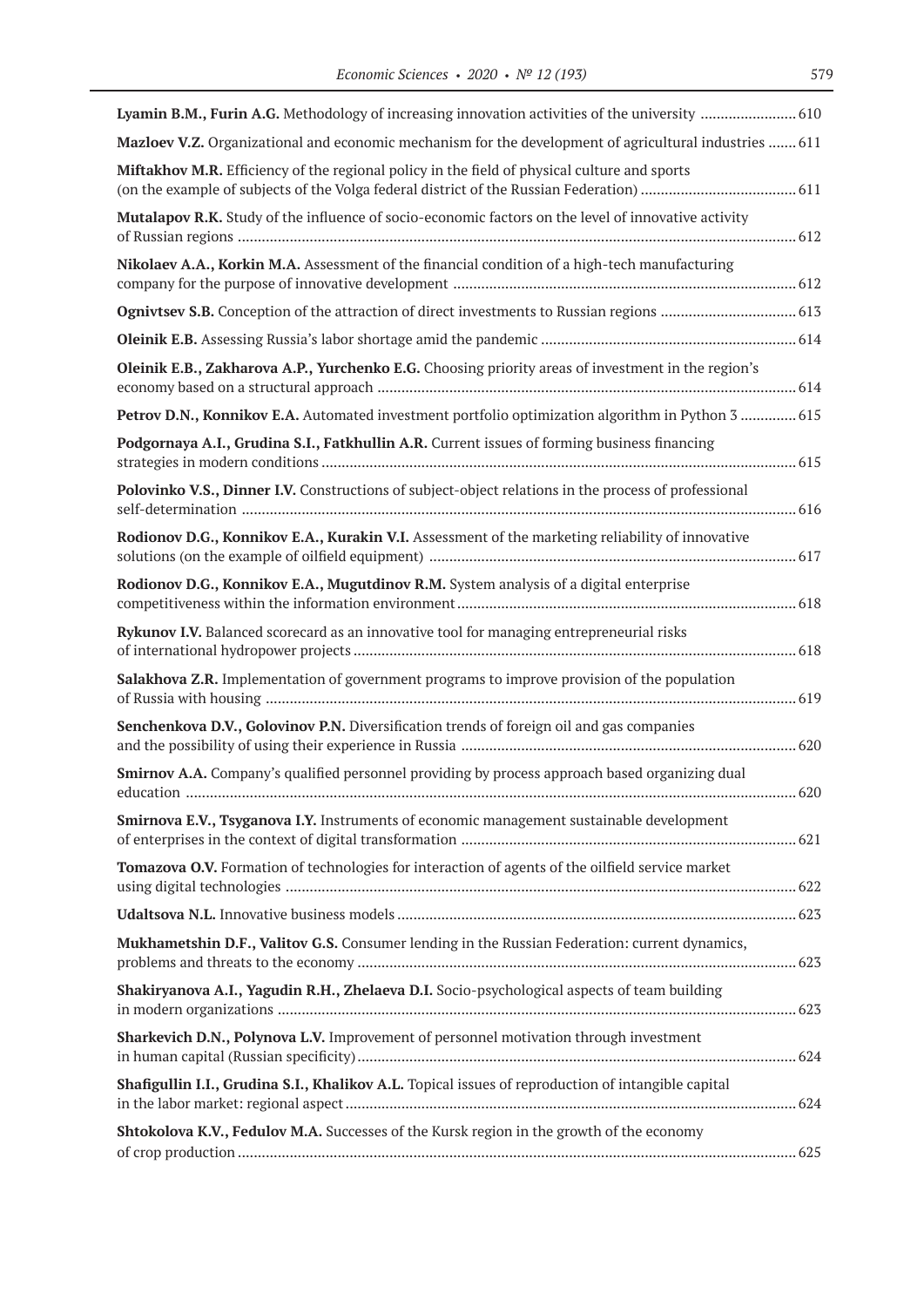**Lyamin B.M., Furin A.G.** Methodology of increasing innovation activities of the university ........................ 610

**Mazloev V.Z.** Organizational and economic mechanism for the development of agricultural industries ....... 611

**Miftakhov M.R.** Efficiency of the regional policy in the field of physical culture and sports (on the example of subjects of the Volga federal district of the Russian Federation) ....................................... 611

**Mutalapov R.K.** Study of the influence of socio-economic factors on the level of innovative activity of Russian regions ............................................................................................................................................ 612

**Nikolaev A.A., Korkin M.A.** Assessment of the financial condition of a high-tech manufacturing company for the purpose of innovative development ...................................................................................... 612

**Ognivtsev S.B.** Conception of the attraction of direct investments to Russian regions .................................. 613

**Oleinik E.B.** Assessing Russia's labor shortage amid the pandemic ................................................................ 614

**Oleinik E.B., Zakharova A.P., Yurchenko E.G.** Choosing priority areas of investment in the region's economy based on a structural approach ......................................................................................................... 614

**Petrov D.N., Konnikov E.A.** Automated investment portfolio optimization algorithm in Python 3 .............. 615

**Podgornaya A.I., Grudina S.I., Fatkhullin A.R.** Current issues of forming business financing strategies in modern conditions ....................................................................................................................... 615

**Polovinko V.S., Dinner I.V.** Constructions of subject-object relations in the process of professional self-determination .......................................................................................................................................... 616

**Rodionov D.G., Konnikov E.A., Kurakin V.I.** Assessment of the marketing reliability of innovative solutions (on the example of oilfield equipment) ........................................................................................... 617

**Rodionov D.G., Konnikov E.A., Mugutdinov R.M.** System analysis of a digital enterprise competitiveness within the information environment ..................................................................................... 618

**Rykunov I.V.** Balanced scorecard as an innovative tool for managing entrepreneurial risks of international hydropower projects ............................................................................................................... 618

**Salakhova Z.R.** Implementation of government programs to improve provision of the population of Russia with housing .................................................................................................................................... 619

**Senchenkova D.V., Golovinov P.N.** Diversification trends of foreign oil and gas companies and the possibility of using their experience in Russia ................................................................................... 620

**Smirnov A.A.** Company's qualified personnel providing by process approach based organizing dual education ........................................................................................................................................................ 620

**Smirnova E.V., Tsyganova I.Y.** Instruments of economic management sustainable development of enterprises in the context of digital transformation ................................................................................... 621

**Tomazova O.V.** Formation of technologies for interaction of agents of the oilfield service market using digital technologies ............................................................................................................................... 622

**Udaltsova N.L.** Innovative business models ................................................................................................... 623

**Mukhametshin D.F., Valitov G.S.** Consumer lending in the Russian Federation: current dynamics, problems and threats to the economy ............................................................................................................. 623

**Shakiryanova A.I., Yagudin R.H., Zhelaeva D.I.** Socio-psychological aspects of team building in modern organizations ................................................................................................................................. 623

**Sharkevich D.N., Polynova L.V.** Improvement of personnel motivation through investment in human capital (Russian specificity) ............................................................................................................. 624

**Shafigullin I.I., Grudina S.I., Khalikov A.L.** Topical issues of reproduction of intangible capital in the labor market: regional aspect ................................................................................................................ 624

**Shtokolova K.V., Fedulov M.A.** Successes of the Kursk region in the growth of the economy of crop production .......................................................................................................................................... 625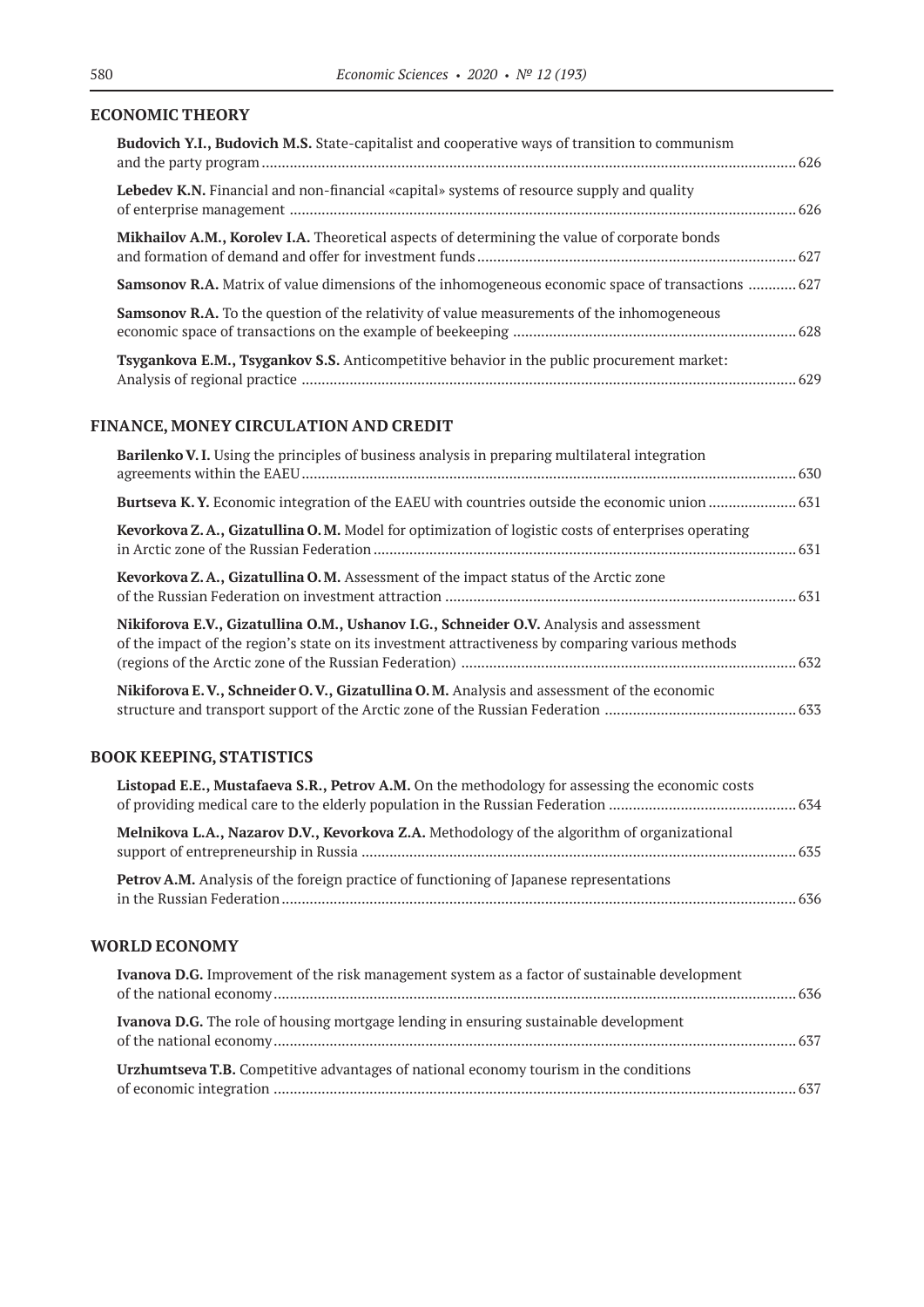## ECONOMIC THEORY

**Budovich Y.I., Budovich M.S.** State-capitalist and cooperative ways of transition to communism and the party program ..... 626

**Lebedev K.N.** Financial and non-financial «capital» systems of resource supply and quality of enterprise management ..... 626

**Mikhailov A.M., Korolev I.A.** Theoretical aspects of determining the value of corporate bonds and formation of demand and offer for investment funds ..... 627

**Samsonov R.A.** Matrix of value dimensions of the inhomogeneous economic space of transactions ..... 627

**Samsonov R.A.** To the question of the relativity of value measurements of the inhomogeneous economic space of transactions on the example of beekeeping ..... 628

**Tsygankova E.M., Tsygankov S.S.** Anticompetitive behavior in the public procurement market: Analysis of regional practice ..... 629

## FINANCE, MONEY CIRCULATION AND CREDIT

**Barilenko V.I.** Using the principles of business analysis in preparing multilateral integration agreements within the EAEU ..... 630

**Burtseva K.Y.** Economic integration of the EAEU with countries outside the economic union ..... 631

**Kevorkova Z.A., Gizatullina O.M.** Model for optimization of logistic costs of enterprises operating in Arctic zone of the Russian Federation ..... 631

**Kevorkova Z.A., Gizatullina O.M.** Assessment of the impact status of the Arctic zone of the Russian Federation on investment attraction ..... 631

**Nikiforova E.V., Gizatullina O.M., Ushanov I.G., Schneider O.V.** Analysis and assessment of the impact of the region's state on its investment attractiveness by comparing various methods (regions of the Arctic zone of the Russian Federation) ..... 632

**Nikiforova E.V., Schneider O.V., Gizatullina O.M.** Analysis and assessment of the economic structure and transport support of the Arctic zone of the Russian Federation ..... 633

## BOOK KEEPING, STATISTICS

**Listopad E.E., Mustafaeva S.R., Petrov A.M.** On the methodology for assessing the economic costs of providing medical care to the elderly population in the Russian Federation ..... 634

**Melnikova L.A., Nazarov D.V., Kevorkova Z.A.** Methodology of the algorithm of organizational support of entrepreneurship in Russia ..... 635

**Petrov A.M.** Analysis of the foreign practice of functioning of Japanese representations in the Russian Federation ..... 636

## WORLD ECONOMY

**Ivanova D.G.** Improvement of the risk management system as a factor of sustainable development of the national economy ..... 636

**Ivanova D.G.** The role of housing mortgage lending in ensuring sustainable development of the national economy ..... 637

**Urzhumtseva T.B.** Competitive advantages of national economy tourism in the conditions of economic integration ..... 637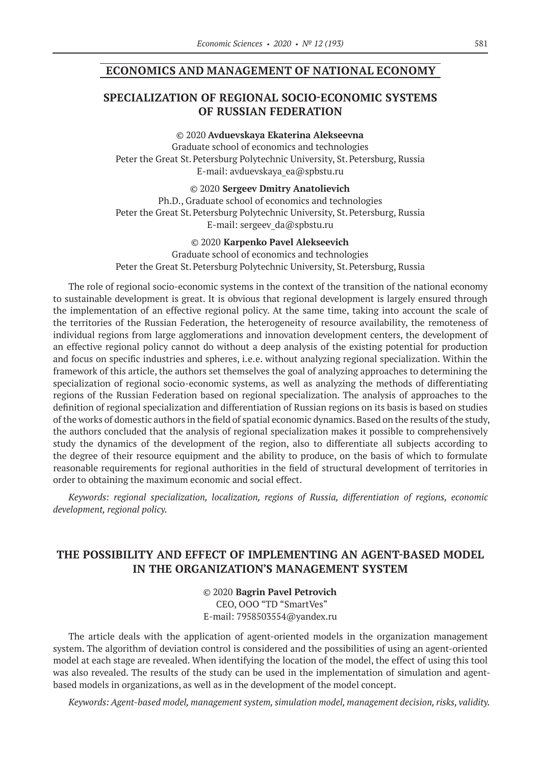## ECONOMICS AND MANAGEMENT OF NATIONAL ECONOMY

### SPECIALIZATION OF REGIONAL SOCIO-ECONOMIC SYSTEMS OF RUSSIAN FEDERATION

© 2020 **Avduevskaya Ekaterina Alekseevna**
Graduate school of economics and technologies
Peter the Great St. Petersburg Polytechnic University, St. Petersburg, Russia
E-mail: avduevskaya_ea@spbstu.ru

© 2020 **Sergeev Dmitry Anatolievich**
Ph.D., Graduate school of economics and technologies
Peter the Great St. Petersburg Polytechnic University, St. Petersburg, Russia
E-mail: sergeev_da@spbstu.ru

© 2020 **Karpenko Pavel Alekseevich**
Graduate school of economics and technologies
Peter the Great St. Petersburg Polytechnic University, St. Petersburg, Russia

The role of regional socio-economic systems in the context of the transition of the national economy to sustainable development is great. It is obvious that regional development is largely ensured through the implementation of an effective regional policy. At the same time, taking into account the scale of the territories of the Russian Federation, the heterogeneity of resource availability, the remoteness of individual regions from large agglomerations and innovation development centers, the development of an effective regional policy cannot do without a deep analysis of the existing potential for production and focus on specific industries and spheres, i.e.e. without analyzing regional specialization. Within the framework of this article, the authors set themselves the goal of analyzing approaches to determining the specialization of regional socio-economic systems, as well as analyzing the methods of differentiating regions of the Russian Federation based on regional specialization. The analysis of approaches to the definition of regional specialization and differentiation of Russian regions on its basis is based on studies of the works of domestic authors in the field of spatial economic dynamics. Based on the results of the study, the authors concluded that the analysis of regional specialization makes it possible to comprehensively study the dynamics of the development of the region, also to differentiate all subjects according to the degree of their resource equipment and the ability to produce, on the basis of which to formulate reasonable requirements for regional authorities in the field of structural development of territories in order to obtaining the maximum economic and social effect.

*Keywords: regional specialization, localization, regions of Russia, differentiation of regions, economic development, regional policy.*

### THE POSSIBILITY AND EFFECT OF IMPLEMENTING AN AGENT-BASED MODEL IN THE ORGANIZATION'S MANAGEMENT SYSTEM

© 2020 **Bagrin Pavel Petrovich**
CEO, OOO "TD "SmartVes"
E-mail: 7958503554@yandex.ru

The article deals with the application of agent-oriented models in the organization management system. The algorithm of deviation control is considered and the possibilities of using an agent-oriented model at each stage are revealed. When identifying the location of the model, the effect of using this tool was also revealed. The results of the study can be used in the implementation of simulation and agent-based models in organizations, as well as in the development of the model concept.

*Keywords: Agent-based model, management system, simulation model, management decision, risks, validity.*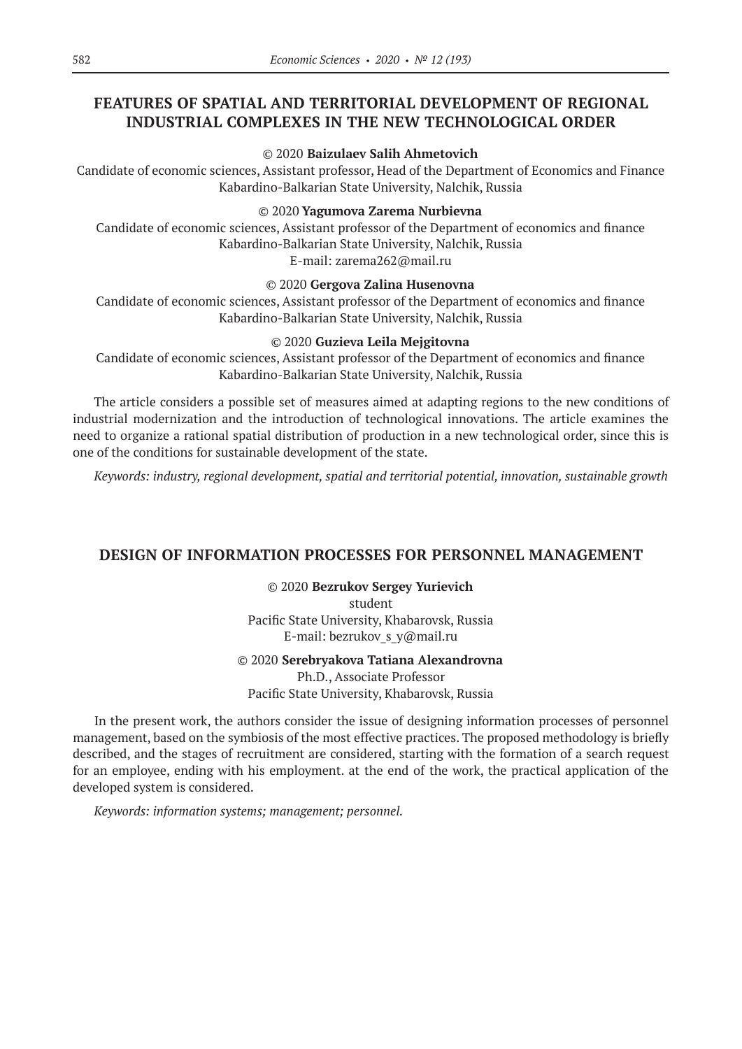## FEATURES OF SPATIAL AND TERRITORIAL DEVELOPMENT OF REGIONAL INDUSTRIAL COMPLEXES IN THE NEW TECHNOLOGICAL ORDER

© 2020 **Baizulaev Salih Ahmetovich**

Candidate of economic sciences, Assistant professor, Head of the Department of Economics and Finance
Kabardino-Balkarian State University, Nalchik, Russia

© 2020 **Yagumova Zarema Nurbievna**

Candidate of economic sciences, Assistant professor of the Department of economics and finance
Kabardino-Balkarian State University, Nalchik, Russia
E-mail: zarema262@mail.ru

© 2020 **Gergova Zalina Husenovna**

Candidate of economic sciences, Assistant professor of the Department of economics and finance
Kabardino-Balkarian State University, Nalchik, Russia

© 2020 **Guzieva Leila Mejgitovna**

Candidate of economic sciences, Assistant professor of the Department of economics and finance
Kabardino-Balkarian State University, Nalchik, Russia

The article considers a possible set of measures aimed at adapting regions to the new conditions of industrial modernization and the introduction of technological innovations. The article examines the need to organize a rational spatial distribution of production in a new technological order, since this is one of the conditions for sustainable development of the state.

*Keywords: industry, regional development, spatial and territorial potential, innovation, sustainable growth*

## DESIGN OF INFORMATION PROCESSES FOR PERSONNEL MANAGEMENT

© 2020 **Bezrukov Sergey Yurievich**

student
Pacific State University, Khabarovsk, Russia
E-mail: bezrukov_s_y@mail.ru

© 2020 **Serebryakova Tatiana Alexandrovna**

Ph.D., Associate Professor
Pacific State University, Khabarovsk, Russia

In the present work, the authors consider the issue of designing information processes of personnel management, based on the symbiosis of the most effective practices. The proposed methodology is briefly described, and the stages of recruitment are considered, starting with the formation of a search request for an employee, ending with his employment. at the end of the work, the practical application of the developed system is considered.

*Keywords: information systems; management; personnel.*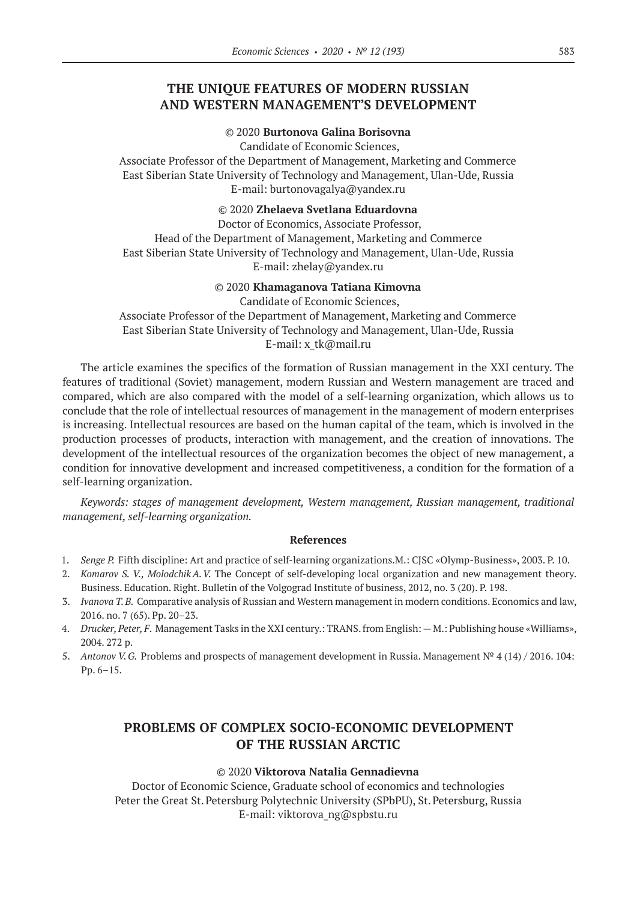## THE UNIQUE FEATURES OF MODERN RUSSIAN AND WESTERN MANAGEMENT'S DEVELOPMENT

© 2020 **Burtonova Galina Borisovna**
Candidate of Economic Sciences,
Associate Professor of the Department of Management, Marketing and Commerce
East Siberian State University of Technology and Management, Ulan-Ude, Russia
E-mail: burtonovagalya@yandex.ru

© 2020 **Zhelaeva Svetlana Eduardovna**
Doctor of Economics, Associate Professor,
Head of the Department of Management, Marketing and Commerce
East Siberian State University of Technology and Management, Ulan-Ude, Russia
E-mail: zhelay@yandex.ru

© 2020 **Khamaganova Tatiana Kimovna**
Candidate of Economic Sciences,
Associate Professor of the Department of Management, Marketing and Commerce
East Siberian State University of Technology and Management, Ulan-Ude, Russia
E-mail: x_tk@mail.ru

The article examines the specifics of the formation of Russian management in the XXI century. The features of traditional (Soviet) management, modern Russian and Western management are traced and compared, which are also compared with the model of a self-learning organization, which allows us to conclude that the role of intellectual resources of management in the management of modern enterprises is increasing. Intellectual resources are based on the human capital of the team, which is involved in the production processes of products, interaction with management, and the creation of innovations. The development of the intellectual resources of the organization becomes the object of new management, a condition for innovative development and increased competitiveness, a condition for the formation of a self-learning organization.

*Keywords: stages of management development, Western management, Russian management, traditional management, self-learning organization.*

**References**

1. *Senge P.* Fifth discipline: Art and practice of self-learning organizations.M.: CJSC «Olymp-Business», 2003. P. 10.
2. *Komarov S. V., Molodchik A. V.* The Concept of self-developing local organization and new management theory. Business. Education. Right. Bulletin of the Volgograd Institute of business, 2012, no. 3 (20). P. 198.
3. *Ivanova T. B.* Comparative analysis of Russian and Western management in modern conditions. Economics and law, 2016. no. 7 (65). Pp. 20–23.
4. *Drucker, Peter, F.* Management Tasks in the XXI century.: TRANS. from English: — M.: Publishing house «Williams», 2004. 272 p.
5. *Antonov V. G.* Problems and prospects of management development in Russia. Management № 4 (14) / 2016. 104: Pp. 6–15.

## PROBLEMS OF COMPLEX SOCIO-ECONOMIC DEVELOPMENT OF THE RUSSIAN ARCTIC

© 2020 **Viktorova Natalia Gennadievna**
Doctor of Economic Science, Graduate school of economics and technologies
Peter the Great St. Petersburg Polytechnic University (SPbPU), St. Petersburg, Russia
E-mail: viktorova_ng@spbstu.ru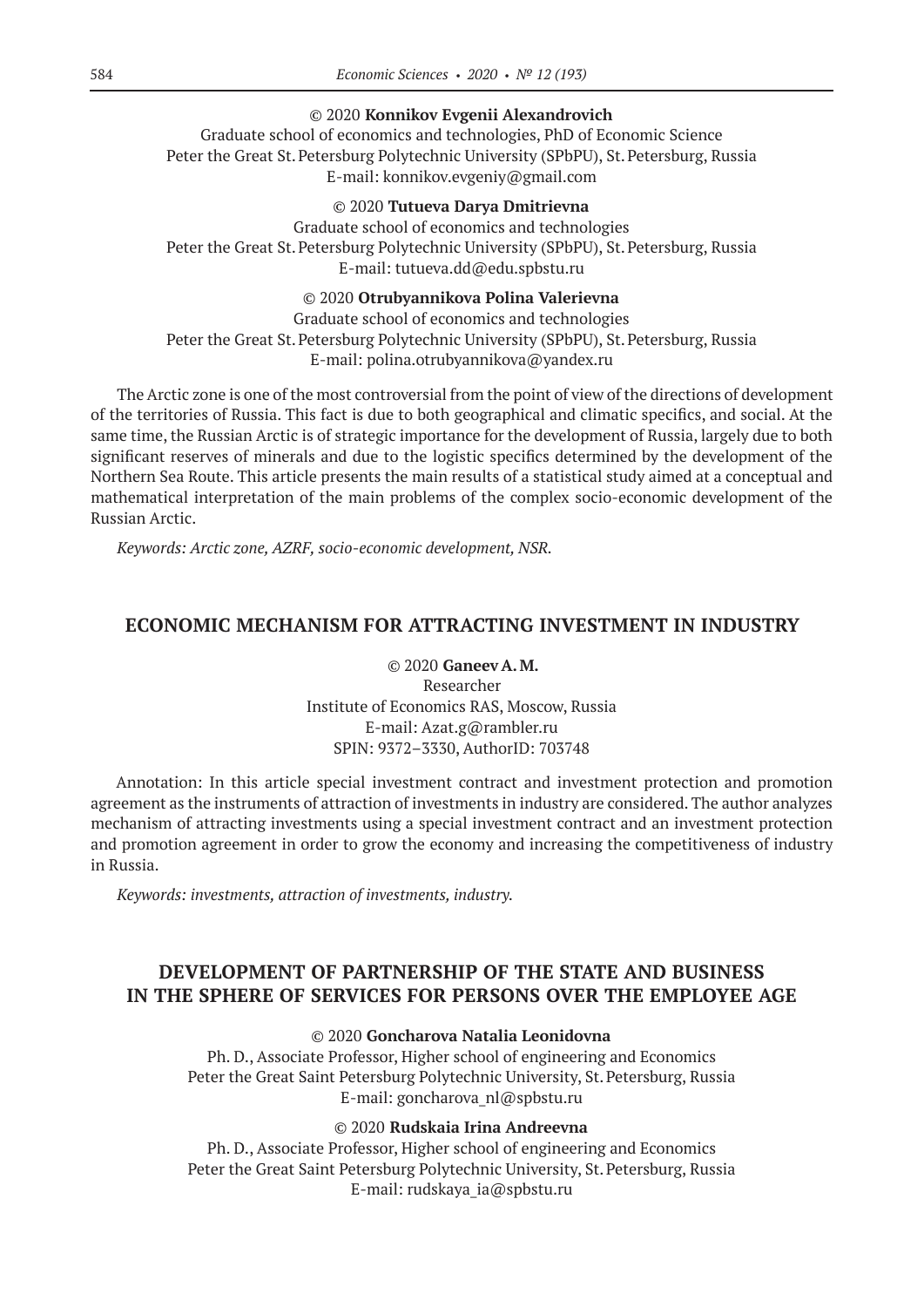© 2020 **Konnikov Evgenii Alexandrovich**
Graduate school of economics and technologies, PhD of Economic Science
Peter the Great St. Petersburg Polytechnic University (SPbPU), St. Petersburg, Russia
E-mail: konnikov.evgeniy@gmail.com

© 2020 **Tutueva Darya Dmitrievna**
Graduate school of economics and technologies
Peter the Great St. Petersburg Polytechnic University (SPbPU), St. Petersburg, Russia
E-mail: tutueva.dd@edu.spbstu.ru

© 2020 **Otrubyannikova Polina Valerievna**
Graduate school of economics and technologies
Peter the Great St. Petersburg Polytechnic University (SPbPU), St. Petersburg, Russia
E-mail: polina.otrubyannikova@yandex.ru

The Arctic zone is one of the most controversial from the point of view of the directions of development of the territories of Russia. This fact is due to both geographical and climatic specifics, and social. At the same time, the Russian Arctic is of strategic importance for the development of Russia, largely due to both significant reserves of minerals and due to the logistic specifics determined by the development of the Northern Sea Route. This article presents the main results of a statistical study aimed at a conceptual and mathematical interpretation of the main problems of the complex socio-economic development of the Russian Arctic.

*Keywords: Arctic zone, AZRF, socio-economic development, NSR.*

## ECONOMIC MECHANISM FOR ATTRACTING INVESTMENT IN INDUSTRY

© 2020 **Ganeev A. M.**
Researcher
Institute of Economics RAS, Moscow, Russia
E-mail: Azat.g@rambler.ru
SPIN: 9372–3330, AuthorID: 703748

Annotation: In this article special investment contract and investment protection and promotion agreement as the instruments of attraction of investments in industry are considered. The author analyzes mechanism of attracting investments using a special investment contract and an investment protection and promotion agreement in order to grow the economy and increasing the competitiveness of industry in Russia.

*Keywords: investments, attraction of investments, industry.*

## DEVELOPMENT OF PARTNERSHIP OF THE STATE AND BUSINESS IN THE SPHERE OF SERVICES FOR PERSONS OVER THE EMPLOYEE AGE

© 2020 **Goncharova Natalia Leonidovna**
Ph. D., Associate Professor, Higher school of engineering and Economics
Peter the Great Saint Petersburg Polytechnic University, St. Petersburg, Russia
E-mail: goncharova_nl@spbstu.ru

© 2020 **Rudskaia Irina Andreevna**
Ph. D., Associate Professor, Higher school of engineering and Economics
Peter the Great Saint Petersburg Polytechnic University, St. Petersburg, Russia
E-mail: rudskaya_ia@spbstu.ru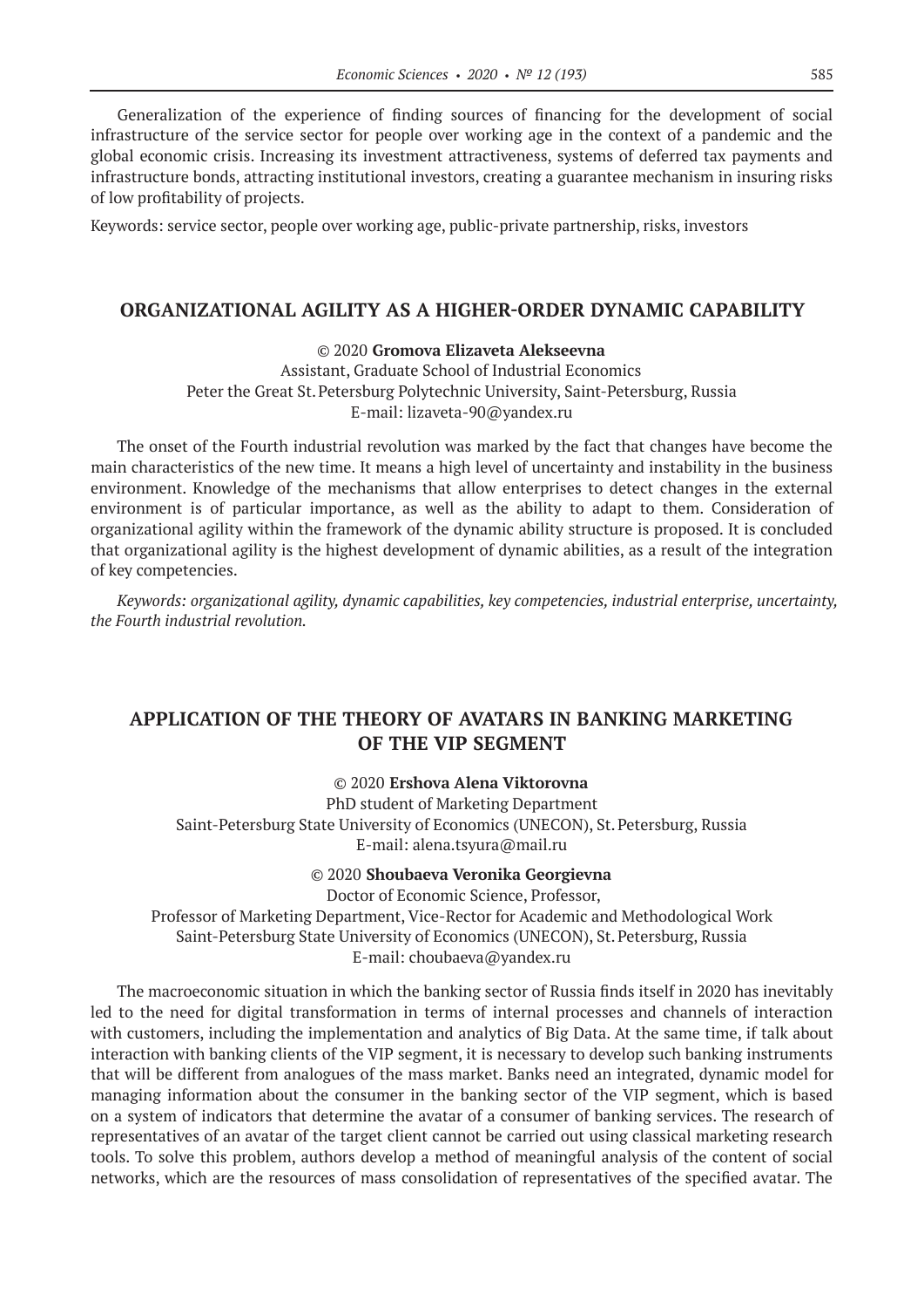Generalization of the experience of finding sources of financing for the development of social infrastructure of the service sector for people over working age in the context of a pandemic and the global economic crisis. Increasing its investment attractiveness, systems of deferred tax payments and infrastructure bonds, attracting institutional investors, creating a guarantee mechanism in insuring risks of low profitability of projects.

Keywords: service sector, people over working age, public-private partnership, risks, investors

## ORGANIZATIONAL AGILITY AS A HIGHER-ORDER DYNAMIC CAPABILITY

© 2020 **Gromova Elizaveta Alekseevna**
Assistant, Graduate School of Industrial Economics
Peter the Great St. Petersburg Polytechnic University, Saint-Petersburg, Russia
E-mail: lizaveta-90@yandex.ru

The onset of the Fourth industrial revolution was marked by the fact that changes have become the main characteristics of the new time. It means a high level of uncertainty and instability in the business environment. Knowledge of the mechanisms that allow enterprises to detect changes in the external environment is of particular importance, as well as the ability to adapt to them. Consideration of organizational agility within the framework of the dynamic ability structure is proposed. It is concluded that organizational agility is the highest development of dynamic abilities, as a result of the integration of key competencies.

*Keywords: organizational agility, dynamic capabilities, key competencies, industrial enterprise, uncertainty, the Fourth industrial revolution.*

## APPLICATION OF THE THEORY OF AVATARS IN BANKING MARKETING OF THE VIP SEGMENT

© 2020 **Ershova Alena Viktorovna**
PhD student of Marketing Department
Saint-Petersburg State University of Economics (UNECON), St. Petersburg, Russia
E-mail: alena.tsyura@mail.ru

© 2020 **Shoubaeva Veronika Georgievna**
Doctor of Economic Science, Professor,
Professor of Marketing Department, Vice-Rector for Academic and Methodological Work
Saint-Petersburg State University of Economics (UNECON), St. Petersburg, Russia
E-mail: choubaeva@yandex.ru

The macroeconomic situation in which the banking sector of Russia finds itself in 2020 has inevitably led to the need for digital transformation in terms of internal processes and channels of interaction with customers, including the implementation and analytics of Big Data. At the same time, if talk about interaction with banking clients of the VIP segment, it is necessary to develop such banking instruments that will be different from analogues of the mass market. Banks need an integrated, dynamic model for managing information about the consumer in the banking sector of the VIP segment, which is based on a system of indicators that determine the avatar of a consumer of banking services. The research of representatives of an avatar of the target client cannot be carried out using classical marketing research tools. To solve this problem, authors develop a method of meaningful analysis of the content of social networks, which are the resources of mass consolidation of representatives of the specified avatar. The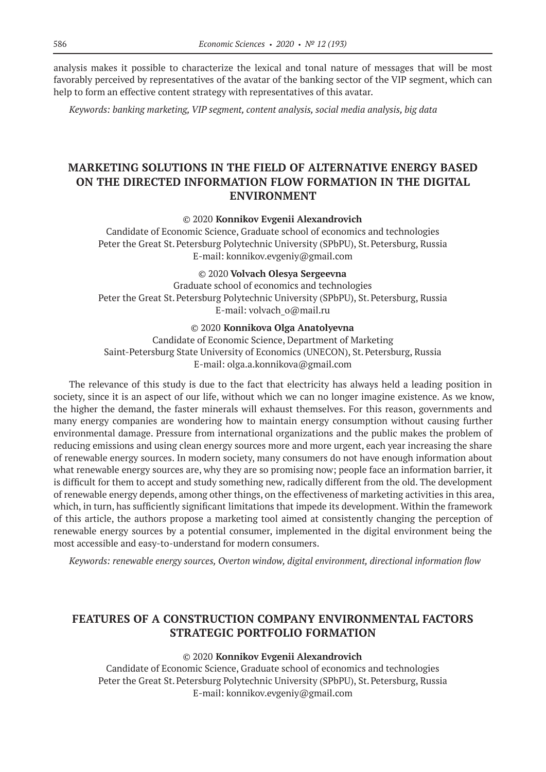analysis makes it possible to characterize the lexical and tonal nature of messages that will be most favorably perceived by representatives of the avatar of the banking sector of the VIP segment, which can help to form an effective content strategy with representatives of this avatar.

*Keywords: banking marketing, VIP segment, content analysis, social media analysis, big data*

## MARKETING SOLUTIONS IN THE FIELD OF ALTERNATIVE ENERGY BASED ON THE DIRECTED INFORMATION FLOW FORMATION IN THE DIGITAL ENVIRONMENT

© 2020 **Konnikov Evgenii Alexandrovich**
Candidate of Economic Science, Graduate school of economics and technologies
Peter the Great St. Petersburg Polytechnic University (SPbPU), St. Petersburg, Russia
E-mail: konnikov.evgeniy@gmail.com

© 2020 **Volvach Olesya Sergeevna**
Graduate school of economics and technologies
Peter the Great St. Petersburg Polytechnic University (SPbPU), St. Petersburg, Russia
E-mail: volvach_o@mail.ru

© 2020 **Konnikova Olga Anatolyevna**
Candidate of Economic Science, Department of Marketing
Saint-Petersburg State University of Economics (UNECON), St. Petersburg, Russia
E-mail: olga.a.konnikova@gmail.com

The relevance of this study is due to the fact that electricity has always held a leading position in society, since it is an aspect of our life, without which we can no longer imagine existence. As we know, the higher the demand, the faster minerals will exhaust themselves. For this reason, governments and many energy companies are wondering how to maintain energy consumption without causing further environmental damage. Pressure from international organizations and the public makes the problem of reducing emissions and using clean energy sources more and more urgent, each year increasing the share of renewable energy sources. In modern society, many consumers do not have enough information about what renewable energy sources are, why they are so promising now; people face an information barrier, it is difficult for them to accept and study something new, radically different from the old. The development of renewable energy depends, among other things, on the effectiveness of marketing activities in this area, which, in turn, has sufficiently significant limitations that impede its development. Within the framework of this article, the authors propose a marketing tool aimed at consistently changing the perception of renewable energy sources by a potential consumer, implemented in the digital environment being the most accessible and easy-to-understand for modern consumers.

*Keywords: renewable energy sources, Overton window, digital environment, directional information flow*

## FEATURES OF A CONSTRUCTION COMPANY ENVIRONMENTAL FACTORS STRATEGIC PORTFOLIO FORMATION

© 2020 **Konnikov Evgenii Alexandrovich**
Candidate of Economic Science, Graduate school of economics and technologies
Peter the Great St. Petersburg Polytechnic University (SPbPU), St. Petersburg, Russia
E-mail: konnikov.evgeniy@gmail.com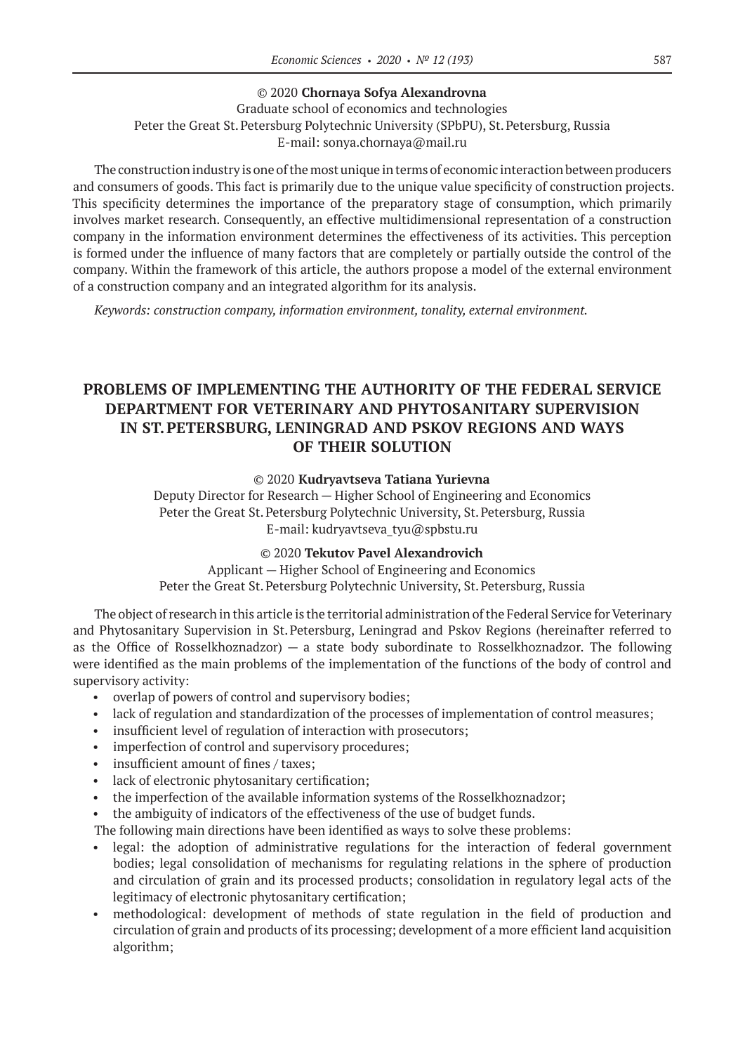© 2020 **Chornaya Sofya Alexandrovna**
Graduate school of economics and technologies
Peter the Great St. Petersburg Polytechnic University (SPbPU), St. Petersburg, Russia
E-mail: sonya.chornaya@mail.ru

The construction industry is one of the most unique in terms of economic interaction between producers and consumers of goods. This fact is primarily due to the unique value specificity of construction projects. This specificity determines the importance of the preparatory stage of consumption, which primarily involves market research. Consequently, an effective multidimensional representation of a construction company in the information environment determines the effectiveness of its activities. This perception is formed under the influence of many factors that are completely or partially outside the control of the company. Within the framework of this article, the authors propose a model of the external environment of a construction company and an integrated algorithm for its analysis.

*Keywords: construction company, information environment, tonality, external environment.*

## PROBLEMS OF IMPLEMENTING THE AUTHORITY OF THE FEDERAL SERVICE DEPARTMENT FOR VETERINARY AND PHYTOSANITARY SUPERVISION IN ST. PETERSBURG, LENINGRAD AND PSKOV REGIONS AND WAYS OF THEIR SOLUTION

© 2020 **Kudryavtseva Tatiana Yurievna**
Deputy Director for Research — Higher School of Engineering and Economics
Peter the Great St. Petersburg Polytechnic University, St. Petersburg, Russia
E-mail: kudryavtseva_tyu@spbstu.ru

© 2020 **Tekutov Pavel Alexandrovich**
Applicant — Higher School of Engineering and Economics
Peter the Great St. Petersburg Polytechnic University, St. Petersburg, Russia

The object of research in this article is the territorial administration of the Federal Service for Veterinary and Phytosanitary Supervision in St. Petersburg, Leningrad and Pskov Regions (hereinafter referred to as the Office of Rosselkhoznadzor) — a state body subordinate to Rosselkhoznadzor. The following were identified as the main problems of the implementation of the functions of the body of control and supervisory activity:

- overlap of powers of control and supervisory bodies;
- lack of regulation and standardization of the processes of implementation of control measures;
- insufficient level of regulation of interaction with prosecutors;
- imperfection of control and supervisory procedures;
- insufficient amount of fines / taxes;
- lack of electronic phytosanitary certification;
- the imperfection of the available information systems of the Rosselkhoznadzor;
- the ambiguity of indicators of the effectiveness of the use of budget funds.

The following main directions have been identified as ways to solve these problems:

- legal: the adoption of administrative regulations for the interaction of federal government bodies; legal consolidation of mechanisms for regulating relations in the sphere of production and circulation of grain and its processed products; consolidation in regulatory legal acts of the legitimacy of electronic phytosanitary certification;
- methodological: development of methods of state regulation in the field of production and circulation of grain and products of its processing; development of a more efficient land acquisition algorithm;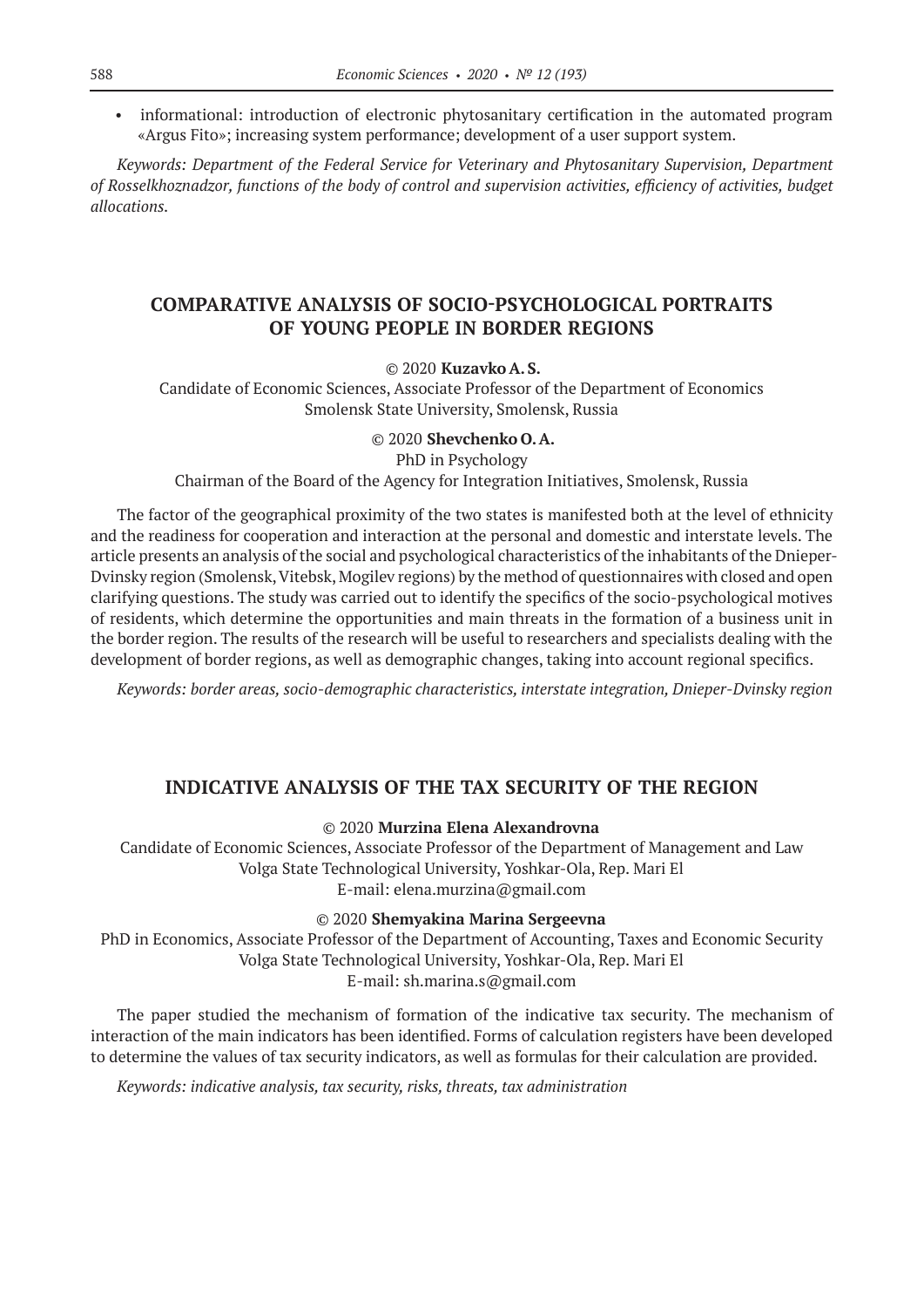- informational: introduction of electronic phytosanitary certification in the automated program «Argus Fito»; increasing system performance; development of a user support system.

*Keywords: Department of the Federal Service for Veterinary and Phytosanitary Supervision, Department of Rosselkhoznadzor, functions of the body of control and supervision activities, efficiency of activities, budget allocations.*

## COMPARATIVE ANALYSIS OF SOCIO-PSYCHOLOGICAL PORTRAITS OF YOUNG PEOPLE IN BORDER REGIONS

© 2020 **Kuzavko A. S.**

Candidate of Economic Sciences, Associate Professor of the Department of Economics
Smolensk State University, Smolensk, Russia

© 2020 **Shevchenko O. A.**

PhD in Psychology
Chairman of the Board of the Agency for Integration Initiatives, Smolensk, Russia

The factor of the geographical proximity of the two states is manifested both at the level of ethnicity and the readiness for cooperation and interaction at the personal and domestic and interstate levels. The article presents an analysis of the social and psychological characteristics of the inhabitants of the Dnieper-Dvinsky region (Smolensk, Vitebsk, Mogilev regions) by the method of questionnaires with closed and open clarifying questions. The study was carried out to identify the specifics of the socio-psychological motives of residents, which determine the opportunities and main threats in the formation of a business unit in the border region. The results of the research will be useful to researchers and specialists dealing with the development of border regions, as well as demographic changes, taking into account regional specifics.

*Keywords: border areas, socio-demographic characteristics, interstate integration, Dnieper-Dvinsky region*

## INDICATIVE ANALYSIS OF THE TAX SECURITY OF THE REGION

© 2020 **Murzina Elena Alexandrovna**

Candidate of Economic Sciences, Associate Professor of the Department of Management and Law
Volga State Technological University, Yoshkar-Ola, Rep. Mari El
E-mail: elena.murzina@gmail.com

© 2020 **Shemyakina Marina Sergeevna**

PhD in Economics, Associate Professor of the Department of Accounting, Taxes and Economic Security
Volga State Technological University, Yoshkar-Ola, Rep. Mari El
E-mail: sh.marina.s@gmail.com

The paper studied the mechanism of formation of the indicative tax security. The mechanism of interaction of the main indicators has been identified. Forms of calculation registers have been developed to determine the values of tax security indicators, as well as formulas for their calculation are provided.

*Keywords: indicative analysis, tax security, risks, threats, tax administration*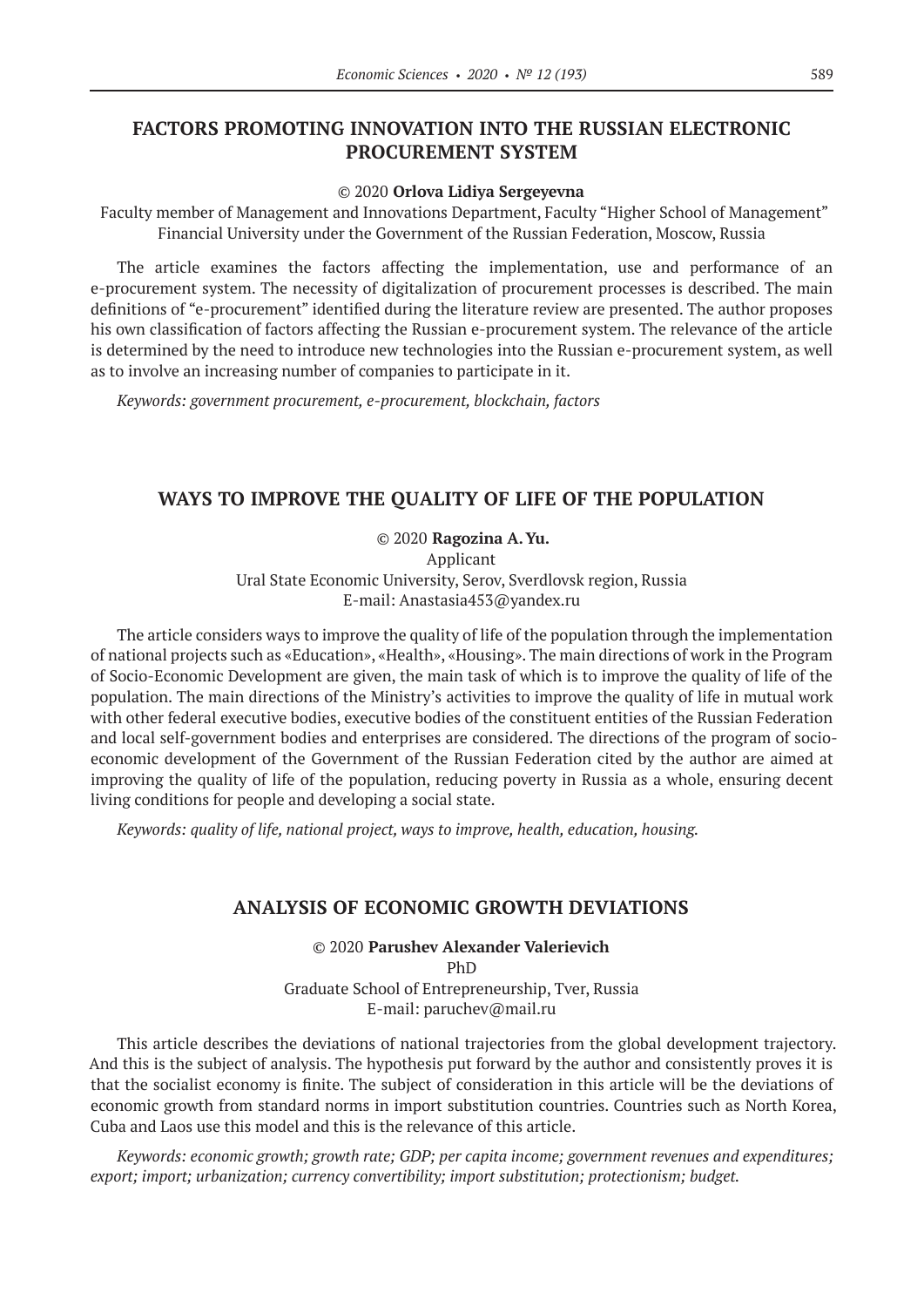## FACTORS PROMOTING INNOVATION INTO THE RUSSIAN ELECTRONIC PROCUREMENT SYSTEM

© 2020 **Orlova Lidiya Sergeyevna**

Faculty member of Management and Innovations Department, Faculty "Higher School of Management"
Financial University under the Government of the Russian Federation, Moscow, Russia

The article examines the factors affecting the implementation, use and performance of an e-procurement system. The necessity of digitalization of procurement processes is described. The main definitions of "e-procurement" identified during the literature review are presented. The author proposes his own classification of factors affecting the Russian e-procurement system. The relevance of the article is determined by the need to introduce new technologies into the Russian e-procurement system, as well as to involve an increasing number of companies to participate in it.

*Keywords: government procurement, e-procurement, blockchain, factors*

## WAYS TO IMPROVE THE QUALITY OF LIFE OF THE POPULATION

© 2020 **Ragozina A. Yu.**

Applicant
Ural State Economic University, Serov, Sverdlovsk region, Russia
E-mail: Anastasia453@yandex.ru

The article considers ways to improve the quality of life of the population through the implementation of national projects such as «Education», «Health», «Housing». The main directions of work in the Program of Socio-Economic Development are given, the main task of which is to improve the quality of life of the population. The main directions of the Ministry's activities to improve the quality of life in mutual work with other federal executive bodies, executive bodies of the constituent entities of the Russian Federation and local self-government bodies and enterprises are considered. The directions of the program of socio-economic development of the Government of the Russian Federation cited by the author are aimed at improving the quality of life of the population, reducing poverty in Russia as a whole, ensuring decent living conditions for people and developing a social state.

*Keywords: quality of life, national project, ways to improve, health, education, housing.*

## ANALYSIS OF ECONOMIC GROWTH DEVIATIONS

© 2020 **Parushev Alexander Valerievich**

PhD
Graduate School of Entrepreneurship, Tver, Russia
E-mail: paruchev@mail.ru

This article describes the deviations of national trajectories from the global development trajectory. And this is the subject of analysis. The hypothesis put forward by the author and consistently proves it is that the socialist economy is finite. The subject of consideration in this article will be the deviations of economic growth from standard norms in import substitution countries. Countries such as North Korea, Cuba and Laos use this model and this is the relevance of this article.

*Keywords: economic growth; growth rate; GDP; per capita income; government revenues and expenditures; export; import; urbanization; currency convertibility; import substitution; protectionism; budget.*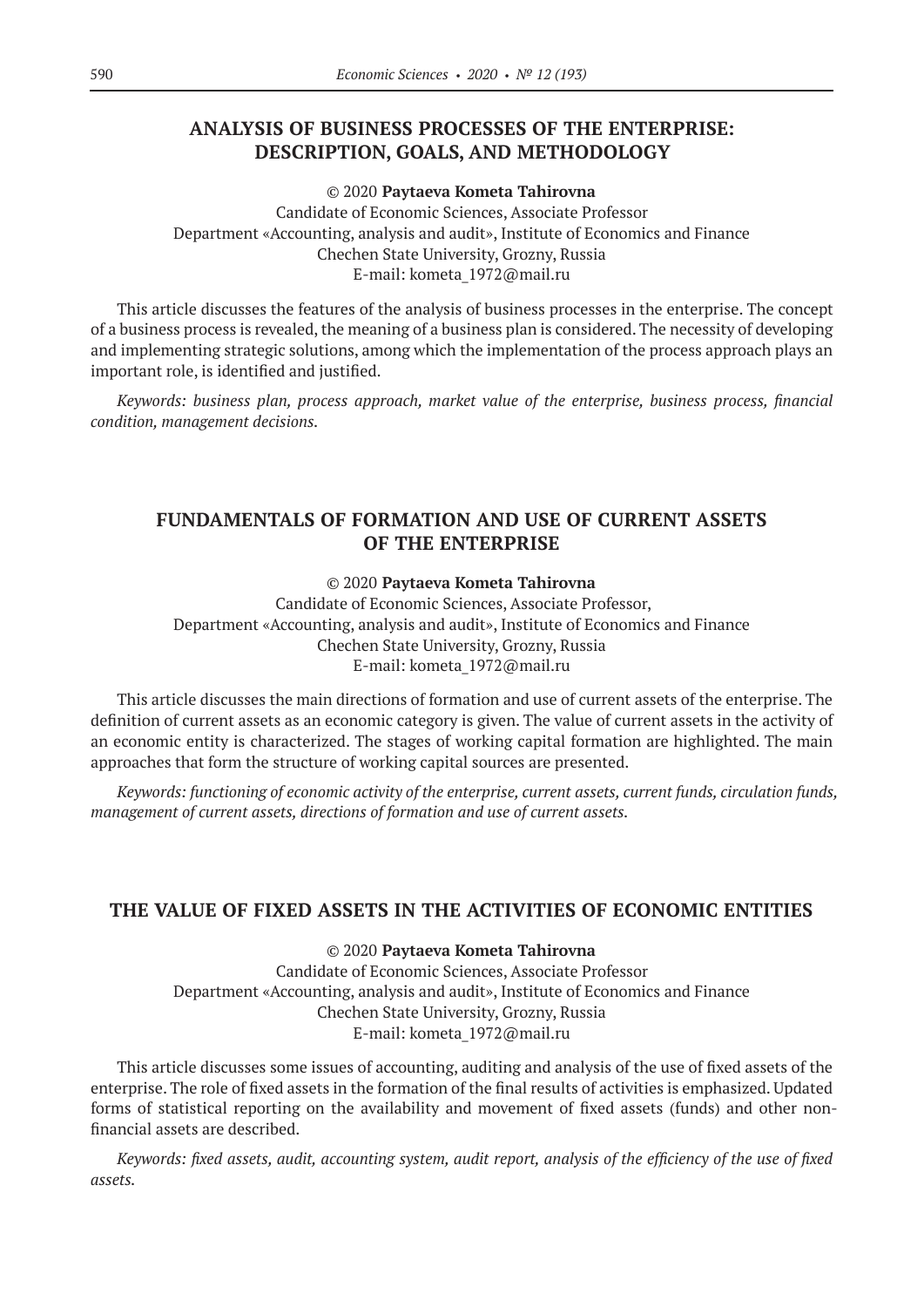## ANALYSIS OF BUSINESS PROCESSES OF THE ENTERPRISE: DESCRIPTION, GOALS, AND METHODOLOGY

© 2020 **Paytaeva Kometa Tahirovna**
Candidate of Economic Sciences, Associate Professor
Department «Accounting, analysis and audit», Institute of Economics and Finance
Chechen State University, Grozny, Russia
E-mail: kometa_1972@mail.ru

This article discusses the features of the analysis of business processes in the enterprise. The concept of a business process is revealed, the meaning of a business plan is considered. The necessity of developing and implementing strategic solutions, among which the implementation of the process approach plays an important role, is identified and justified.

*Keywords: business plan, process approach, market value of the enterprise, business process, financial condition, management decisions.*

## FUNDAMENTALS OF FORMATION AND USE OF CURRENT ASSETS OF THE ENTERPRISE

© 2020 **Paytaeva Kometa Tahirovna**
Candidate of Economic Sciences, Associate Professor,
Department «Accounting, analysis and audit», Institute of Economics and Finance
Chechen State University, Grozny, Russia
E-mail: kometa_1972@mail.ru

This article discusses the main directions of formation and use of current assets of the enterprise. The definition of current assets as an economic category is given. The value of current assets in the activity of an economic entity is characterized. The stages of working capital formation are highlighted. The main approaches that form the structure of working capital sources are presented.

*Keywords: functioning of economic activity of the enterprise, current assets, current funds, circulation funds, management of current assets, directions of formation and use of current assets.*

## THE VALUE OF FIXED ASSETS IN THE ACTIVITIES OF ECONOMIC ENTITIES

© 2020 **Paytaeva Kometa Tahirovna**
Candidate of Economic Sciences, Associate Professor
Department «Accounting, analysis and audit», Institute of Economics and Finance
Chechen State University, Grozny, Russia
E-mail: kometa_1972@mail.ru

This article discusses some issues of accounting, auditing and analysis of the use of fixed assets of the enterprise. The role of fixed assets in the formation of the final results of activities is emphasized. Updated forms of statistical reporting on the availability and movement of fixed assets (funds) and other non-financial assets are described.

*Keywords: fixed assets, audit, accounting system, audit report, analysis of the efficiency of the use of fixed assets.*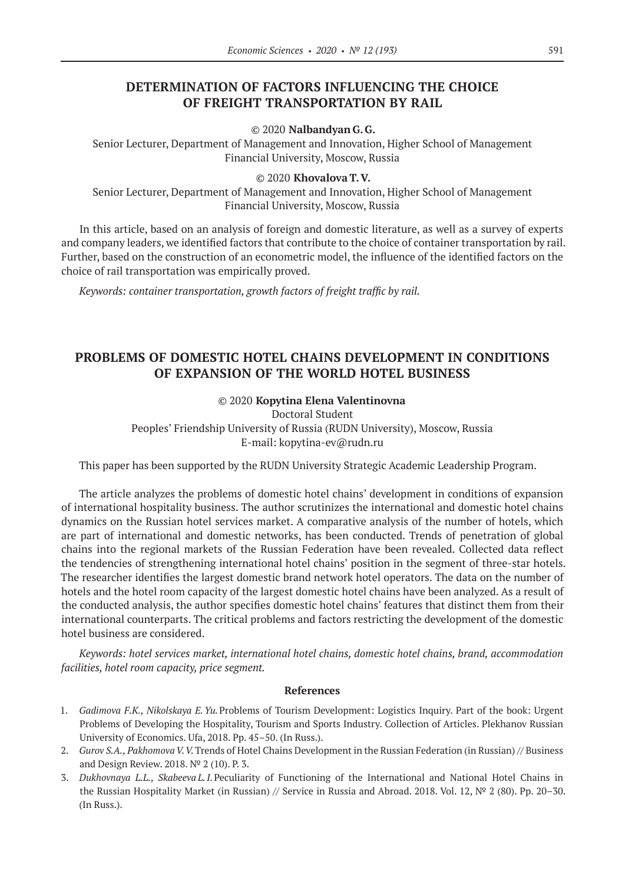## DETERMINATION OF FACTORS INFLUENCING THE CHOICE OF FREIGHT TRANSPORTATION BY RAIL

© 2020 **Nalbandyan G. G.**

Senior Lecturer, Department of Management and Innovation, Higher School of Management
Financial University, Moscow, Russia

© 2020 **Khovalova T. V.**

Senior Lecturer, Department of Management and Innovation, Higher School of Management
Financial University, Moscow, Russia

In this article, based on an analysis of foreign and domestic literature, as well as a survey of experts and company leaders, we identified factors that contribute to the choice of container transportation by rail. Further, based on the construction of an econometric model, the influence of the identified factors on the choice of rail transportation was empirically proved.

*Keywords: container transportation, growth factors of freight traffic by rail.*

## PROBLEMS OF DOMESTIC HOTEL CHAINS DEVELOPMENT IN CONDITIONS OF EXPANSION OF THE WORLD HOTEL BUSINESS

© 2020 **Kopytina Elena Valentinovna**

Doctoral Student
Peoples' Friendship University of Russia (RUDN University), Moscow, Russia
E-mail: kopytina-ev@rudn.ru

This paper has been supported by the RUDN University Strategic Academic Leadership Program.

The article analyzes the problems of domestic hotel chains' development in conditions of expansion of international hospitality business. The author scrutinizes the international and domestic hotel chains dynamics on the Russian hotel services market. A comparative analysis of the number of hotels, which are part of international and domestic networks, has been conducted. Trends of penetration of global chains into the regional markets of the Russian Federation have been revealed. Collected data reflect the tendencies of strengthening international hotel chains' position in the segment of three-star hotels. The researcher identifies the largest domestic brand network hotel operators. The data on the number of hotels and the hotel room capacity of the largest domestic hotel chains have been analyzed. As a result of the conducted analysis, the author specifies domestic hotel chains' features that distinct them from their international counterparts. The critical problems and factors restricting the development of the domestic hotel business are considered.

*Keywords: hotel services market, international hotel chains, domestic hotel chains, brand, accommodation facilities, hotel room capacity, price segment.*

### References

1. *Gadimova F.K., Nikolskaya E. Yu.* Problems of Tourism Development: Logistics Inquiry. Part of the book: Urgent Problems of Developing the Hospitality, Tourism and Sports Industry. Collection of Articles. Plekhanov Russian University of Economics. Ufa, 2018. Pp. 45–50. (In Russ.).
2. *Gurov S.A., Pakhomova V. V.* Trends of Hotel Chains Development in the Russian Federation (in Russian) // Business and Design Review. 2018. № 2 (10). P. 3.
3. *Dukhovnaya L.L., Skabeeva L. I.* Peculiarity of Functioning of the International and National Hotel Chains in the Russian Hospitality Market (in Russian) // Service in Russia and Abroad. 2018. Vol. 12, № 2 (80). Pp. 20–30. (In Russ.).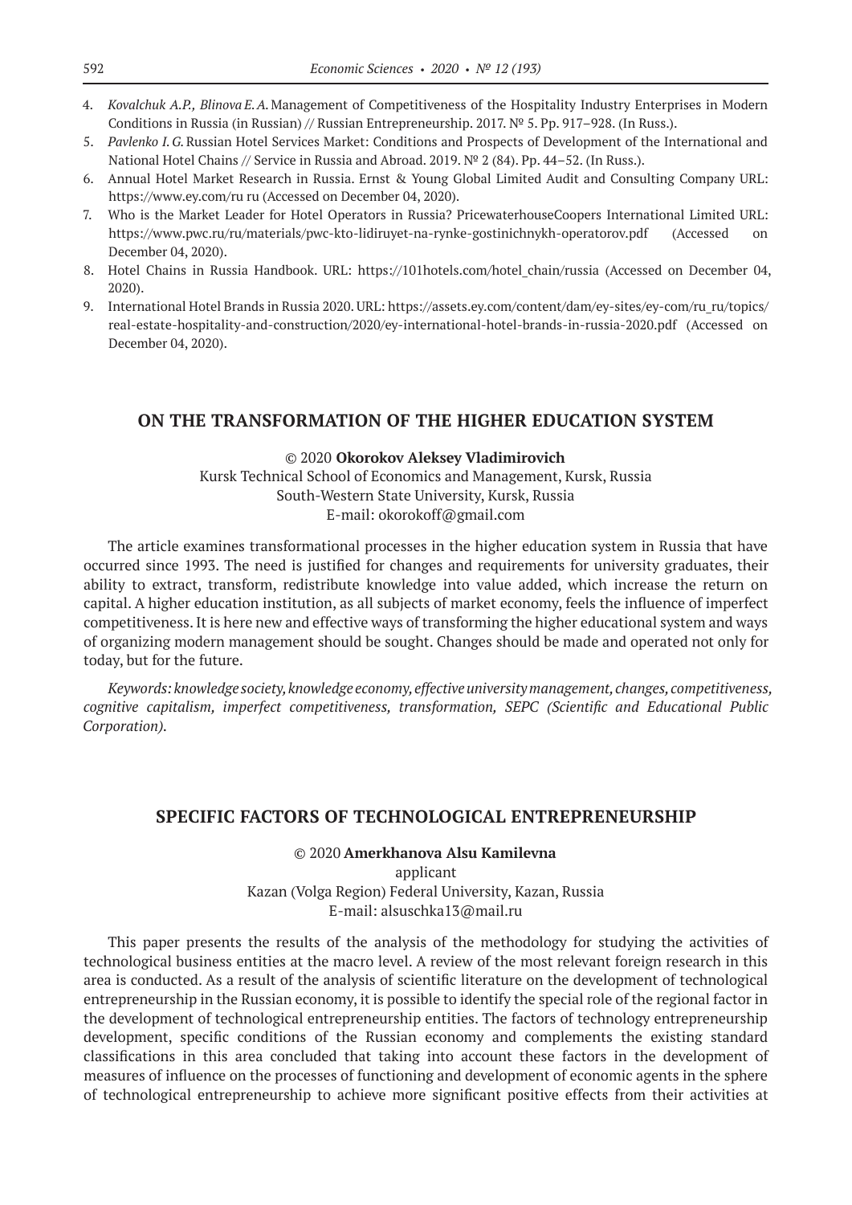4. *Kovalchuk A.P., Blinova E.A.* Management of Competitiveness of the Hospitality Industry Enterprises in Modern Conditions in Russia (in Russian) // Russian Entrepreneurship. 2017. № 5. Pp. 917–928. (In Russ.).
5. *Pavlenko I.G.* Russian Hotel Services Market: Conditions and Prospects of Development of the International and National Hotel Chains // Service in Russia and Abroad. 2019. № 2 (84). Pp. 44–52. (In Russ.).
6. Annual Hotel Market Research in Russia. Ernst & Young Global Limited Audit and Consulting Company URL: https://www.ey.com/ru ru (Accessed on December 04, 2020).
7. Who is the Market Leader for Hotel Operators in Russia? PricewaterhouseCoopers International Limited URL: https://www.pwc.ru/ru/materials/pwc-kto-lidiruyet-na-rynke-gostinichnykh-operatorov.pdf (Accessed on December 04, 2020).
8. Hotel Chains in Russia Handbook. URL: https://101hotels.com/hotel_chain/russia (Accessed on December 04, 2020).
9. International Hotel Brands in Russia 2020. URL: https://assets.ey.com/content/dam/ey-sites/ey-com/ru_ru/topics/real-estate-hospitality-and-construction/2020/ey-international-hotel-brands-in-russia-2020.pdf (Accessed on December 04, 2020).

## ON THE TRANSFORMATION OF THE HIGHER EDUCATION SYSTEM

© 2020 **Okorokov Aleksey Vladimirovich**
Kursk Technical School of Economics and Management, Kursk, Russia
South-Western State University, Kursk, Russia
E-mail: okorokoff@gmail.com

The article examines transformational processes in the higher education system in Russia that have occurred since 1993. The need is justified for changes and requirements for university graduates, their ability to extract, transform, redistribute knowledge into value added, which increase the return on capital. A higher education institution, as all subjects of market economy, feels the influence of imperfect competitiveness. It is here new and effective ways of transforming the higher educational system and ways of organizing modern management should be sought. Changes should be made and operated not only for today, but for the future.

*Keywords: knowledge society, knowledge economy, effective university management, changes, competitiveness, cognitive capitalism, imperfect competitiveness, transformation, SEPC (Scientific and Educational Public Corporation).*

## SPECIFIC FACTORS OF TECHNOLOGICAL ENTREPRENEURSHIP

© 2020 **Amerkhanova Alsu Kamilevna**
applicant
Kazan (Volga Region) Federal University, Kazan, Russia
E-mail: alsuschka13@mail.ru

This paper presents the results of the analysis of the methodology for studying the activities of technological business entities at the macro level. A review of the most relevant foreign research in this area is conducted. As a result of the analysis of scientific literature on the development of technological entrepreneurship in the Russian economy, it is possible to identify the special role of the regional factor in the development of technological entrepreneurship entities. The factors of technology entrepreneurship development, specific conditions of the Russian economy and complements the existing standard classifications in this area concluded that taking into account these factors in the development of measures of influence on the processes of functioning and development of economic agents in the sphere of technological entrepreneurship to achieve more significant positive effects from their activities at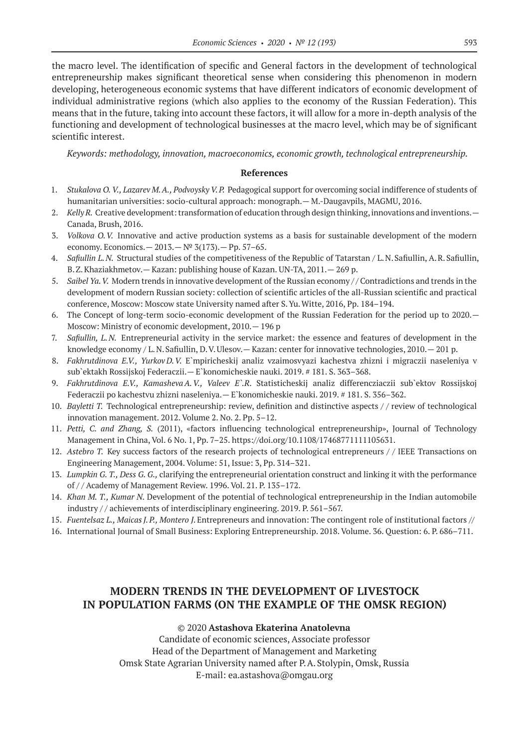the macro level. The identification of specific and General factors in the development of technological entrepreneurship makes significant theoretical sense when considering this phenomenon in modern developing, heterogeneous economic systems that have different indicators of economic development of individual administrative regions (which also applies to the economy of the Russian Federation). This means that in the future, taking into account these factors, it will allow for a more in-depth analysis of the functioning and development of technological businesses at the macro level, which may be of significant scientific interest.

*Keywords: methodology, innovation, macroeconomics, economic growth, technological entrepreneurship.*

### References

1. *Stukalova O. V., Lazarev M. A., Podvoysky V. P.* Pedagogical support for overcoming social indifference of students of humanitarian universities: socio-cultural approach: monograph.— M.-Daugavpils, MAGMU, 2016.
2. *Kelly R.* Creative development: transformation of education through design thinking, innovations and inventions.— Canada, Brush, 2016.
3. *Volkova O. V.* Innovative and active production systems as a basis for sustainable development of the modern economy. Economics.— 2013.— № 3(173).— Pp. 57–65.
4. *Safiullin L. N.* Structural studies of the competitiveness of the Republic of Tatarstan / L. N. Safiullin, A. R. Safiullin, B. Z. Khaziakhmetov.— Kazan: publishing house of Kazan. UN-TA, 2011.— 269 p.
5. *Saibel Ya. V.* Modern trends in innovative development of the Russian economy // Contradictions and trends in the development of modern Russian society: collection of scientific articles of the all-Russian scientific and practical conference, Moscow: Moscow state University named after S. Yu. Witte, 2016, Pp. 184–194.
6. The Concept of long-term socio-economic development of the Russian Federation for the period up to 2020.— Moscow: Ministry of economic development, 2010.— 196 p
7. *Safiullin, L. N.* Entrepreneurial activity in the service market: the essence and features of development in the knowledge economy / L. N. Safiullin, D. V. Ulesov.— Kazan: center for innovative technologies, 2010.— 201 p.
8. *Fakhrutdinova E.V., Yurkov D. V.* E`mpiricheskij analiz vzaimosvyazi kachestva zhizni i migraczii naseleniya v sub`ektakh Rossijskoj Federaczii.— E`konomicheskie nauki. 2019. # 181. S. 363–368.
9. *Fakhrutdinova E.V., Kamasheva A. V., Valeev E`.R.* Statisticheskij analiz differencziaczii sub`ektov Rossijskoj Federaczii po kachestvu zhizni naseleniya.— E`konomicheskie nauki. 2019. # 181. S. 356–362.
10. *Bayletti T.* Technological entrepreneurship: review, definition and distinctive aspects / / review of technological innovation management. 2012. Volume 2. No. 2. Pp. 5–12.
11. *Petti, C. and Zhang, S.* (2011), «factors influencing technological entrepreneurship», Journal of Technology Management in China, Vol. 6 No. 1, Pp. 7–25. https://doi.org/10.1108/17468771111105631.
12. *Astebro T.* Key success factors of the research projects of technological entrepreneurs / / IEEE Transactions on Engineering Management, 2004. Volume: 51, Issue: 3, Pp. 314–321.
13. *Lumpkin G. T., Dess G. G.,* clarifying the entrepreneurial orientation construct and linking it with the performance of / / Academy of Management Review. 1996. Vol. 21. P. 135–172.
14. *Khan M. T., Kumar N.* Development of the potential of technological entrepreneurship in the Indian automobile industry / / achievements of interdisciplinary engineering. 2019. P. 561–567.
15. *Fuentelsaz L., Maicas J. P., Montero J.* Entrepreneurs and innovation: The contingent role of institutional factors //
16. International Journal of Small Business: Exploring Entrepreneurship. 2018. Volume. 36. Question: 6. P. 686–711.

## MODERN TRENDS IN THE DEVELOPMENT OF LIVESTOCK IN POPULATION FARMS (ON THE EXAMPLE OF THE OMSK REGION)

© 2020 **Astashova Ekaterina Anatolevna**

Candidate of economic sciences, Associate professor
Head of the Department of Management and Marketing
Omsk State Agrarian University named after P. A. Stolypin, Omsk, Russia
E-mail: ea.astashova@omgau.org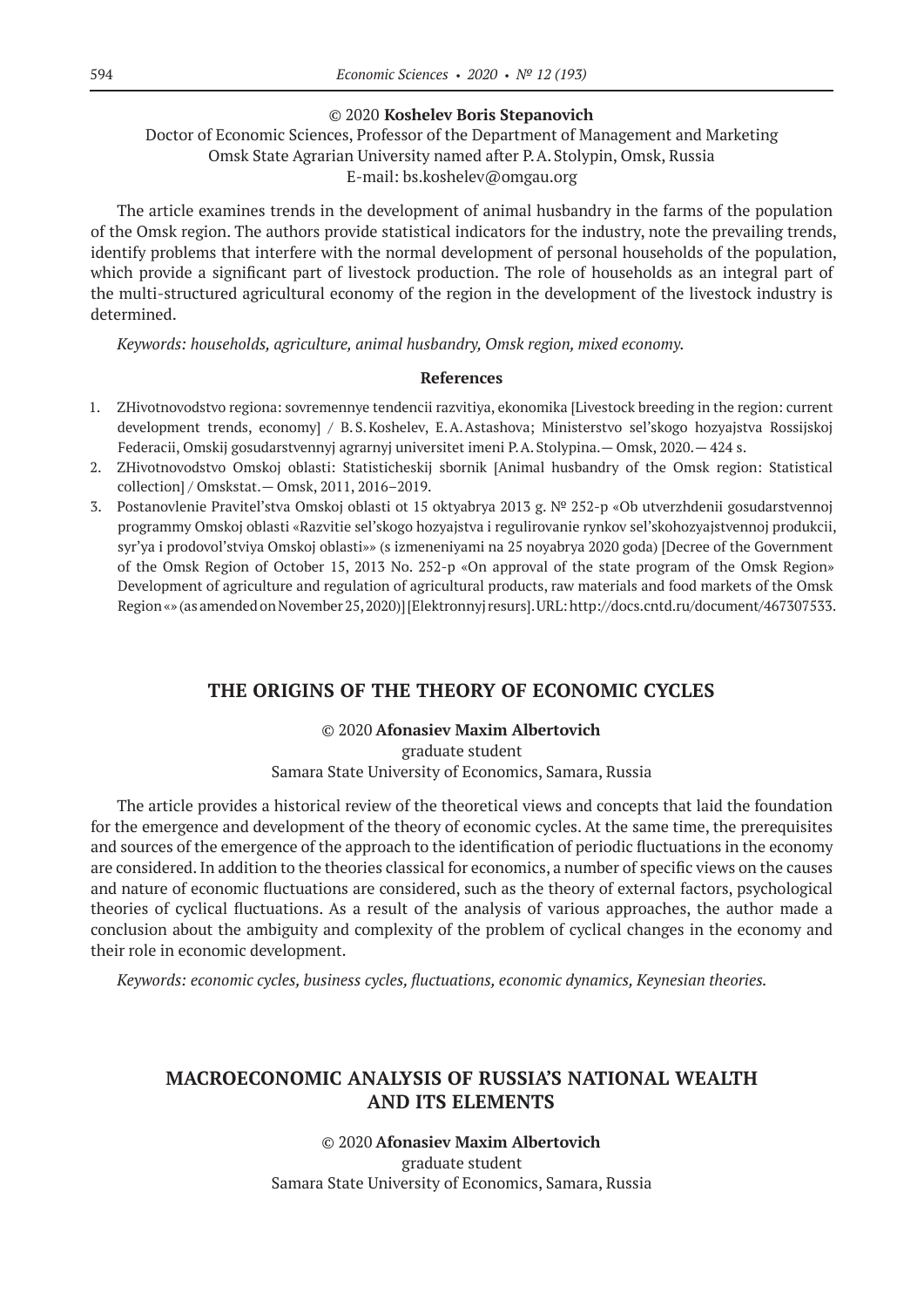© 2020 **Koshelev Boris Stepanovich**

Doctor of Economic Sciences, Professor of the Department of Management and Marketing
Omsk State Agrarian University named after P.A. Stolypin, Omsk, Russia
E-mail: bs.koshelev@omgau.org

The article examines trends in the development of animal husbandry in the farms of the population of the Omsk region. The authors provide statistical indicators for the industry, note the prevailing trends, identify problems that interfere with the normal development of personal households of the population, which provide a significant part of livestock production. The role of households as an integral part of the multi-structured agricultural economy of the region in the development of the livestock industry is determined.

*Keywords: households, agriculture, animal husbandry, Omsk region, mixed economy.*

**References**

1. ZHivotnovodstvo regiona: sovremennye tendencii razvitiya, ekonomika [Livestock breeding in the region: current development trends, economy] / B.S. Koshelev, E.A. Astashova; Ministerstvo sel'skogo hozyajstva Rossijskoj Federacii, Omskij gosudarstvennyj agrarnyj universitet imeni P.A. Stolypina.— Omsk, 2020.— 424 s.
2. ZHivotnovodstvo Omskoj oblasti: Statisticheskij sbornik [Animal husbandry of the Omsk region: Statistical collection] / Omskstat.— Omsk, 2011, 2016–2019.
3. Postanovlenie Pravitel'stva Omskoj oblasti ot 15 oktyabrya 2013 g. № 252-p «Ob utverzhdenii gosudarstvennoj programmy Omskoj oblasti «Razvitie sel'skogo hozyajstva i regulirovanie rynkov sel'skohozyajstvennoj produkcii, syr'ya i prodovol'stviya Omskoj oblasti»» (s izmeneniyami na 25 noyabrya 2020 goda) [Decree of the Government of the Omsk Region of October 15, 2013 No. 252-p «On approval of the state program of the Omsk Region» Development of agriculture and regulation of agricultural products, raw materials and food markets of the Omsk Region «» (as amended on November 25, 2020)] [Elektronnyj resurs]. URL: http://docs.cntd.ru/document/467307533.

## THE ORIGINS OF THE THEORY OF ECONOMIC CYCLES

© 2020 **Afonasiev Maxim Albertovich**

graduate student
Samara State University of Economics, Samara, Russia

The article provides a historical review of the theoretical views and concepts that laid the foundation for the emergence and development of the theory of economic cycles. At the same time, the prerequisites and sources of the emergence of the approach to the identification of periodic fluctuations in the economy are considered. In addition to the theories classical for economics, a number of specific views on the causes and nature of economic fluctuations are considered, such as the theory of external factors, psychological theories of cyclical fluctuations. As a result of the analysis of various approaches, the author made a conclusion about the ambiguity and complexity of the problem of cyclical changes in the economy and their role in economic development.

*Keywords: economic cycles, business cycles, fluctuations, economic dynamics, Keynesian theories.*

## MACROECONOMIC ANALYSIS OF RUSSIA'S NATIONAL WEALTH AND ITS ELEMENTS

© 2020 **Afonasiev Maxim Albertovich**

graduate student
Samara State University of Economics, Samara, Russia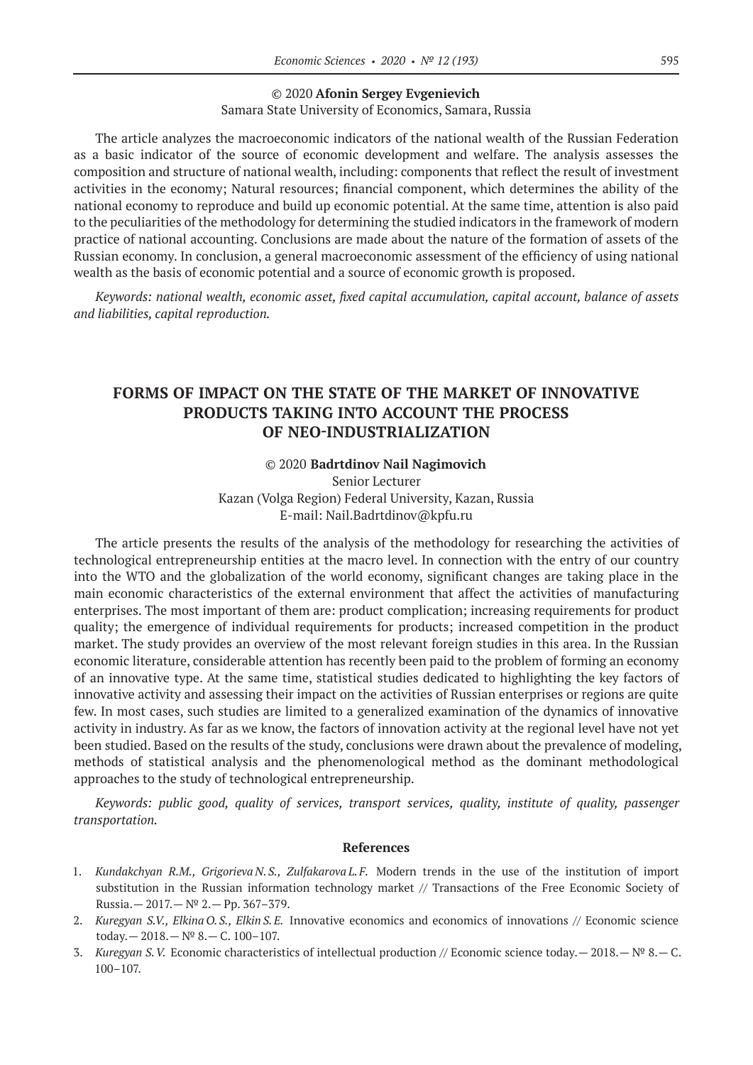© 2020 **Afonin Sergey Evgenievich**
Samara State University of Economics, Samara, Russia

The article analyzes the macroeconomic indicators of the national wealth of the Russian Federation as a basic indicator of the source of economic development and welfare. The analysis assesses the composition and structure of national wealth, including: components that reflect the result of investment activities in the economy; Natural resources; financial component, which determines the ability of the national economy to reproduce and build up economic potential. At the same time, attention is also paid to the peculiarities of the methodology for determining the studied indicators in the framework of modern practice of national accounting. Conclusions are made about the nature of the formation of assets of the Russian economy. In conclusion, a general macroeconomic assessment of the efficiency of using national wealth as the basis of economic potential and a source of economic growth is proposed.

*Keywords: national wealth, economic asset, fixed capital accumulation, capital account, balance of assets and liabilities, capital reproduction.*

## FORMS OF IMPACT ON THE STATE OF THE MARKET OF INNOVATIVE PRODUCTS TAKING INTO ACCOUNT THE PROCESS OF NEO-INDUSTRIALIZATION

© 2020 **Badrtdinov Nail Nagimovich**
Senior Lecturer
Kazan (Volga Region) Federal University, Kazan, Russia
E-mail: Nail.Badrtdinov@kpfu.ru

The article presents the results of the analysis of the methodology for researching the activities of technological entrepreneurship entities at the macro level. In connection with the entry of our country into the WTO and the globalization of the world economy, significant changes are taking place in the main economic characteristics of the external environment that affect the activities of manufacturing enterprises. The most important of them are: product complication; increasing requirements for product quality; the emergence of individual requirements for products; increased competition in the product market. The study provides an overview of the most relevant foreign studies in this area. In the Russian economic literature, considerable attention has recently been paid to the problem of forming an economy of an innovative type. At the same time, statistical studies dedicated to highlighting the key factors of innovative activity and assessing their impact on the activities of Russian enterprises or regions are quite few. In most cases, such studies are limited to a generalized examination of the dynamics of innovative activity in industry. As far as we know, the factors of innovation activity at the regional level have not yet been studied. Based on the results of the study, conclusions were drawn about the prevalence of modeling, methods of statistical analysis and the phenomenological method as the dominant methodological approaches to the study of technological entrepreneurship.

*Keywords: public good, quality of services, transport services, quality, institute of quality, passenger transportation.*

### References

1. *Kundakchyan R.M., Grigorieva N.S., Zulfakarova L.F.* Modern trends in the use of the institution of import substitution in the Russian information technology market // Transactions of the Free Economic Society of Russia.— 2017.— № 2.— Pp. 367–379.
2. *Kuregyan S.V., Elkina O.S., Elkin S.E.* Innovative economics and economics of innovations // Economic science today.— 2018.— № 8.— C. 100–107.
3. *Kuregyan S.V.* Economic characteristics of intellectual production // Economic science today.— 2018.— № 8.— C. 100–107.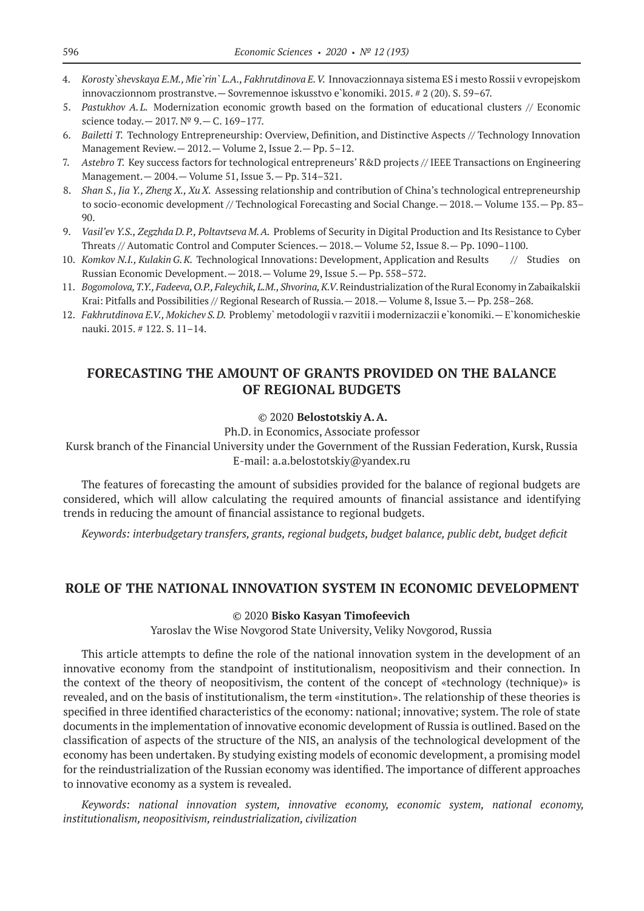4. *Korosty`shevskaya E.M., Mie`rin` L.A., Fakhrutdinova E. V.* Innovaczionnaya sistema ES i mesto Rossii v evropejskom innovaczionnom prostranstve.— Sovremennoe iskusstvo e`konomiki. 2015. # 2 (20). S. 59–67.
5. *Pastukhov A.L.* Modernization economic growth based on the formation of educational clusters // Economic science today.— 2017. № 9.— C. 169–177.
6. *Bailetti T.* Technology Entrepreneurship: Overview, Definition, and Distinctive Aspects // Technology Innovation Management Review.— 2012.— Volume 2, Issue 2.— Pp. 5–12.
7. *Astebro T.* Key success factors for technological entrepreneurs' R&D projects // IEEE Transactions on Engineering Management.— 2004.— Volume 51, Issue 3.— Pp. 314–321.
8. *Shan S., Jia Y., Zheng X., Xu X.* Assessing relationship and contribution of China's technological entrepreneurship to socio-economic development // Technological Forecasting and Social Change.— 2018.— Volume 135.— Pp. 83–90.
9. *Vasil'ev Y.S., Zegzhda D.P., Poltavtseva M.A.* Problems of Security in Digital Production and Its Resistance to Cyber Threats // Automatic Control and Computer Sciences.— 2018.— Volume 52, Issue 8.— Pp. 1090–1100.
10. *Komkov N.I., Kulakin G.K.* Technological Innovations: Development, Application and Results // Studies on Russian Economic Development.— 2018.— Volume 29, Issue 5.— Pp. 558–572.
11. *Bogomolova, T.Y., Fadeeva, O.P., Faleychik, L.M., Shvorina, K.V.* Reindustrialization of the Rural Economy in Zabaikalskii Krai: Pitfalls and Possibilities // Regional Research of Russia.— 2018.— Volume 8, Issue 3.— Pp. 258–268.
12. *Fakhrutdinova E.V., Mokichev S.D.* Problemy` metodologii v razvitii i modernizaczii e`konomiki.— E`konomicheskie nauki. 2015. # 122. S. 11–14.

## FORECASTING THE AMOUNT OF GRANTS PROVIDED ON THE BALANCE OF REGIONAL BUDGETS

© 2020 **Belostotskiy A.A.**

Ph.D. in Economics, Associate professor

Kursk branch of the Financial University under the Government of the Russian Federation, Kursk, Russia

E-mail: a.a.belostotskiy@yandex.ru

The features of forecasting the amount of subsidies provided for the balance of regional budgets are considered, which will allow calculating the required amounts of financial assistance and identifying trends in reducing the amount of financial assistance to regional budgets.

*Keywords: interbudgetary transfers, grants, regional budgets, budget balance, public debt, budget deficit*

## ROLE OF THE NATIONAL INNOVATION SYSTEM IN ECONOMIC DEVELOPMENT

© 2020 **Bisko Kasyan Timofeevich**

Yaroslav the Wise Novgorod State University, Veliky Novgorod, Russia

This article attempts to define the role of the national innovation system in the development of an innovative economy from the standpoint of institutionalism, neopositivism and their connection. In the context of the theory of neopositivism, the content of the concept of «technology (technique)» is revealed, and on the basis of institutionalism, the term «institution». The relationship of these theories is specified in three identified characteristics of the economy: national; innovative; system. The role of state documents in the implementation of innovative economic development of Russia is outlined. Based on the classification of aspects of the structure of the NIS, an analysis of the technological development of the economy has been undertaken. By studying existing models of economic development, a promising model for the reindustrialization of the Russian economy was identified. The importance of different approaches to innovative economy as a system is revealed.

*Keywords: national innovation system, innovative economy, economic system, national economy, institutionalism, neopositivism, reindustrialization, civilization*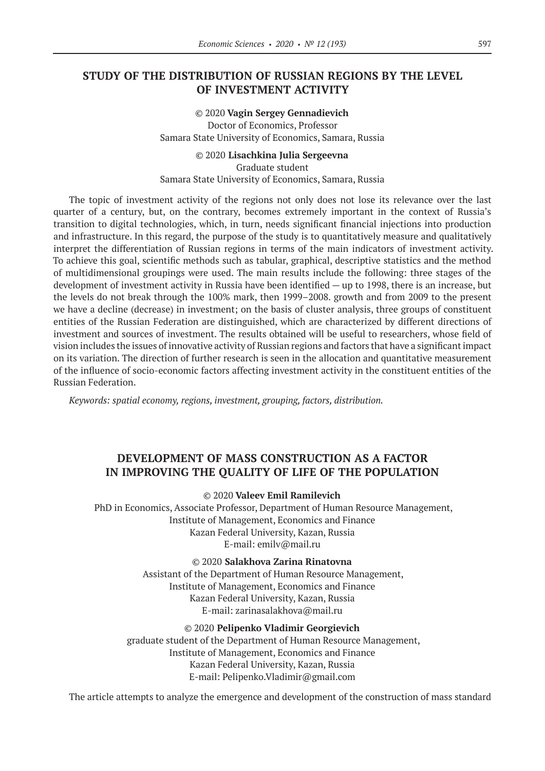## STUDY OF THE DISTRIBUTION OF RUSSIAN REGIONS BY THE LEVEL OF INVESTMENT ACTIVITY

© 2020 **Vagin Sergey Gennadievich**
Doctor of Economics, Professor
Samara State University of Economics, Samara, Russia

© 2020 **Lisachkina Julia Sergeevna**
Graduate student
Samara State University of Economics, Samara, Russia

The topic of investment activity of the regions not only does not lose its relevance over the last quarter of a century, but, on the contrary, becomes extremely important in the context of Russia's transition to digital technologies, which, in turn, needs significant financial injections into production and infrastructure. In this regard, the purpose of the study is to quantitatively measure and qualitatively interpret the differentiation of Russian regions in terms of the main indicators of investment activity. To achieve this goal, scientific methods such as tabular, graphical, descriptive statistics and the method of multidimensional groupings were used. The main results include the following: three stages of the development of investment activity in Russia have been identified — up to 1998, there is an increase, but the levels do not break through the 100% mark, then 1999–2008. growth and from 2009 to the present we have a decline (decrease) in investment; on the basis of cluster analysis, three groups of constituent entities of the Russian Federation are distinguished, which are characterized by different directions of investment and sources of investment. The results obtained will be useful to researchers, whose field of vision includes the issues of innovative activity of Russian regions and factors that have a significant impact on its variation. The direction of further research is seen in the allocation and quantitative measurement of the influence of socio-economic factors affecting investment activity in the constituent entities of the Russian Federation.

*Keywords: spatial economy, regions, investment, grouping, factors, distribution.*

## DEVELOPMENT OF MASS CONSTRUCTION AS A FACTOR IN IMPROVING THE QUALITY OF LIFE OF THE POPULATION

© 2020 **Valeev Emil Ramilevich**
PhD in Economics, Associate Professor, Department of Human Resource Management,
Institute of Management, Economics and Finance
Kazan Federal University, Kazan, Russia
E-mail: emilv@mail.ru

© 2020 **Salakhova Zarina Rinatovna**
Assistant of the Department of Human Resource Management,
Institute of Management, Economics and Finance
Kazan Federal University, Kazan, Russia
E-mail: zarinasalakhova@mail.ru

© 2020 **Pelipenko Vladimir Georgievich**
graduate student of the Department of Human Resource Management,
Institute of Management, Economics and Finance
Kazan Federal University, Kazan, Russia
E-mail: Pelipenko.Vladimir@gmail.com

The article attempts to analyze the emergence and development of the construction of mass standard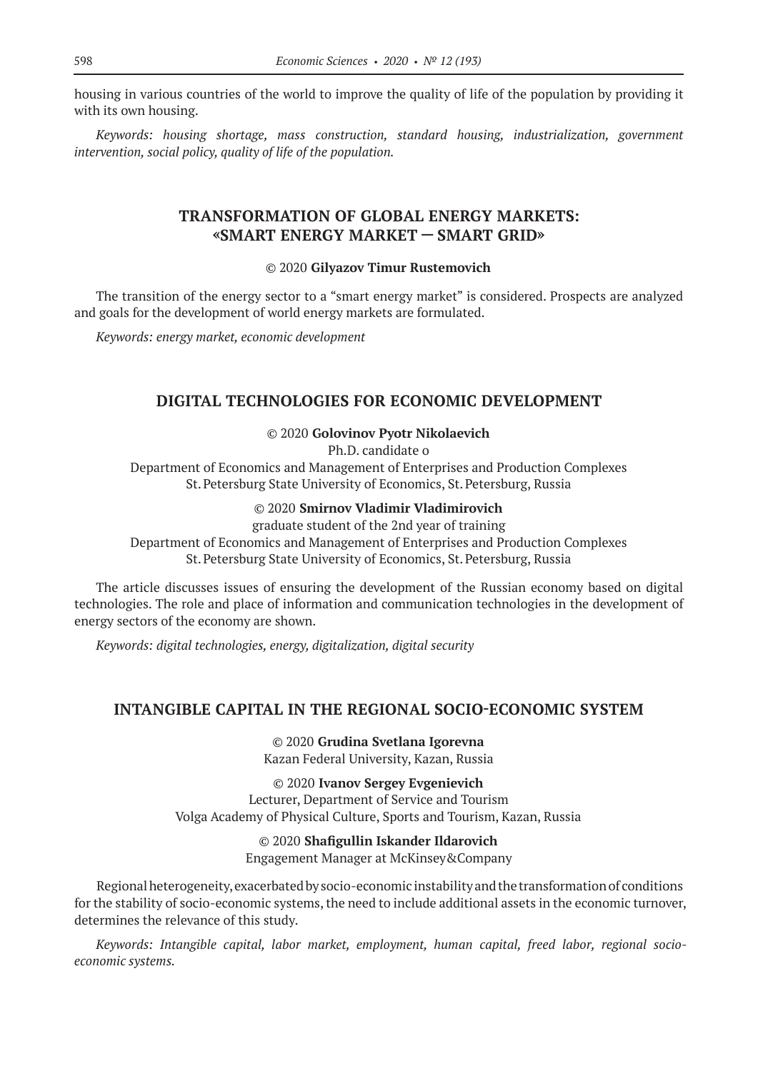housing in various countries of the world to improve the quality of life of the population by providing it with its own housing.

*Keywords: housing shortage, mass construction, standard housing, industrialization, government intervention, social policy, quality of life of the population.*

## TRANSFORMATION OF GLOBAL ENERGY MARKETS: «SMART ENERGY MARKET — SMART GRID»

© 2020 **Gilyazov Timur Rustemovich**

The transition of the energy sector to a “smart energy market” is considered. Prospects are analyzed and goals for the development of world energy markets are formulated.

*Keywords: energy market, economic development*

## DIGITAL TECHNOLOGIES FOR ECONOMIC DEVELOPMENT

© 2020 **Golovinov Pyotr Nikolaevich**
Ph.D. candidate o
Department of Economics and Management of Enterprises and Production Complexes
St. Petersburg State University of Economics, St. Petersburg, Russia

© 2020 **Smirnov Vladimir Vladimirovich**
graduate student of the 2nd year of training
Department of Economics and Management of Enterprises and Production Complexes
St. Petersburg State University of Economics, St. Petersburg, Russia

The article discusses issues of ensuring the development of the Russian economy based on digital technologies. The role and place of information and communication technologies in the development of energy sectors of the economy are shown.

*Keywords: digital technologies, energy, digitalization, digital security*

## INTANGIBLE CAPITAL IN THE REGIONAL SOCIO-ECONOMIC SYSTEM

© 2020 **Grudina Svetlana Igorevna**
Kazan Federal University, Kazan, Russia

© 2020 **Ivanov Sergey Evgenievich**
Lecturer, Department of Service and Tourism
Volga Academy of Physical Culture, Sports and Tourism, Kazan, Russia

© 2020 **Shafigullin Iskander Ildarovich**
Engagement Manager at McKinsey&Company

Regional heterogeneity, exacerbated by socio-economic instability and the transformation of conditions for the stability of socio-economic systems, the need to include additional assets in the economic turnover, determines the relevance of this study.

*Keywords: Intangible capital, labor market, employment, human capital, freed labor, regional socio-economic systems.*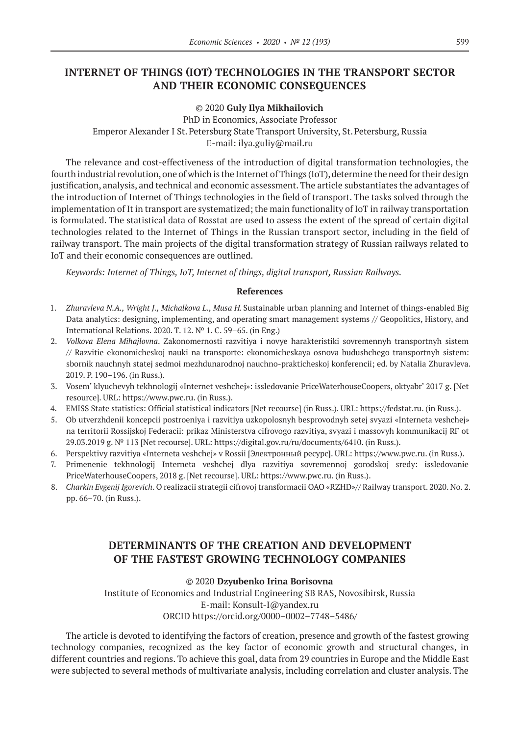## INTERNET OF THINGS (IOT) TECHNOLOGIES IN THE TRANSPORT SECTOR AND THEIR ECONOMIC CONSEQUENCES

© 2020 **Guly Ilya Mikhailovich**

PhD in Economics, Associate Professor

Emperor Alexander I St. Petersburg State Transport University, St. Petersburg, Russia

E-mail: ilya.guliy@mail.ru

The relevance and cost-effectiveness of the introduction of digital transformation technologies, the fourth industrial revolution, one of which is the Internet of Things (IoT), determine the need for their design justification, analysis, and technical and economic assessment. The article substantiates the advantages of the introduction of Internet of Things technologies in the field of transport. The tasks solved through the implementation of It in transport are systematized; the main functionality of IoT in railway transportation is formulated. The statistical data of Rosstat are used to assess the extent of the spread of certain digital technologies related to the Internet of Things in the Russian transport sector, including in the field of railway transport. The main projects of the digital transformation strategy of Russian railways related to IoT and their economic consequences are outlined.

*Keywords: Internet of Things, IoT, Internet of things, digital transport, Russian Railways.*

**References**

1. *Zhuravleva N.A., Wright J., Michalkova L., Musa H.* Sustainable urban planning and Internet of things-enabled Big Data analytics: designing, implementing, and operating smart management systems // Geopolitics, History, and International Relations. 2020. T. 12. № 1. C. 59–65. (in Eng.)
2. *Volkova Elena Mihajlovna*. Zakonomernosti razvitiya i novye harakteristiki sovremennyh transportnyh sistem // Razvitie ekonomicheskoj nauki na transporte: ekonomicheskaya osnova budushchego transportnyh sistem: sbornik nauchnyh statej sedmoi mezhdunarodnoj nauchno-prakticheskoj konferencii; ed. by Natalia Zhuravleva. 2019. P. 190–196. (in Russ.).
3. Vosem' klyuchevyh tekhnologij «Internet veshchej»: issledovanie PriceWaterhouseCoopers, oktyabr' 2017 g. [Net resource]. URL: https://www.pwc.ru. (in Russ.).
4. EMISS State statistics: Official statistical indicators [Net recourse] (in Russ.). URL: https://fedstat.ru. (in Russ.).
5. Ob utverzhdenii koncepcii postroeniya i razvitiya uzkopolosnyh besprovodnyh setej svyazi «Interneta veshchej» na territorii Rossijskoj Federacii: prikaz Ministerstva cifrovogo razvitiya, svyazi i massovyh kommunikacij RF ot 29.03.2019 g. № 113 [Net recourse]. URL: https://digital.gov.ru/ru/documents/6410. (in Russ.).
6. Perspektivy razvitiya «Interneta veshchej» v Rossii [Электронный ресурс]. URL: https://www.pwc.ru. (in Russ.).
7. Primenenie tekhnologij Interneta veshchej dlya razvitiya sovremennoj gorodskoj sredy: issledovanie PriceWaterhouseCoopers, 2018 g. [Net recourse]. URL: https://www.pwc.ru. (in Russ.).
8. *Charkin Evgenij Igorevich*. O realizacii strategii cifrovoj transformacii OAO «RZHD»// Railway transport. 2020. No. 2. pp. 66–70. (in Russ.).

## DETERMINANTS OF THE CREATION AND DEVELOPMENT OF THE FASTEST GROWING TECHNOLOGY COMPANIES

© 2020 **Dzyubenko Irina Borisovna**

Institute of Economics and Industrial Engineering SB RAS, Novosibirsk, Russia

E-mail: Konsult-I@yandex.ru

ORCID https://orcid.org/0000–0002–7748–5486/

The article is devoted to identifying the factors of creation, presence and growth of the fastest growing technology companies, recognized as the key factor of economic growth and structural changes, in different countries and regions. To achieve this goal, data from 29 countries in Europe and the Middle East were subjected to several methods of multivariate analysis, including correlation and cluster analysis. The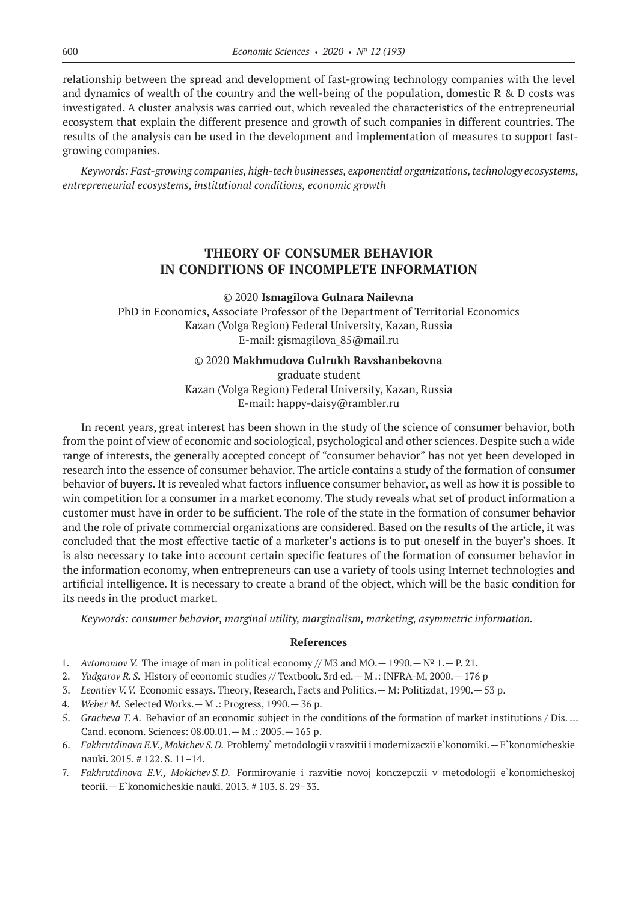relationship between the spread and development of fast-growing technology companies with the level and dynamics of wealth of the country and the well-being of the population, domestic R & D costs was investigated. A cluster analysis was carried out, which revealed the characteristics of the entrepreneurial ecosystem that explain the different presence and growth of such companies in different countries. The results of the analysis can be used in the development and implementation of measures to support fast-growing companies.

*Keywords: Fast-growing companies, high-tech businesses, exponential organizations, technology ecosystems, entrepreneurial ecosystems, institutional conditions, economic growth*

## THEORY OF CONSUMER BEHAVIOR IN CONDITIONS OF INCOMPLETE INFORMATION

© 2020 **Ismagilova Gulnara Nailevna**
PhD in Economics, Associate Professor of the Department of Territorial Economics
Kazan (Volga Region) Federal University, Kazan, Russia
E-mail: gismagilova_85@mail.ru

© 2020 **Makhmudova Gulrukh Ravshanbekovna**
graduate student
Kazan (Volga Region) Federal University, Kazan, Russia
E-mail: happy-daisy@rambler.ru

In recent years, great interest has been shown in the study of the science of consumer behavior, both from the point of view of economic and sociological, psychological and other sciences. Despite such a wide range of interests, the generally accepted concept of "consumer behavior" has not yet been developed in research into the essence of consumer behavior. The article contains a study of the formation of consumer behavior of buyers. It is revealed what factors influence consumer behavior, as well as how it is possible to win competition for a consumer in a market economy. The study reveals what set of product information a customer must have in order to be sufficient. The role of the state in the formation of consumer behavior and the role of private commercial organizations are considered. Based on the results of the article, it was concluded that the most effective tactic of a marketer's actions is to put oneself in the buyer's shoes. It is also necessary to take into account certain specific features of the formation of consumer behavior in the information economy, when entrepreneurs can use a variety of tools using Internet technologies and artificial intelligence. It is necessary to create a brand of the object, which will be the basic condition for its needs in the product market.

*Keywords: consumer behavior, marginal utility, marginalism, marketing, asymmetric information.*

### References

1. *Avtonomov V.* The image of man in political economy // M3 and MO. — 1990. — № 1. — P. 21.
2. *Yadgarov R. S.* History of economic studies // Textbook. 3rd ed. — M .: INFRA-M, 2000. — 176 p
3. *Leontiev V. V.* Economic essays. Theory, Research, Facts and Politics. — M: Politizdat, 1990. — 53 p.
4. *Weber M.* Selected Works. — M .: Progress, 1990. — 36 p.
5. *Gracheva T. A.* Behavior of an economic subject in the conditions of the formation of market institutions / Dis. … Cand. econom. Sciences: 08.00.01. — M .: 2005. — 165 p.
6. *Fakhrutdinova E.V., Mokichev S. D.* Problemy` metodologii v razvitii i modernizaczii e`konomiki. — E`konomicheskie nauki. 2015. # 122. S. 11–14.
7. *Fakhrutdinova E.V., Mokichev S. D.* Formirovanie i razvitie novoj konczepczii v metodologii e`konomicheskoj teorii. — E`konomicheskie nauki. 2013. # 103. S. 29–33.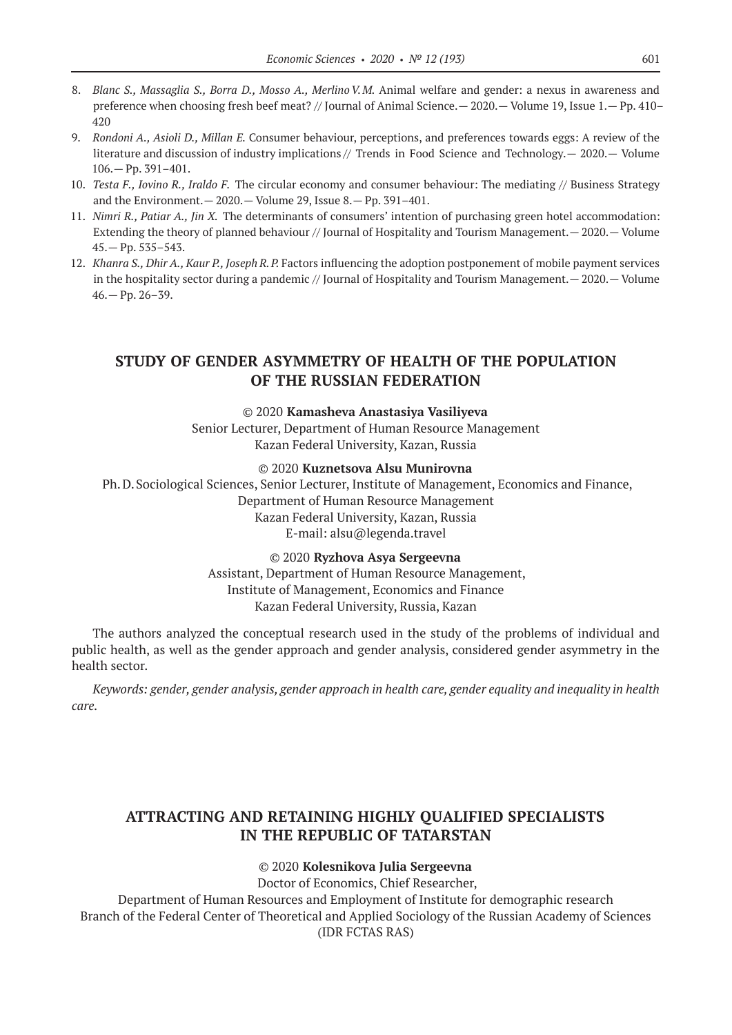8. *Blanc S., Massaglia S., Borra D., Mosso A., Merlino V.M.* Animal welfare and gender: a nexus in awareness and preference when choosing fresh beef meat? // Journal of Animal Science.— 2020.— Volume 19, Issue 1.— Pp. 410–420
9. *Rondoni A., Asioli D., Millan E.* Consumer behaviour, perceptions, and preferences towards eggs: A review of the literature and discussion of industry implications // Trends in Food Science and Technology.— 2020.— Volume 106.— Pp. 391–401.
10. *Testa F., Iovino R., Iraldo F.* The circular economy and consumer behaviour: The mediating // Business Strategy and the Environment.— 2020.— Volume 29, Issue 8.— Pp. 391–401.
11. *Nimri R., Patiar A., Jin X.* The determinants of consumers' intention of purchasing green hotel accommodation: Extending the theory of planned behaviour // Journal of Hospitality and Tourism Management.— 2020.— Volume 45.— Pp. 535–543.
12. *Khanra S., Dhir A., Kaur P., Joseph R.P.* Factors influencing the adoption postponement of mobile payment services in the hospitality sector during a pandemic // Journal of Hospitality and Tourism Management.— 2020.— Volume 46.— Pp. 26–39.

## STUDY OF GENDER ASYMMETRY OF HEALTH OF THE POPULATION OF THE RUSSIAN FEDERATION

© 2020 **Kamasheva Anastasiya Vasiliyeva**
Senior Lecturer, Department of Human Resource Management
Kazan Federal University, Kazan, Russia

© 2020 **Kuznetsova Alsu Munirovna**
Ph.D. Sociological Sciences, Senior Lecturer, Institute of Management, Economics and Finance,
Department of Human Resource Management
Kazan Federal University, Kazan, Russia
E-mail: alsu@legenda.travel

© 2020 **Ryzhova Asya Sergeevna**
Assistant, Department of Human Resource Management,
Institute of Management, Economics and Finance
Kazan Federal University, Russia, Kazan

The authors analyzed the conceptual research used in the study of the problems of individual and public health, as well as the gender approach and gender analysis, considered gender asymmetry in the health sector.

*Keywords: gender, gender analysis, gender approach in health care, gender equality and inequality in health care.*

## ATTRACTING AND RETAINING HIGHLY QUALIFIED SPECIALISTS IN THE REPUBLIC OF TATARSTAN

© 2020 **Kolesnikova Julia Sergeevna**
Doctor of Economics, Chief Researcher,
Department of Human Resources and Employment of Institute for demographic research
Branch of the Federal Center of Theoretical and Applied Sociology of the Russian Academy of Sciences
(IDR FCTAS RAS)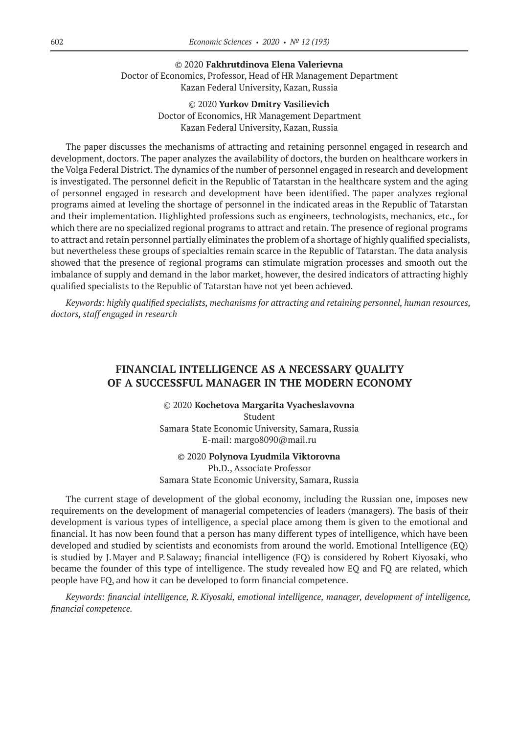© 2020 **Fakhrutdinova Elena Valerievna**
Doctor of Economics, Professor, Head of HR Management Department
Kazan Federal University, Kazan, Russia

© 2020 **Yurkov Dmitry Vasilievich**
Doctor of Economics, HR Management Department
Kazan Federal University, Kazan, Russia

The paper discusses the mechanisms of attracting and retaining personnel engaged in research and development, doctors. The paper analyzes the availability of doctors, the burden on healthcare workers in the Volga Federal District. The dynamics of the number of personnel engaged in research and development is investigated. The personnel deficit in the Republic of Tatarstan in the healthcare system and the aging of personnel engaged in research and development have been identified. The paper analyzes regional programs aimed at leveling the shortage of personnel in the indicated areas in the Republic of Tatarstan and their implementation. Highlighted professions such as engineers, technologists, mechanics, etc., for which there are no specialized regional programs to attract and retain. The presence of regional programs to attract and retain personnel partially eliminates the problem of a shortage of highly qualified specialists, but nevertheless these groups of specialties remain scarce in the Republic of Tatarstan. The data analysis showed that the presence of regional programs can stimulate migration processes and smooth out the imbalance of supply and demand in the labor market, however, the desired indicators of attracting highly qualified specialists to the Republic of Tatarstan have not yet been achieved.

*Keywords: highly qualified specialists, mechanisms for attracting and retaining personnel, human resources, doctors, staff engaged in research*

## FINANCIAL INTELLIGENCE AS A NECESSARY QUALITY OF A SUCCESSFUL MANAGER IN THE MODERN ECONOMY

© 2020 **Kochetova Margarita Vyacheslavovna**
Student
Samara State Economic University, Samara, Russia
E-mail: margo8090@mail.ru

© 2020 **Polynova Lyudmila Viktorovna**
Ph.D., Associate Professor
Samara State Economic University, Samara, Russia

The current stage of development of the global economy, including the Russian one, imposes new requirements on the development of managerial competencies of leaders (managers). The basis of their development is various types of intelligence, a special place among them is given to the emotional and financial. It has now been found that a person has many different types of intelligence, which have been developed and studied by scientists and economists from around the world. Emotional Intelligence (EQ) is studied by J. Mayer and P. Salaway; financial intelligence (FQ) is considered by Robert Kiyosaki, who became the founder of this type of intelligence. The study revealed how EQ and FQ are related, which people have FQ, and how it can be developed to form financial competence.

*Keywords: financial intelligence, R. Kiyosaki, emotional intelligence, manager, development of intelligence, financial competence.*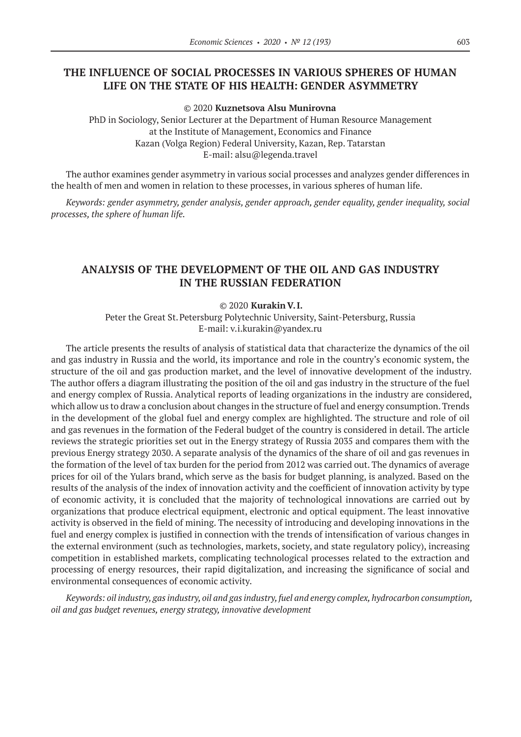## THE INFLUENCE OF SOCIAL PROCESSES IN VARIOUS SPHERES OF HUMAN LIFE ON THE STATE OF HIS HEALTH: GENDER ASYMMETRY

© 2020 **Kuznetsova Alsu Munirovna**

PhD in Sociology, Senior Lecturer at the Department of Human Resource Management at the Institute of Management, Economics and Finance
Kazan (Volga Region) Federal University, Kazan, Rep. Tatarstan
E-mail: alsu@legenda.travel

The author examines gender asymmetry in various social processes and analyzes gender differences in the health of men and women in relation to these processes, in various spheres of human life.

*Keywords: gender asymmetry, gender analysis, gender approach, gender equality, gender inequality, social processes, the sphere of human life.*

## ANALYSIS OF THE DEVELOPMENT OF THE OIL AND GAS INDUSTRY IN THE RUSSIAN FEDERATION

© 2020 **Kurakin V. I.**

Peter the Great St. Petersburg Polytechnic University, Saint-Petersburg, Russia
E-mail: v.i.kurakin@yandex.ru

The article presents the results of analysis of statistical data that characterize the dynamics of the oil and gas industry in Russia and the world, its importance and role in the country's economic system, the structure of the oil and gas production market, and the level of innovative development of the industry. The author offers a diagram illustrating the position of the oil and gas industry in the structure of the fuel and energy complex of Russia. Analytical reports of leading organizations in the industry are considered, which allow us to draw a conclusion about changes in the structure of fuel and energy consumption. Trends in the development of the global fuel and energy complex are highlighted. The structure and role of oil and gas revenues in the formation of the Federal budget of the country is considered in detail. The article reviews the strategic priorities set out in the Energy strategy of Russia 2035 and compares them with the previous Energy strategy 2030. A separate analysis of the dynamics of the share of oil and gas revenues in the formation of the level of tax burden for the period from 2012 was carried out. The dynamics of average prices for oil of the Yulars brand, which serve as the basis for budget planning, is analyzed. Based on the results of the analysis of the index of innovation activity and the coefficient of innovation activity by type of economic activity, it is concluded that the majority of technological innovations are carried out by organizations that produce electrical equipment, electronic and optical equipment. The least innovative activity is observed in the field of mining. The necessity of introducing and developing innovations in the fuel and energy complex is justified in connection with the trends of intensification of various changes in the external environment (such as technologies, markets, society, and state regulatory policy), increasing competition in established markets, complicating technological processes related to the extraction and processing of energy resources, their rapid digitalization, and increasing the significance of social and environmental consequences of economic activity.

*Keywords: oil industry, gas industry, oil and gas industry, fuel and energy complex, hydrocarbon consumption, oil and gas budget revenues, energy strategy, innovative development*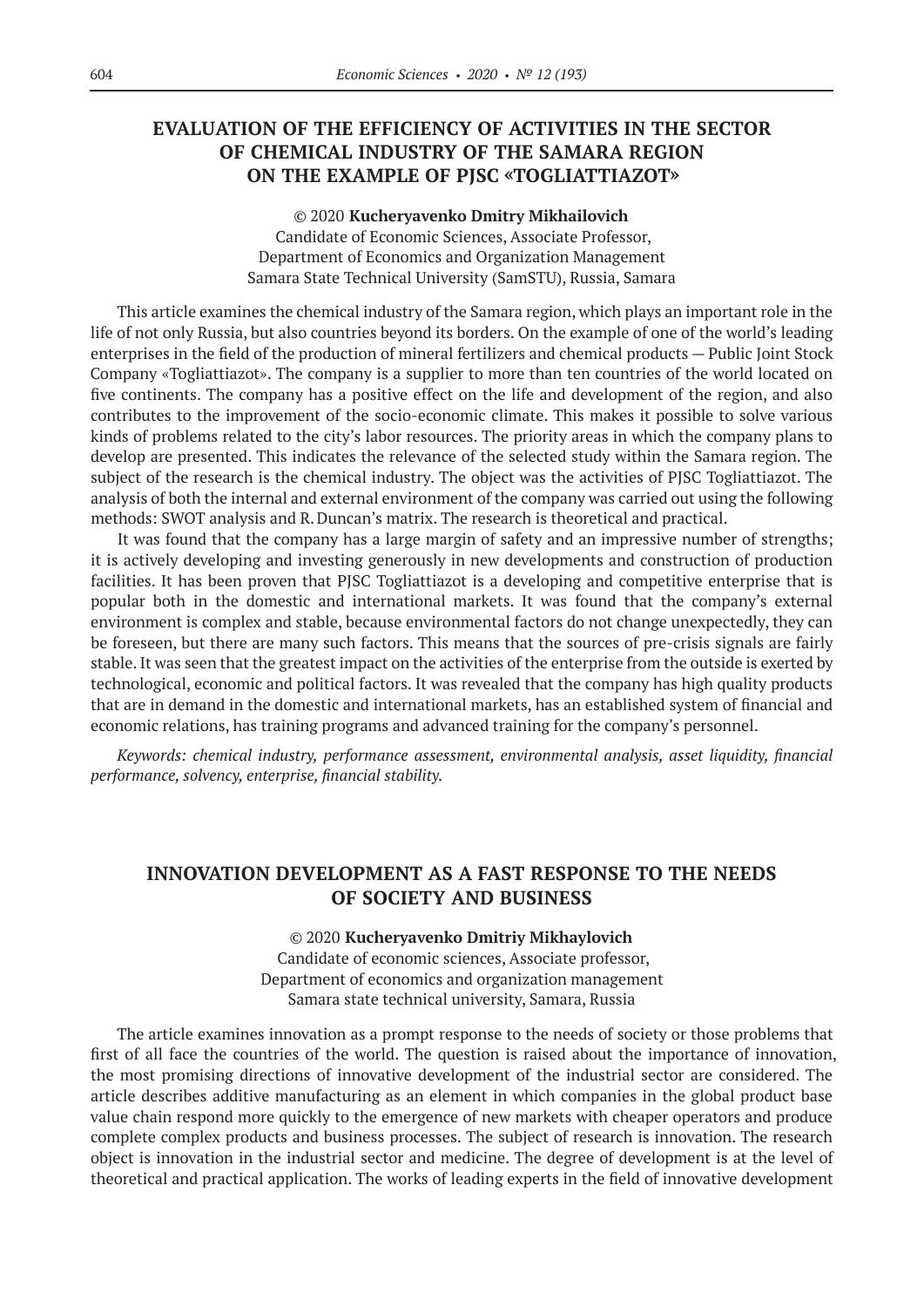## EVALUATION OF THE EFFICIENCY OF ACTIVITIES IN THE SECTOR OF CHEMICAL INDUSTRY OF THE SAMARA REGION ON THE EXAMPLE OF PJSC «TOGLIATTIAZOT»

© 2020 **Kucheryavenko Dmitry Mikhailovich**
Candidate of Economic Sciences, Associate Professor,
Department of Economics and Organization Management
Samara State Technical University (SamSTU), Russia, Samara

This article examines the chemical industry of the Samara region, which plays an important role in the life of not only Russia, but also countries beyond its borders. On the example of one of the world's leading enterprises in the field of the production of mineral fertilizers and chemical products — Public Joint Stock Company «Togliattiazot». The company is a supplier to more than ten countries of the world located on five continents. The company has a positive effect on the life and development of the region, and also contributes to the improvement of the socio-economic climate. This makes it possible to solve various kinds of problems related to the city's labor resources. The priority areas in which the company plans to develop are presented. This indicates the relevance of the selected study within the Samara region. The subject of the research is the chemical industry. The object was the activities of PJSC Togliattiazot. The analysis of both the internal and external environment of the company was carried out using the following methods: SWOT analysis and R. Duncan's matrix. The research is theoretical and practical.

It was found that the company has a large margin of safety and an impressive number of strengths; it is actively developing and investing generously in new developments and construction of production facilities. It has been proven that PJSC Togliattiazot is a developing and competitive enterprise that is popular both in the domestic and international markets. It was found that the company's external environment is complex and stable, because environmental factors do not change unexpectedly, they can be foreseen, but there are many such factors. This means that the sources of pre-crisis signals are fairly stable. It was seen that the greatest impact on the activities of the enterprise from the outside is exerted by technological, economic and political factors. It was revealed that the company has high quality products that are in demand in the domestic and international markets, has an established system of financial and economic relations, has training programs and advanced training for the company's personnel.

*Keywords: chemical industry, performance assessment, environmental analysis, asset liquidity, financial performance, solvency, enterprise, financial stability.*

## INNOVATION DEVELOPMENT AS A FAST RESPONSE TO THE NEEDS OF SOCIETY AND BUSINESS

© 2020 **Kucheryavenko Dmitriy Mikhaylovich**
Candidate of economic sciences, Associate professor,
Department of economics and organization management
Samara state technical university, Samara, Russia

The article examines innovation as a prompt response to the needs of society or those problems that first of all face the countries of the world. The question is raised about the importance of innovation, the most promising directions of innovative development of the industrial sector are considered. The article describes additive manufacturing as an element in which companies in the global product base value chain respond more quickly to the emergence of new markets with cheaper operators and produce complete complex products and business processes. The subject of research is innovation. The research object is innovation in the industrial sector and medicine. The degree of development is at the level of theoretical and practical application. The works of leading experts in the field of innovative development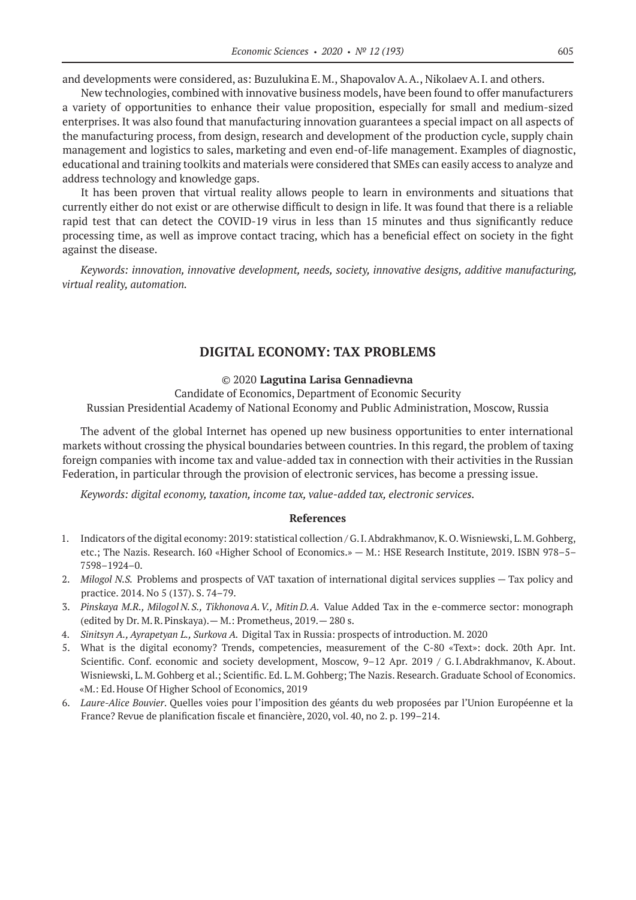and developments were considered, as: Buzulukina E. M., Shapovalov A. A., Nikolaev A. I. and others.

New technologies, combined with innovative business models, have been found to offer manufacturers a variety of opportunities to enhance their value proposition, especially for small and medium-sized enterprises. It was also found that manufacturing innovation guarantees a special impact on all aspects of the manufacturing process, from design, research and development of the production cycle, supply chain management and logistics to sales, marketing and even end-of-life management. Examples of diagnostic, educational and training toolkits and materials were considered that SMEs can easily access to analyze and address technology and knowledge gaps.

It has been proven that virtual reality allows people to learn in environments and situations that currently either do not exist or are otherwise difficult to design in life. It was found that there is a reliable rapid test that can detect the COVID-19 virus in less than 15 minutes and thus significantly reduce processing time, as well as improve contact tracing, which has a beneficial effect on society in the fight against the disease.

*Keywords: innovation, innovative development, needs, society, innovative designs, additive manufacturing, virtual reality, automation.*

## DIGITAL ECONOMY: TAX PROBLEMS

© 2020 **Lagutina Larisa Gennadievna**

Candidate of Economics, Department of Economic Security

Russian Presidential Academy of National Economy and Public Administration, Moscow, Russia

The advent of the global Internet has opened up new business opportunities to enter international markets without crossing the physical boundaries between countries. In this regard, the problem of taxing foreign companies with income tax and value-added tax in connection with their activities in the Russian Federation, in particular through the provision of electronic services, has become a pressing issue.

*Keywords: digital economy, taxation, income tax, value-added tax, electronic services.*

### References

1. Indicators of the digital economy: 2019: statistical collection / G. I. Abdrakhmanov, K. O. Wisniewski, L. M. Gohberg, etc.; The Nazis. Research. I60 «Higher School of Economics.» — M.: HSE Research Institute, 2019. ISBN 978–5–7598–1924–0.
2. *Milogol N.S.* Problems and prospects of VAT taxation of international digital services supplies — Tax policy and practice. 2014. No 5 (137). S. 74–79.
3. *Pinskaya M.R., Milogol N. S., Tikhonova A. V., Mitin D. A.* Value Added Tax in the e-commerce sector: monograph (edited by Dr. M. R. Pinskaya).— M.: Prometheus, 2019.— 280 s.
4. *Sinitsyn A., Ayrapetyan L., Surkova A.* Digital Tax in Russia: prospects of introduction. M. 2020
5. What is the digital economy? Trends, competencies, measurement of the C-80 «Text»: dock. 20th Apr. Int. Scientific. Conf. economic and society development, Moscow, 9–12 Apr. 2019 / G. I. Abdrakhmanov, K. About. Wisniewski, L. M. Gohberg et al.; Scientific. Ed. L. M. Gohberg; The Nazis. Research. Graduate School of Economics. «M.: Ed. House Of Higher School of Economics, 2019
6. *Laure-Alice Bouvier*. Quelles voies pour l'imposition des géants du web proposées par l'Union Européenne et la France? Revue de planification fiscale et financière, 2020, vol. 40, no 2. p. 199–214.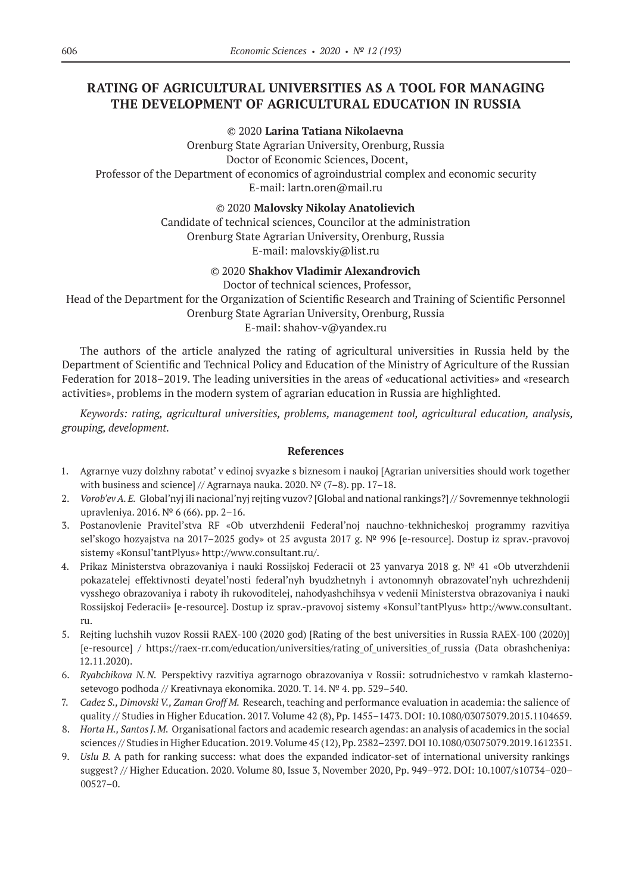# RATING OF AGRICULTURAL UNIVERSITIES AS A TOOL FOR MANAGING THE DEVELOPMENT OF AGRICULTURAL EDUCATION IN RUSSIA

© 2020 **Larina Tatiana Nikolaevna**
Orenburg State Agrarian University, Orenburg, Russia
Doctor of Economic Sciences, Docent,
Professor of the Department of economics of agroindustrial complex and economic security
E-mail: lartn.oren@mail.ru

© 2020 **Malovsky Nikolay Anatolievich**
Candidate of technical sciences, Councilor at the administration
Orenburg State Agrarian University, Orenburg, Russia
E-mail: malovskiy@list.ru

© 2020 **Shakhov Vladimir Alexandrovich**
Doctor of technical sciences, Professor,
Head of the Department for the Organization of Scientific Research and Training of Scientific Personnel
Orenburg State Agrarian University, Orenburg, Russia
E-mail: shahov-v@yandex.ru

The authors of the article analyzed the rating of agricultural universities in Russia held by the Department of Scientific and Technical Policy and Education of the Ministry of Agriculture of the Russian Federation for 2018–2019. The leading universities in the areas of «educational activities» and «research activities», problems in the modern system of agrarian education in Russia are highlighted.

*Keywords: rating, agricultural universities, problems, management tool, agricultural education, analysis, grouping, development.*

## References

1. Agrarnye vuzy dolzhny rabotat' v edinoj svyazke s biznesom i naukoj [Agrarian universities should work together with business and science] // Agrarnaya nauka. 2020. № (7–8). pp. 17–18.
2. *Vorob'ev A. E.* Global'nyj ili nacional'nyj rejting vuzov? [Global and national rankings?] // Sovremennye tekhnologii upravleniya. 2016. № 6 (66). pp. 2–16.
3. Postanovlenie Pravitel'stva RF «Ob utverzhdenii Federal'noj nauchno-tekhnicheskoj programmy razvitiya sel'skogo hozyajstva na 2017–2025 gody» ot 25 avgusta 2017 g. № 996 [e-resource]. Dostup iz sprav.-pravovoj sistemy «Konsul'tantPlyus» http://www.consultant.ru/.
4. Prikaz Ministerstva obrazovaniya i nauki Rossijskoj Federacii ot 23 yanvarya 2018 g. № 41 «Ob utverzhdenii pokazatelej effektivnosti deyatel'nosti federal'nyh byudzhetnyh i avtonomnyh obrazovatel'nyh uchrezhdenij vysshego obrazovaniya i raboty ih rukovoditelej, nahodyashchihsya v vedenii Ministerstva obrazovaniya i nauki Rossijskoj Federacii» [e-resource]. Dostup iz sprav.-pravovoj sistemy «Konsul'tantPlyus» http://www.consultant.ru.
5. Rejting luchshih vuzov Rossii RAEX-100 (2020 god) [Rating of the best universities in Russia RAEX-100 (2020)] [e-resource] / https://raex-rr.com/education/universities/rating_of_universities_of_russia (Data obrashcheniya: 12.11.2020).
6. *Ryabchikova N. N.* Perspektivy razvitiya agrarnogo obrazovaniya v Rossii: sotrudnichestvo v ramkah klasterno-setevogo podhoda // Kreativnaya ekonomika. 2020. T. 14. № 4. pp. 529–540.
7. *Cadez S., Dimovski V., Zaman Groff M.* Research, teaching and performance evaluation in academia: the salience of quality // Studies in Higher Education. 2017. Volume 42 (8), Pp. 1455–1473. DOI: 10.1080/03075079.2015.1104659.
8. *Horta H., Santos J. M.* Organisational factors and academic research agendas: an analysis of academics in the social sciences // Studies in Higher Education. 2019. Volume 45 (12), Pp. 2382–2397. DOI 10.1080/03075079.2019.1612351.
9. *Uslu B.* A path for ranking success: what does the expanded indicator-set of international university rankings suggest? // Higher Education. 2020. Volume 80, Issue 3, November 2020, Pp. 949–972. DOI: 10.1007/s10734–020–00527–0.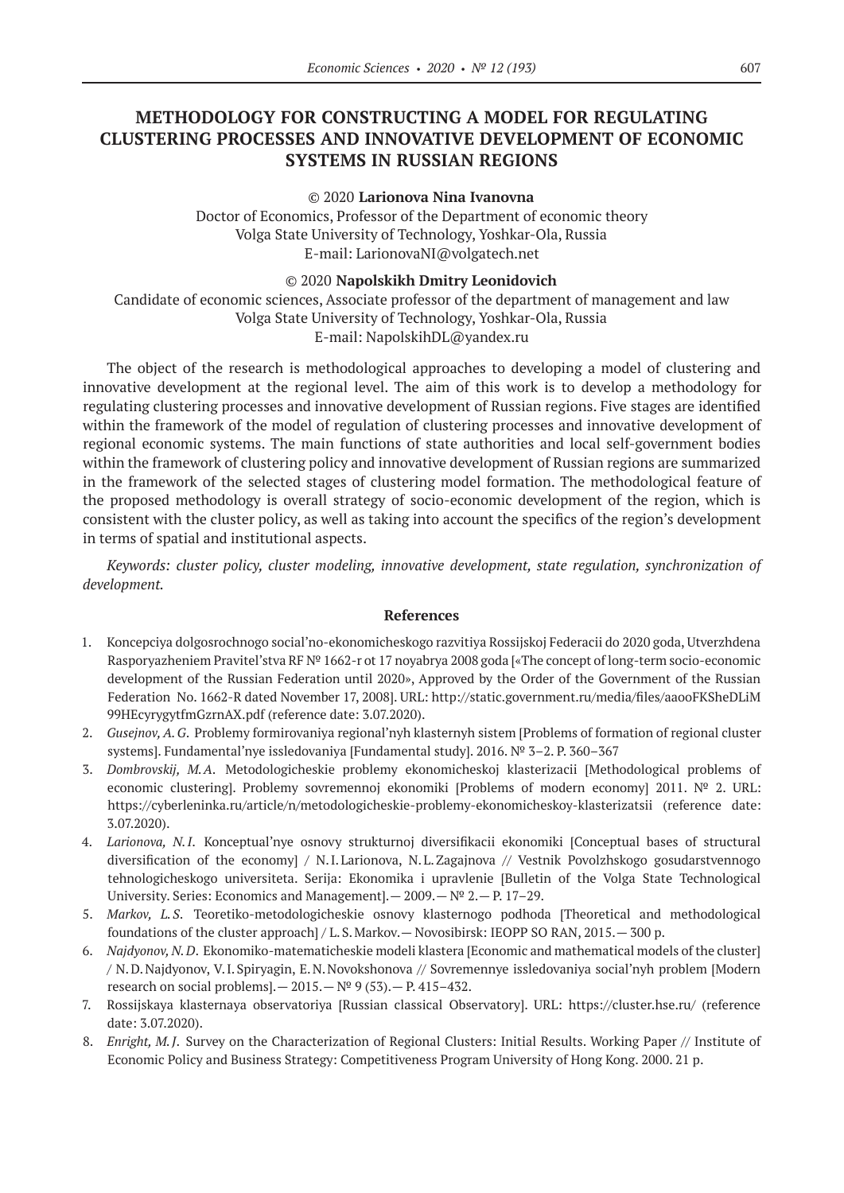# METHODOLOGY FOR CONSTRUCTING A MODEL FOR REGULATING CLUSTERING PROCESSES AND INNOVATIVE DEVELOPMENT OF ECONOMIC SYSTEMS IN RUSSIAN REGIONS

© 2020 **Larionova Nina Ivanovna**
Doctor of Economics, Professor of the Department of economic theory
Volga State University of Technology, Yoshkar-Ola, Russia
E-mail: LarionovaNI@volgatech.net

© 2020 **Napolskikh Dmitry Leonidovich**
Candidate of economic sciences, Associate professor of the department of management and law
Volga State University of Technology, Yoshkar-Ola, Russia
E-mail: NapolskihDL@yandex.ru

The object of the research is methodological approaches to developing a model of clustering and innovative development at the regional level. The aim of this work is to develop a methodology for regulating clustering processes and innovative development of Russian regions. Five stages are identified within the framework of the model of regulation of clustering processes and innovative development of regional economic systems. The main functions of state authorities and local self-government bodies within the framework of clustering policy and innovative development of Russian regions are summarized in the framework of the selected stages of clustering model formation. The methodological feature of the proposed methodology is overall strategy of socio-economic development of the region, which is consistent with the cluster policy, as well as taking into account the specifics of the region's development in terms of spatial and institutional aspects.

*Keywords: cluster policy, cluster modeling, innovative development, state regulation, synchronization of development.*

### References

1. Koncepciya dolgosrochnogo social'no-ekonomicheskogo razvitiya Rossijskoj Federacii do 2020 goda, Utverzhdena Rasporyazheniem Pravitel'stva RF № 1662-r ot 17 noyabrya 2008 goda [«The concept of long-term socio-economic development of the Russian Federation until 2020», Approved by the Order of the Government of the Russian Federation No. 1662-R dated November 17, 2008]. URL: http://static.government.ru/media/files/aaooFKSheDLiM99HEcyrygytfmGzrnAX.pdf (reference date: 3.07.2020).
2. *Gusejnov, A.G.* Problemy formirovaniya regional'nyh klasternyh sistem [Problems of formation of regional cluster systems]. Fundamental'nye issledovaniya [Fundamental study]. 2016. № 3–2. P. 360–367
3. *Dombrovskij, M.A.* Metodologicheskie problemy ekonomicheskoj klasterizacii [Methodological problems of economic clustering]. Problemy sovremennoj ekonomiki [Problems of modern economy] 2011. № 2. URL: https://cyberleninka.ru/article/n/metodologicheskie-problemy-ekonomicheskoy-klasterizatsii (reference date: 3.07.2020).
4. *Larionova, N.I.* Konceptual'nye osnovy strukturnoj diversifikacii ekonomiki [Conceptual bases of structural diversification of the economy] / N.I. Larionova, N.L. Zagajnova // Vestnik Povolzhskogo gosudarstvennogo tehnologicheskogo universiteta. Serija: Ekonomika i upravlenie [Bulletin of the Volga State Technological University. Series: Economics and Management]. — 2009. — № 2. — P. 17–29.
5. *Markov, L.S.* Teoretiko-metodologicheskie osnovy klasternogo podhoda [Theoretical and methodological foundations of the cluster approach] / L.S. Markov. — Novosibirsk: IEOPP SO RAN, 2015. — 300 p.
6. *Najdyonov, N.D.* Ekonomiko-matematicheskie modeli klastera [Economic and mathematical models of the cluster] / N.D. Najdyonov, V.I. Spiryagin, E.N. Novokshonova // Sovremennye issledovaniya social'nyh problem [Modern research on social problems]. — 2015. — № 9 (53). — P. 415–432.
7. Rossijskaya klasternaya observatoriya [Russian classical Observatory]. URL: https://cluster.hse.ru/ (reference date: 3.07.2020).
8. *Enright, M.J.* Survey on the Characterization of Regional Clusters: Initial Results. Working Paper // Institute of Economic Policy and Business Strategy: Competitiveness Program University of Hong Kong. 2000. 21 p.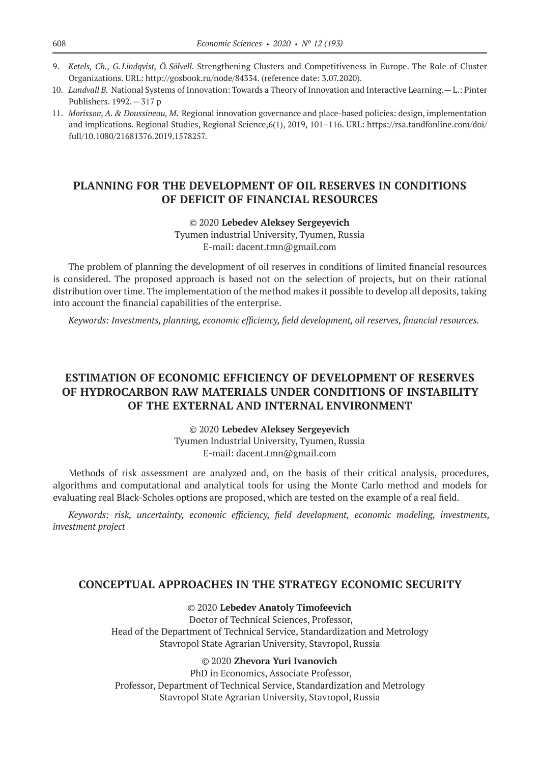9. *Ketels, Ch., G. Lindqvist, Ö. Sölvell*. Strengthening Clusters and Competitiveness in Europe. The Role of Cluster Organizations. URL: http://gosbook.ru/node/84334. (reference date: 3.07.2020).
10. *Lundvall B.* National Systems of Innovation: Towards a Theory of Innovation and Interactive Learning.— L.: Pinter Publishers. 1992.— 317 p
11. *Morisson, A. & Doussineau, M.* Regional innovation governance and place-based policies: design, implementation and implications. Regional Studies, Regional Science,6(1), 2019, 101–116. URL: https://rsa.tandfonline.com/doi/full/10.1080/21681376.2019.1578257.

## PLANNING FOR THE DEVELOPMENT OF OIL RESERVES IN CONDITIONS OF DEFICIT OF FINANCIAL RESOURCES

© 2020 **Lebedev Aleksey Sergeyevich**
Tyumen industrial University, Tyumen, Russia
E-mail: dacent.tmn@gmail.com

The problem of planning the development of oil reserves in conditions of limited financial resources is considered. The proposed approach is based not on the selection of projects, but on their rational distribution over time. The implementation of the method makes it possible to develop all deposits, taking into account the financial capabilities of the enterprise.

*Keywords: Investments, planning, economic efficiency, field development, oil reserves, financial resources.*

## ESTIMATION OF ECONOMIC EFFICIENCY OF DEVELOPMENT OF RESERVES OF HYDROCARBON RAW MATERIALS UNDER CONDITIONS OF INSTABILITY OF THE EXTERNAL AND INTERNAL ENVIRONMENT

© 2020 **Lebedev Aleksey Sergeyevich**
Tyumen Industrial University, Tyumen, Russia
E-mail: dacent.tmn@gmail.com

Methods of risk assessment are analyzed and, on the basis of their critical analysis, procedures, algorithms and computational and analytical tools for using the Monte Carlo method and models for evaluating real Black-Scholes options are proposed, which are tested on the example of a real field.

*Keywords: risk, uncertainty, economic efficiency, field development, economic modeling, investments, investment project*

## CONCEPTUAL APPROACHES IN THE STRATEGY ECONOMIC SECURITY

© 2020 **Lebedev Anatoly Timofeevich**
Doctor of Technical Sciences, Professor,
Head of the Department of Technical Service, Standardization and Metrology
Stavropol State Agrarian University, Stavropol, Russia

© 2020 **Zhevora Yuri Ivanovich**
PhD in Economics, Associate Professor,
Professor, Department of Technical Service, Standardization and Metrology
Stavropol State Agrarian University, Stavropol, Russia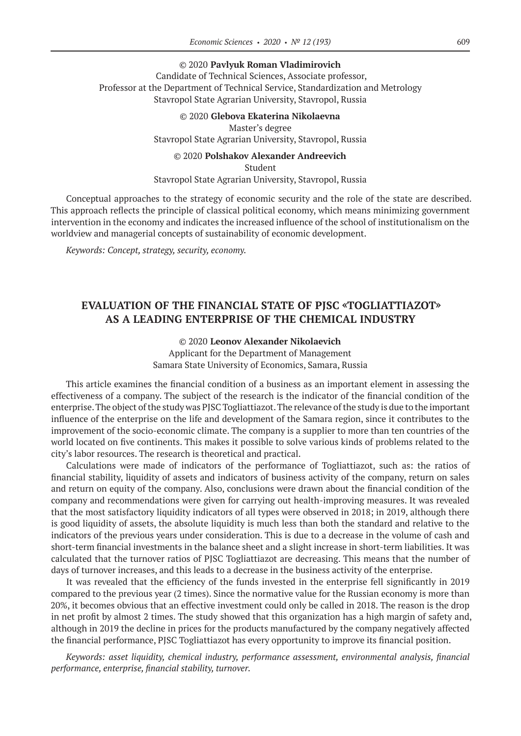© 2020 **Pavlyuk Roman Vladimirovich**
Candidate of Technical Sciences, Associate professor,
Professor at the Department of Technical Service, Standardization and Metrology
Stavropol State Agrarian University, Stavropol, Russia

© 2020 **Glebova Ekaterina Nikolaevna**
Master's degree
Stavropol State Agrarian University, Stavropol, Russia

© 2020 **Polshakov Alexander Andreevich**
Student
Stavropol State Agrarian University, Stavropol, Russia

Conceptual approaches to the strategy of economic security and the role of the state are described. This approach reflects the principle of classical political economy, which means minimizing government intervention in the economy and indicates the increased influence of the school of institutionalism on the worldview and managerial concepts of sustainability of economic development.

*Keywords: Concept, strategy, security, economy.*

## EVALUATION OF THE FINANCIAL STATE OF PJSC «TOGLIATTIAZOT» AS A LEADING ENTERPRISE OF THE CHEMICAL INDUSTRY

© 2020 **Leonov Alexander Nikolaevich**
Applicant for the Department of Management
Samara State University of Economics, Samara, Russia

This article examines the financial condition of a business as an important element in assessing the effectiveness of a company. The subject of the research is the indicator of the financial condition of the enterprise. The object of the study was PJSC Togliattiazot. The relevance of the study is due to the important influence of the enterprise on the life and development of the Samara region, since it contributes to the improvement of the socio-economic climate. The company is a supplier to more than ten countries of the world located on five continents. This makes it possible to solve various kinds of problems related to the city's labor resources. The research is theoretical and practical.

Calculations were made of indicators of the performance of Togliattiazot, such as: the ratios of financial stability, liquidity of assets and indicators of business activity of the company, return on sales and return on equity of the company. Also, conclusions were drawn about the financial condition of the company and recommendations were given for carrying out health-improving measures. It was revealed that the most satisfactory liquidity indicators of all types were observed in 2018; in 2019, although there is good liquidity of assets, the absolute liquidity is much less than both the standard and relative to the indicators of the previous years under consideration. This is due to a decrease in the volume of cash and short-term financial investments in the balance sheet and a slight increase in short-term liabilities. It was calculated that the turnover ratios of PJSC Togliattiazot are decreasing. This means that the number of days of turnover increases, and this leads to a decrease in the business activity of the enterprise.

It was revealed that the efficiency of the funds invested in the enterprise fell significantly in 2019 compared to the previous year (2 times). Since the normative value for the Russian economy is more than 20%, it becomes obvious that an effective investment could only be called in 2018. The reason is the drop in net profit by almost 2 times. The study showed that this organization has a high margin of safety and, although in 2019 the decline in prices for the products manufactured by the company negatively affected the financial performance, PJSC Togliattiazot has every opportunity to improve its financial position.

*Keywords: asset liquidity, chemical industry, performance assessment, environmental analysis, financial performance, enterprise, financial stability, turnover.*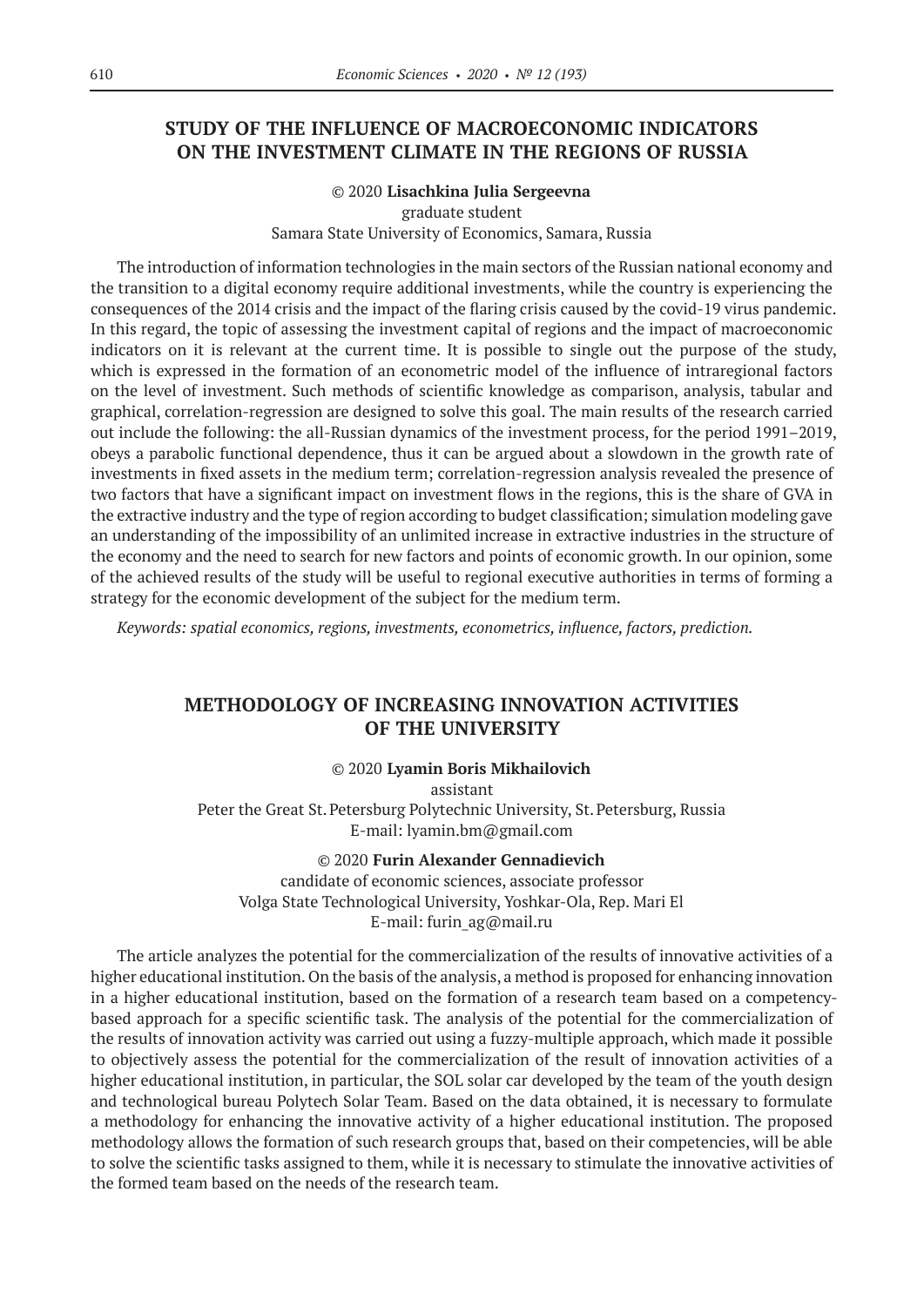## STUDY OF THE INFLUENCE OF MACROECONOMIC INDICATORS ON THE INVESTMENT CLIMATE IN THE REGIONS OF RUSSIA

© 2020 **Lisachkina Julia Sergeevna**
graduate student
Samara State University of Economics, Samara, Russia

The introduction of information technologies in the main sectors of the Russian national economy and the transition to a digital economy require additional investments, while the country is experiencing the consequences of the 2014 crisis and the impact of the flaring crisis caused by the covid-19 virus pandemic. In this regard, the topic of assessing the investment capital of regions and the impact of macroeconomic indicators on it is relevant at the current time. It is possible to single out the purpose of the study, which is expressed in the formation of an econometric model of the influence of intraregional factors on the level of investment. Such methods of scientific knowledge as comparison, analysis, tabular and graphical, correlation-regression are designed to solve this goal. The main results of the research carried out include the following: the all-Russian dynamics of the investment process, for the period 1991–2019, obeys a parabolic functional dependence, thus it can be argued about a slowdown in the growth rate of investments in fixed assets in the medium term; correlation-regression analysis revealed the presence of two factors that have a significant impact on investment flows in the regions, this is the share of GVA in the extractive industry and the type of region according to budget classification; simulation modeling gave an understanding of the impossibility of an unlimited increase in extractive industries in the structure of the economy and the need to search for new factors and points of economic growth. In our opinion, some of the achieved results of the study will be useful to regional executive authorities in terms of forming a strategy for the economic development of the subject for the medium term.

*Keywords: spatial economics, regions, investments, econometrics, influence, factors, prediction.*

## METHODOLOGY OF INCREASING INNOVATION ACTIVITIES OF THE UNIVERSITY

© 2020 **Lyamin Boris Mikhailovich**
assistant
Peter the Great St. Petersburg Polytechnic University, St. Petersburg, Russia
E-mail: lyamin.bm@gmail.com

© 2020 **Furin Alexander Gennadievich**
candidate of economic sciences, associate professor
Volga State Technological University, Yoshkar-Ola, Rep. Mari El
E-mail: furin_ag@mail.ru

The article analyzes the potential for the commercialization of the results of innovative activities of a higher educational institution. On the basis of the analysis, a method is proposed for enhancing innovation in a higher educational institution, based on the formation of a research team based on a competency-based approach for a specific scientific task. The analysis of the potential for the commercialization of the results of innovation activity was carried out using a fuzzy-multiple approach, which made it possible to objectively assess the potential for the commercialization of the result of innovation activities of a higher educational institution, in particular, the SOL solar car developed by the team of the youth design and technological bureau Polytech Solar Team. Based on the data obtained, it is necessary to formulate a methodology for enhancing the innovative activity of a higher educational institution. The proposed methodology allows the formation of such research groups that, based on their competencies, will be able to solve the scientific tasks assigned to them, while it is necessary to stimulate the innovative activities of the formed team based on the needs of the research team.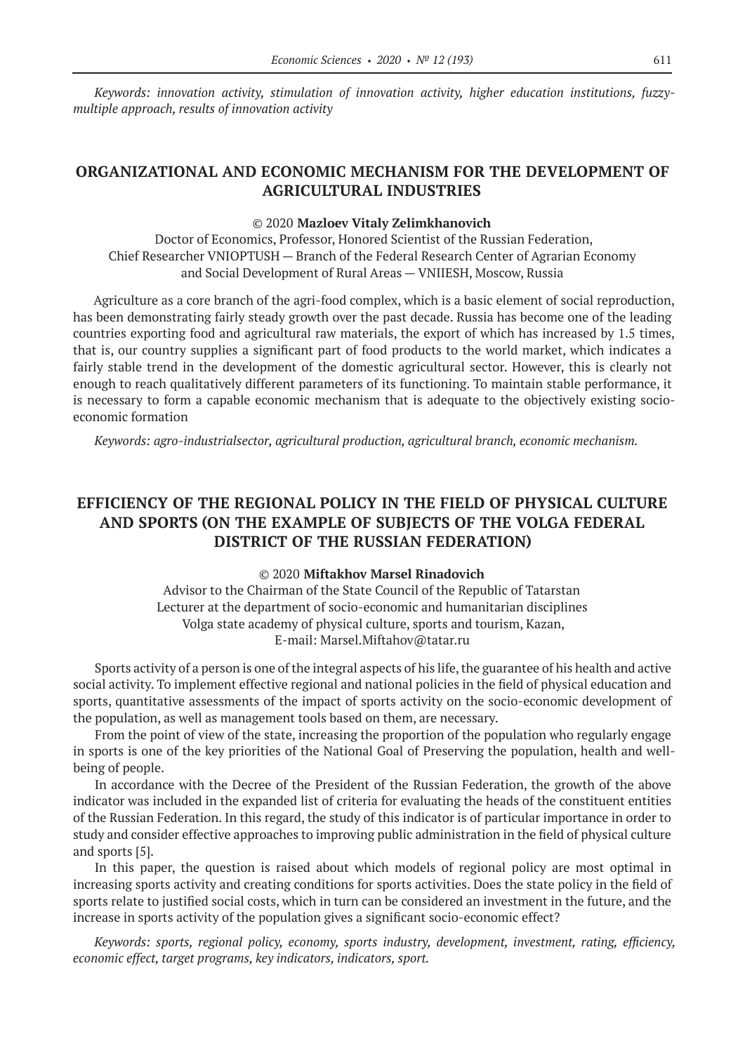*Keywords: innovation activity, stimulation of innovation activity, higher education institutions, fuzzy-multiple approach, results of innovation activity*

## ORGANIZATIONAL AND ECONOMIC MECHANISM FOR THE DEVELOPMENT OF AGRICULTURAL INDUSTRIES

© 2020 **Mazloev Vitaly Zelimkhanovich**

Doctor of Economics, Professor, Honored Scientist of the Russian Federation,
Chief Researcher VNIOPTUSH — Branch of the Federal Research Center of Agrarian Economy and Social Development of Rural Areas — VNIIESH, Moscow, Russia

Agriculture as a core branch of the agri-food complex, which is a basic element of social reproduction, has been demonstrating fairly steady growth over the past decade. Russia has become one of the leading countries exporting food and agricultural raw materials, the export of which has increased by 1.5 times, that is, our country supplies a significant part of food products to the world market, which indicates a fairly stable trend in the development of the domestic agricultural sector. However, this is clearly not enough to reach qualitatively different parameters of its functioning. To maintain stable performance, it is necessary to form a capable economic mechanism that is adequate to the objectively existing socio-economic formation

*Keywords: agro-industrialsector, agricultural production, agricultural branch, economic mechanism.*

## EFFICIENCY OF THE REGIONAL POLICY IN THE FIELD OF PHYSICAL CULTURE AND SPORTS (ON THE EXAMPLE OF SUBJECTS OF THE VOLGA FEDERAL DISTRICT OF THE RUSSIAN FEDERATION)

© 2020 **Miftakhov Marsel Rinadovich**

Advisor to the Chairman of the State Council of the Republic of Tatarstan
Lecturer at the department of socio-economic and humanitarian disciplines
Volga state academy of physical culture, sports and tourism, Kazan,
E-mail: Marsel.Miftahov@tatar.ru

Sports activity of a person is one of the integral aspects of his life, the guarantee of his health and active social activity. To implement effective regional and national policies in the field of physical education and sports, quantitative assessments of the impact of sports activity on the socio-economic development of the population, as well as management tools based on them, are necessary.

From the point of view of the state, increasing the proportion of the population who regularly engage in sports is one of the key priorities of the National Goal of Preserving the population, health and well-being of people.

In accordance with the Decree of the President of the Russian Federation, the growth of the above indicator was included in the expanded list of criteria for evaluating the heads of the constituent entities of the Russian Federation. In this regard, the study of this indicator is of particular importance in order to study and consider effective approaches to improving public administration in the field of physical culture and sports [5].

In this paper, the question is raised about which models of regional policy are most optimal in increasing sports activity and creating conditions for sports activities. Does the state policy in the field of sports relate to justified social costs, which in turn can be considered an investment in the future, and the increase in sports activity of the population gives a significant socio-economic effect?

*Keywords: sports, regional policy, economy, sports industry, development, investment, rating, efficiency, economic effect, target programs, key indicators, indicators, sport.*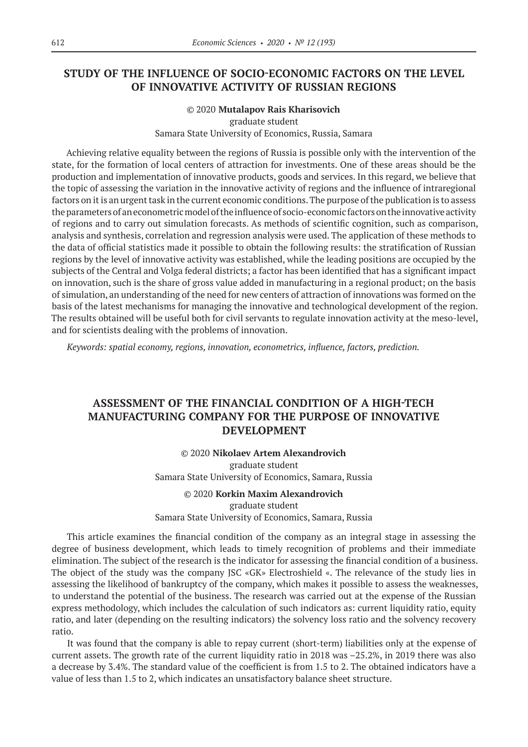## STUDY OF THE INFLUENCE OF SOCIO-ECONOMIC FACTORS ON THE LEVEL OF INNOVATIVE ACTIVITY OF RUSSIAN REGIONS

© 2020 **Mutalapov Rais Kharisovich**
graduate student
Samara State University of Economics, Russia, Samara

Achieving relative equality between the regions of Russia is possible only with the intervention of the state, for the formation of local centers of attraction for investments. One of these areas should be the production and implementation of innovative products, goods and services. In this regard, we believe that the topic of assessing the variation in the innovative activity of regions and the influence of intraregional factors on it is an urgent task in the current economic conditions. The purpose of the publication is to assess the parameters of an econometric model of the influence of socio-economic factors on the innovative activity of regions and to carry out simulation forecasts. As methods of scientific cognition, such as comparison, analysis and synthesis, correlation and regression analysis were used. The application of these methods to the data of official statistics made it possible to obtain the following results: the stratification of Russian regions by the level of innovative activity was established, while the leading positions are occupied by the subjects of the Central and Volga federal districts; a factor has been identified that has a significant impact on innovation, such is the share of gross value added in manufacturing in a regional product; on the basis of simulation, an understanding of the need for new centers of attraction of innovations was formed on the basis of the latest mechanisms for managing the innovative and technological development of the region. The results obtained will be useful both for civil servants to regulate innovation activity at the meso-level, and for scientists dealing with the problems of innovation.

*Keywords: spatial economy, regions, innovation, econometrics, influence, factors, prediction.*

## ASSESSMENT OF THE FINANCIAL CONDITION OF A HIGH-TECH MANUFACTURING COMPANY FOR THE PURPOSE OF INNOVATIVE DEVELOPMENT

© 2020 **Nikolaev Artem Alexandrovich**
graduate student
Samara State University of Economics, Samara, Russia

© 2020 **Korkin Maxim Alexandrovich**
graduate student
Samara State University of Economics, Samara, Russia

This article examines the financial condition of the company as an integral stage in assessing the degree of business development, which leads to timely recognition of problems and their immediate elimination. The subject of the research is the indicator for assessing the financial condition of a business. The object of the study was the company JSC «GK» Electroshield «. The relevance of the study lies in assessing the likelihood of bankruptcy of the company, which makes it possible to assess the weaknesses, to understand the potential of the business. The research was carried out at the expense of the Russian express methodology, which includes the calculation of such indicators as: current liquidity ratio, equity ratio, and later (depending on the resulting indicators) the solvency loss ratio and the solvency recovery ratio.

It was found that the company is able to repay current (short-term) liabilities only at the expense of current assets. The growth rate of the current liquidity ratio in 2018 was –25.2%, in 2019 there was also a decrease by 3.4%. The standard value of the coefficient is from 1.5 to 2. The obtained indicators have a value of less than 1.5 to 2, which indicates an unsatisfactory balance sheet structure.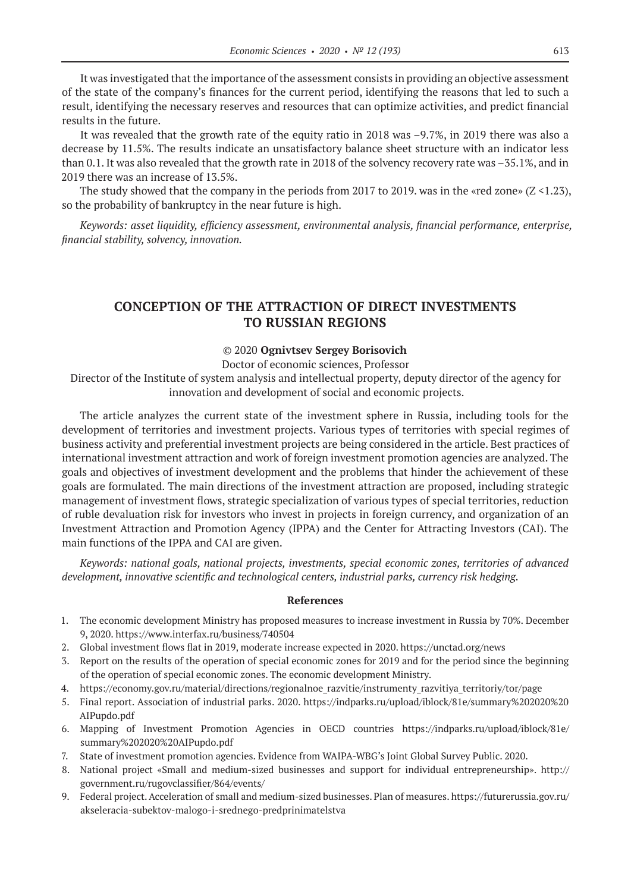It was investigated that the importance of the assessment consists in providing an objective assessment of the state of the company's finances for the current period, identifying the reasons that led to such a result, identifying the necessary reserves and resources that can optimize activities, and predict financial results in the future.

It was revealed that the growth rate of the equity ratio in 2018 was –9.7%, in 2019 there was also a decrease by 11.5%. The results indicate an unsatisfactory balance sheet structure with an indicator less than 0.1. It was also revealed that the growth rate in 2018 of the solvency recovery rate was –35.1%, and in 2019 there was an increase of 13.5%.

The study showed that the company in the periods from 2017 to 2019. was in the «red zone» ($Z < 1.23$), so the probability of bankruptcy in the near future is high.

*Keywords: asset liquidity, efficiency assessment, environmental analysis, financial performance, enterprise, financial stability, solvency, innovation.*

## CONCEPTION OF THE ATTRACTION OF DIRECT INVESTMENTS TO RUSSIAN REGIONS

© 2020 **Ognivtsev Sergey Borisovich**

Doctor of economic sciences, Professor

Director of the Institute of system analysis and intellectual property, deputy director of the agency for innovation and development of social and economic projects.

The article analyzes the current state of the investment sphere in Russia, including tools for the development of territories and investment projects. Various types of territories with special regimes of business activity and preferential investment projects are being considered in the article. Best practices of international investment attraction and work of foreign investment promotion agencies are analyzed. The goals and objectives of investment development and the problems that hinder the achievement of these goals are formulated. The main directions of the investment attraction are proposed, including strategic management of investment flows, strategic specialization of various types of special territories, reduction of ruble devaluation risk for investors who invest in projects in foreign currency, and organization of an Investment Attraction and Promotion Agency (IPPA) and the Center for Attracting Investors (CAI). The main functions of the IPPA and CAI are given.

*Keywords: national goals, national projects, investments, special economic zones, territories of advanced development, innovative scientific and technological centers, industrial parks, currency risk hedging.*

### References

1. The economic development Ministry has proposed measures to increase investment in Russia by 70%. December 9, 2020. https://www.interfax.ru/business/740504
2. Global investment flows flat in 2019, moderate increase expected in 2020. https://unctad.org/news
3. Report on the results of the operation of special economic zones for 2019 and for the period since the beginning of the operation of special economic zones. The economic development Ministry.
4. https://economy.gov.ru/material/directions/regionalnoe_razvitie/instrumenty_razvitiya_territoriy/tor/page
5. Final report. Association of industrial parks. 2020. https://indparks.ru/upload/iblock/81e/summary%202020%20AIPupdo.pdf
6. Mapping of Investment Promotion Agencies in OECD countries https://indparks.ru/upload/iblock/81e/summary%202020%20AIPupdo.pdf
7. State of investment promotion agencies. Evidence from WAIPA-WBG's Joint Global Survey Public. 2020.
8. National project «Small and medium-sized businesses and support for individual entrepreneurship». http://government.ru/rugovclassifier/864/events/
9. Federal project. Acceleration of small and medium-sized businesses. Plan of measures. https://futurerussia.gov.ru/akseleracia-subektov-malogo-i-srednego-predprinimatelstva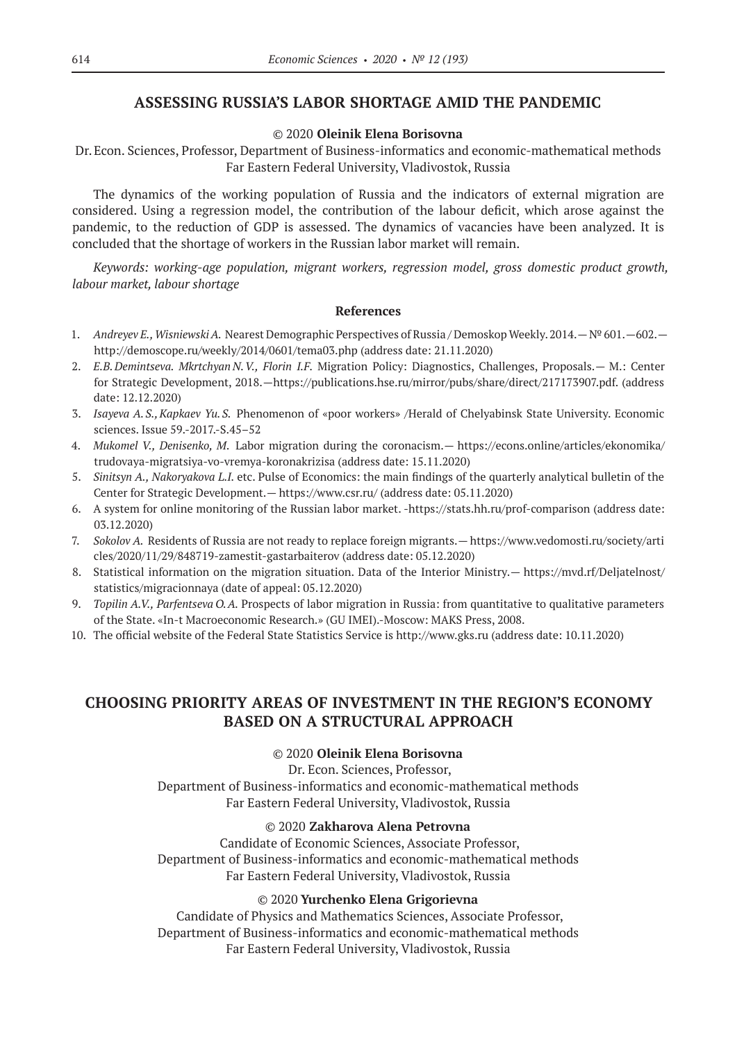## ASSESSING RUSSIA'S LABOR SHORTAGE AMID THE PANDEMIC

© 2020 **Oleinik Elena Borisovna**

Dr. Econ. Sciences, Professor, Department of Business-informatics and economic-mathematical methods
Far Eastern Federal University, Vladivostok, Russia

The dynamics of the working population of Russia and the indicators of external migration are considered. Using a regression model, the contribution of the labour deficit, which arose against the pandemic, to the reduction of GDP is assessed. The dynamics of vacancies have been analyzed. It is concluded that the shortage of workers in the Russian labor market will remain.

*Keywords: working-age population, migrant workers, regression model, gross domestic product growth, labour market, labour shortage*

### References

1. *Andreyev E., Wisniewski A.* Nearest Demographic Perspectives of Russia / Demoskop Weekly. 2014.— № 601.—602.— http://demoscope.ru/weekly/2014/0601/tema03.php (address date: 21.11.2020)
2. *E.B. Demintseva. Mkrtchyan N. V., Florin I.F.* Migration Policy: Diagnostics, Challenges, Proposals.— M.: Center for Strategic Development, 2018.—https://publications.hse.ru/mirror/pubs/share/direct/217173907.pdf. (address date: 12.12.2020)
3. *Isayeva A. S., Kapkaev Yu. S.* Phenomenon of «poor workers» /Herald of Chelyabinsk State University. Economic sciences. Issue 59.-2017.-S.45–52
4. *Mukomel V., Denisenko, M.* Labor migration during the coronacism.— https://econs.online/articles/ekonomika/trudovaya-migratsiya-vo-vremya-koronakrizisa (address date: 15.11.2020)
5. *Sinitsyn A., Nakoryakova L.I.* etc. Pulse of Economics: the main findings of the quarterly analytical bulletin of the Center for Strategic Development.— https://www.csr.ru/ (address date: 05.11.2020)
6. A system for online monitoring of the Russian labor market. -https://stats.hh.ru/prof-comparison (address date: 03.12.2020)
7. *Sokolov A.* Residents of Russia are not ready to replace foreign migrants.— https://www.vedomosti.ru/society/articles/2020/11/29/848719-zamestit-gastarbaiterov (address date: 05.12.2020)
8. Statistical information on the migration situation. Data of the Interior Ministry.— https://mvd.rf/Deljatelnost/statistics/migracionnaya (date of appeal: 05.12.2020)
9. *Topilin A.V., Parfentseva O. A.* Prospects of labor migration in Russia: from quantitative to qualitative parameters of the State. «In-t Macroeconomic Research.» (GU IMEI).-Moscow: MAKS Press, 2008.
10. The official website of the Federal State Statistics Service is http://www.gks.ru (address date: 10.11.2020)

## CHOOSING PRIORITY AREAS OF INVESTMENT IN THE REGION'S ECONOMY BASED ON A STRUCTURAL APPROACH

© 2020 **Oleinik Elena Borisovna**

Dr. Econ. Sciences, Professor,
Department of Business-informatics and economic-mathematical methods
Far Eastern Federal University, Vladivostok, Russia

© 2020 **Zakharova Alena Petrovna**

Candidate of Economic Sciences, Associate Professor,
Department of Business-informatics and economic-mathematical methods
Far Eastern Federal University, Vladivostok, Russia

© 2020 **Yurchenko Elena Grigorievna**

Candidate of Physics and Mathematics Sciences, Associate Professor,
Department of Business-informatics and economic-mathematical methods
Far Eastern Federal University, Vladivostok, Russia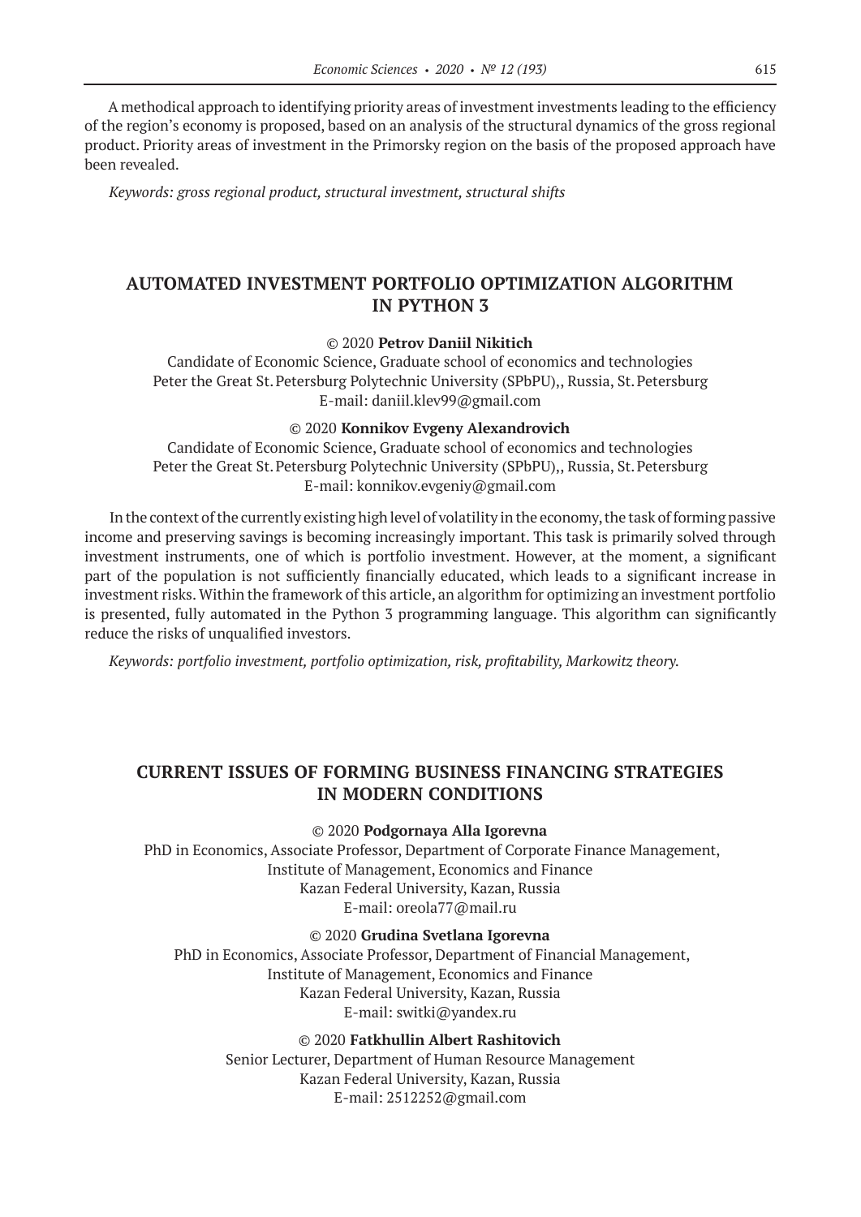A methodical approach to identifying priority areas of investment investments leading to the efficiency of the region's economy is proposed, based on an analysis of the structural dynamics of the gross regional product. Priority areas of investment in the Primorsky region on the basis of the proposed approach have been revealed.

*Keywords: gross regional product, structural investment, structural shifts*

## AUTOMATED INVESTMENT PORTFOLIO OPTIMIZATION ALGORITHM IN PYTHON 3

© 2020 **Petrov Daniil Nikitich**
Candidate of Economic Science, Graduate school of economics and technologies
Peter the Great St. Petersburg Polytechnic University (SPbPU),, Russia, St. Petersburg
E-mail: daniil.klev99@gmail.com

© 2020 **Konnikov Evgeny Alexandrovich**
Candidate of Economic Science, Graduate school of economics and technologies
Peter the Great St. Petersburg Polytechnic University (SPbPU),, Russia, St. Petersburg
E-mail: konnikov.evgeniy@gmail.com

In the context of the currently existing high level of volatility in the economy, the task of forming passive income and preserving savings is becoming increasingly important. This task is primarily solved through investment instruments, one of which is portfolio investment. However, at the moment, a significant part of the population is not sufficiently financially educated, which leads to a significant increase in investment risks. Within the framework of this article, an algorithm for optimizing an investment portfolio is presented, fully automated in the Python 3 programming language. This algorithm can significantly reduce the risks of unqualified investors.

*Keywords: portfolio investment, portfolio optimization, risk, profitability, Markowitz theory.*

## CURRENT ISSUES OF FORMING BUSINESS FINANCING STRATEGIES IN MODERN CONDITIONS

© 2020 **Podgornaya Alla Igorevna**
PhD in Economics, Associate Professor, Department of Corporate Finance Management,
Institute of Management, Economics and Finance
Kazan Federal University, Kazan, Russia
E-mail: oreola77@mail.ru

© 2020 **Grudina Svetlana Igorevna**
PhD in Economics, Associate Professor, Department of Financial Management,
Institute of Management, Economics and Finance
Kazan Federal University, Kazan, Russia
E-mail: switki@yandex.ru

© 2020 **Fatkhullin Albert Rashitovich**
Senior Lecturer, Department of Human Resource Management
Kazan Federal University, Kazan, Russia
E-mail: 2512252@gmail.com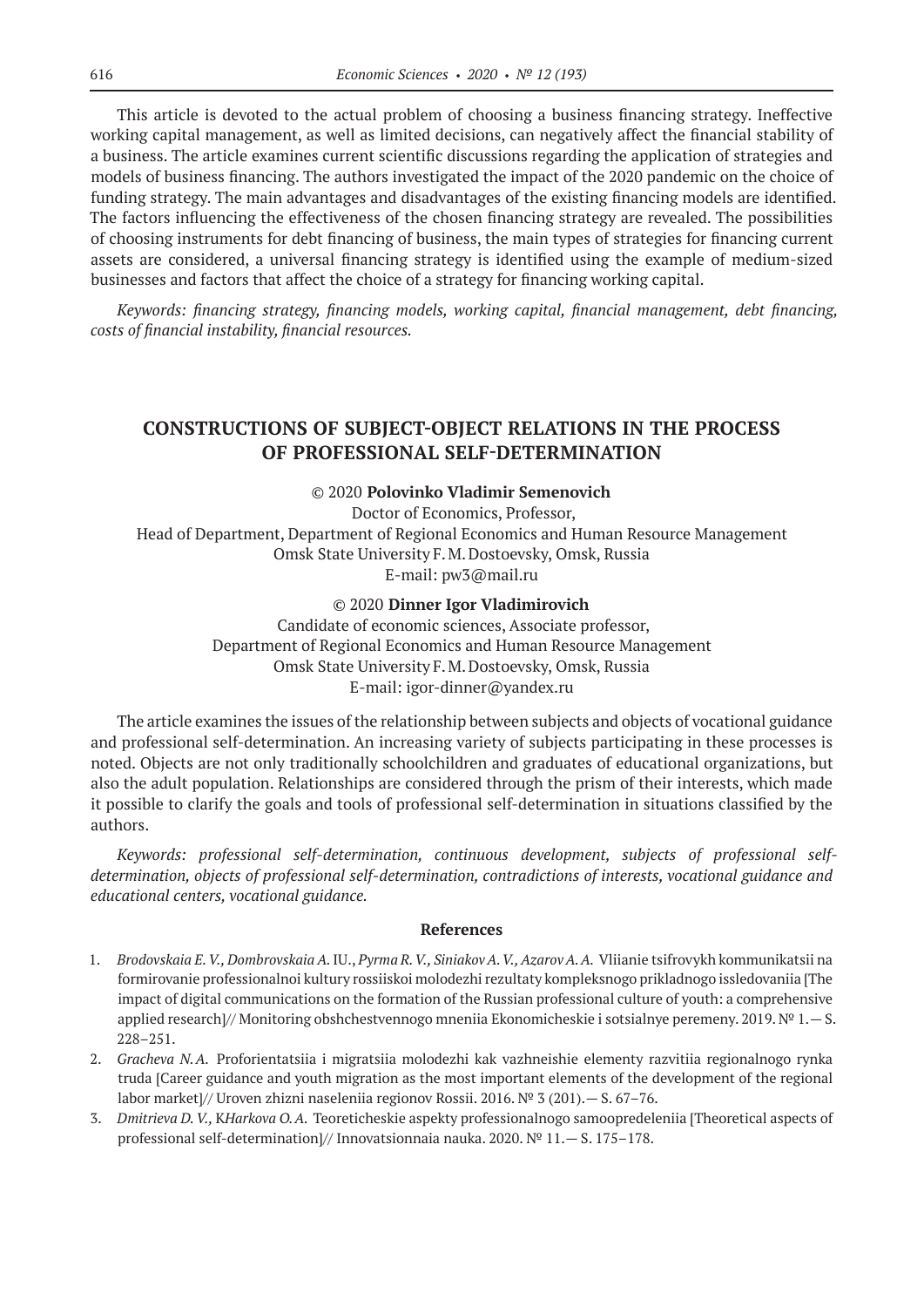This article is devoted to the actual problem of choosing a business financing strategy. Ineffective working capital management, as well as limited decisions, can negatively affect the financial stability of a business. The article examines current scientific discussions regarding the application of strategies and models of business financing. The authors investigated the impact of the 2020 pandemic on the choice of funding strategy. The main advantages and disadvantages of the existing financing models are identified. The factors influencing the effectiveness of the chosen financing strategy are revealed. The possibilities of choosing instruments for debt financing of business, the main types of strategies for financing current assets are considered, a universal financing strategy is identified using the example of medium-sized businesses and factors that affect the choice of a strategy for financing working capital.

*Keywords: financing strategy, financing models, working capital, financial management, debt financing, costs of financial instability, financial resources.*

## CONSTRUCTIONS OF SUBJECT-OBJECT RELATIONS IN THE PROCESS OF PROFESSIONAL SELF-DETERMINATION

© 2020 **Polovinko Vladimir Semenovich**
Doctor of Economics, Professor,
Head of Department, Department of Regional Economics and Human Resource Management
Omsk State University F. M. Dostoevsky, Omsk, Russia
E-mail: pw3@mail.ru

© 2020 **Dinner Igor Vladimirovich**
Candidate of economic sciences, Associate professor,
Department of Regional Economics and Human Resource Management
Omsk State University F. M. Dostoevsky, Omsk, Russia
E-mail: igor-dinner@yandex.ru

The article examines the issues of the relationship between subjects and objects of vocational guidance and professional self-determination. An increasing variety of subjects participating in these processes is noted. Objects are not only traditionally schoolchildren and graduates of educational organizations, but also the adult population. Relationships are considered through the prism of their interests, which made it possible to clarify the goals and tools of professional self-determination in situations classified by the authors.

*Keywords: professional self-determination, continuous development, subjects of professional self-determination, objects of professional self-determination, contradictions of interests, vocational guidance and educational centers, vocational guidance.*

### References

1. *Brodovskaia E. V., Dombrovskaia A.* IU., *Pyrma R. V., Siniakov A. V., Azarov A. A.* Vliianie tsifrovykh kommunikatsii na formirovanie professionalnoi kultury rossiiskoi molodezhi rezultaty kompleksnogo prikladnogo issledovaniia [The impact of digital communications on the formation of the Russian professional culture of youth: a comprehensive applied research]// Monitoring obshchestvennogo mneniia Ekonomicheskie i sotsialnye peremeny. 2019. № 1. — S. 228–251.
2. *Gracheva N. A.* Proforientatsiia i migratsiia molodezhi kak vazhneishie elementy razvitiia regionalnogo rynka truda [Career guidance and youth migration as the most important elements of the development of the regional labor market]// Uroven zhizni naseleniia regionov Rossii. 2016. № 3 (201). — S. 67–76.
3. *Dmitrieva D. V., KHarkova O. A.* Teoreticheskie aspekty professionalnogo samoopredeleniia [Theoretical aspects of professional self-determination]// Innovatsionnaia nauka. 2020. № 11. — S. 175–178.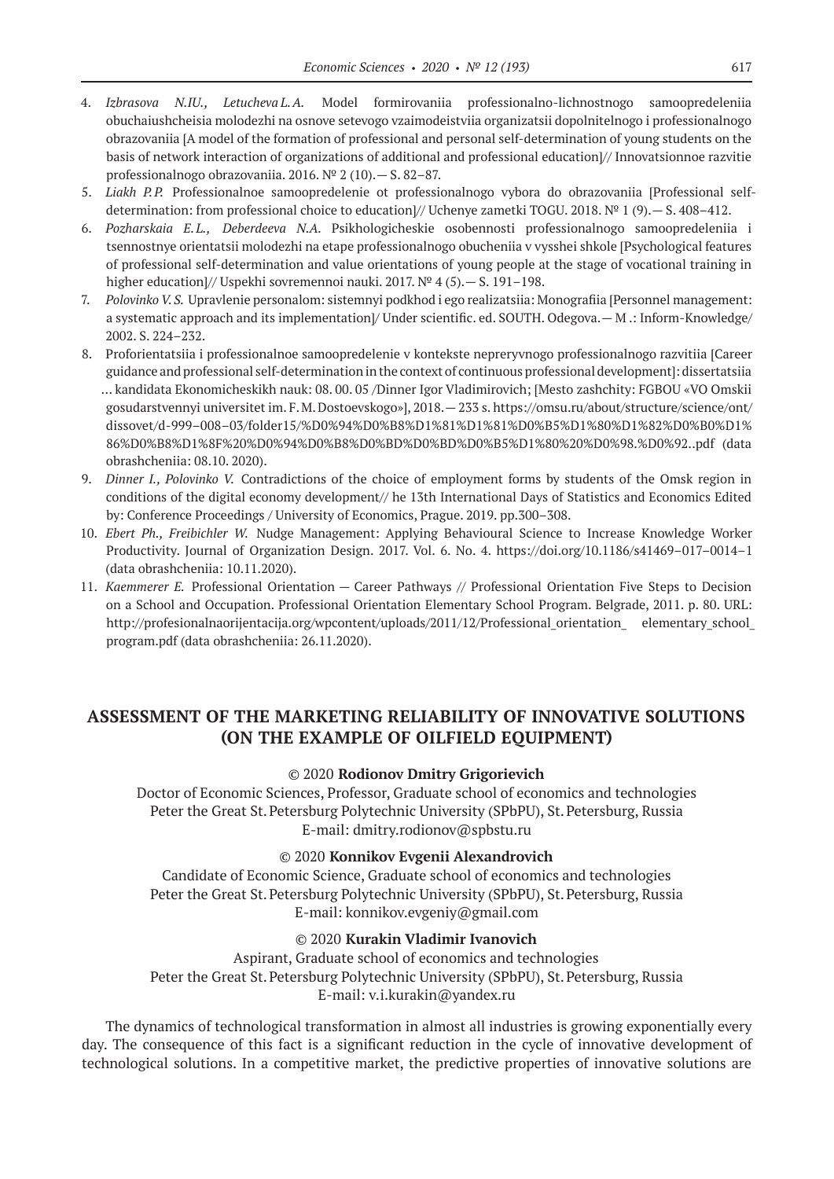4. *Izbrasova N.IU., Letucheva L.A.* Model formirovaniia professionalno-lichnostnogo samoopredeleniia obuchaiushcheisia molodezhi na osnove setevogo vzaimodeistviia organizatsii dopolnitelnogo i professionalnogo obrazovaniia [A model of the formation of professional and personal self-determination of young students on the basis of network interaction of organizations of additional and professional education]// Innovatsionnoe razvitie professionalnogo obrazovaniia. 2016. № 2 (10).— S. 82–87.
5. *Liakh P.P.* Professionalnoe samoopredelenie ot professionalnogo vybora do obrazovaniia [Professional self-determination: from professional choice to education]// Uchenye zametki TOGU. 2018. № 1 (9).— S. 408–412.
6. *Pozharskaia E.L., Deberdeeva N.A.* Psikhologicheskie osobennosti professionalnogo samoopredeleniia i tsennostnye orientatsii molodezhi na etape professionalnogo obucheniia v vysshei shkole [Psychological features of professional self-determination and value orientations of young people at the stage of vocational training in higher education]// Uspekhi sovremennoi nauki. 2017. № 4 (5).— S. 191–198.
7. *Polovinko V.S.* Upravlenie personalom: sistemnyi podkhod i ego realizatsiia: Monografiia [Personnel management: a systematic approach and its implementation]/ Under scientific. ed. SOUTH. Odegova.— M .: Inform-Knowledge/ 2002. S. 224–232.
8. Proforientatsiia i professionalnoe samoopredelenie v kontekste nepreryvnogo professionalnogo razvitiia [Career guidance and professional self-determination in the context of continuous professional development]: dissertatsiia … kandidata Ekonomicheskikh nauk: 08. 00. 05 /Dinner Igor Vladimirovich; [Mesto zashchity: FGBOU «VO Omskii gosudarstvennyi universitet im. F.M. Dostoevskogo»], 2018.— 233 s. https://omsu.ru/about/structure/science/ont/dissovet/d-999–008–03/folder15/%D0%94%D0%B8%D1%81%D1%81%D0%B5%D1%80%D1%82%D0%B0%D1%86%D0%B8%D1%8F%20%D0%94%D0%B8%D0%BD%D0%BD%D0%B5%D1%80%20%D0%98.%D0%92..pdf (data obrashcheniia: 08.10. 2020).
9. *Dinner I., Polovinko V.* Contradictions of the choice of employment forms by students of the Omsk region in conditions of the digital economy development// he 13th International Days of Statistics and Economics Edited by: Conference Proceedings / University of Economics, Prague. 2019. pp.300–308.
10. *Ebert Ph., Freibichler W.* Nudge Management: Applying Behavioural Science to Increase Knowledge Worker Productivity. Journal of Organization Design. 2017. Vol. 6. No. 4. https://doi.org/10.1186/s41469–017–0014–1 (data obrashcheniia: 10.11.2020).
11. *Kaemmerer E.* Professional Orientation — Career Pathways // Professional Orientation Five Steps to Decision on a School and Occupation. Professional Orientation Elementary School Program. Belgrade, 2011. p. 80. URL: http://profesionalnaorijentacija.org/wpcontent/uploads/2011/12/Professional_orientation_ elementary_school_program.pdf (data obrashcheniia: 26.11.2020).

## ASSESSMENT OF THE MARKETING RELIABILITY OF INNOVATIVE SOLUTIONS (ON THE EXAMPLE OF OILFIELD EQUIPMENT)

© 2020 **Rodionov Dmitry Grigorievich**

Doctor of Economic Sciences, Professor, Graduate school of economics and technologies
Peter the Great St. Petersburg Polytechnic University (SPbPU), St. Petersburg, Russia
E-mail: dmitry.rodionov@spbstu.ru

© 2020 **Konnikov Evgenii Alexandrovich**

Candidate of Economic Science, Graduate school of economics and technologies
Peter the Great St. Petersburg Polytechnic University (SPbPU), St. Petersburg, Russia
E-mail: konnikov.evgeniy@gmail.com

© 2020 **Kurakin Vladimir Ivanovich**

Aspirant, Graduate school of economics and technologies
Peter the Great St. Petersburg Polytechnic University (SPbPU), St. Petersburg, Russia
E-mail: v.i.kurakin@yandex.ru

The dynamics of technological transformation in almost all industries is growing exponentially every day. The consequence of this fact is a significant reduction in the cycle of innovative development of technological solutions. In a competitive market, the predictive properties of innovative solutions are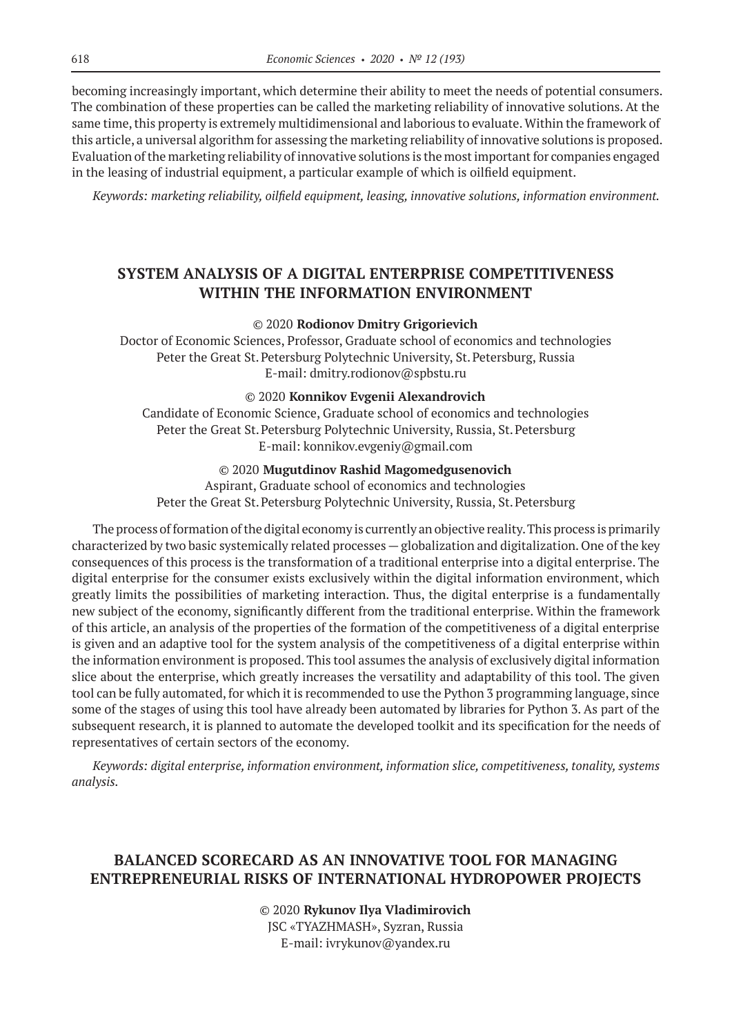becoming increasingly important, which determine their ability to meet the needs of potential consumers. The combination of these properties can be called the marketing reliability of innovative solutions. At the same time, this property is extremely multidimensional and laborious to evaluate. Within the framework of this article, a universal algorithm for assessing the marketing reliability of innovative solutions is proposed. Evaluation of the marketing reliability of innovative solutions is the most important for companies engaged in the leasing of industrial equipment, a particular example of which is oilfield equipment.

*Keywords: marketing reliability, oilfield equipment, leasing, innovative solutions, information environment.*

## SYSTEM ANALYSIS OF A DIGITAL ENTERPRISE COMPETITIVENESS WITHIN THE INFORMATION ENVIRONMENT

© 2020 **Rodionov Dmitry Grigorievich**
Doctor of Economic Sciences, Professor, Graduate school of economics and technologies
Peter the Great St. Petersburg Polytechnic University, St. Petersburg, Russia
E-mail: dmitry.rodionov@spbstu.ru

© 2020 **Konnikov Evgenii Alexandrovich**
Candidate of Economic Science, Graduate school of economics and technologies
Peter the Great St. Petersburg Polytechnic University, Russia, St. Petersburg
E-mail: konnikov.evgeniy@gmail.com

© 2020 **Mugutdinov Rashid Magomedgusenovich**
Aspirant, Graduate school of economics and technologies
Peter the Great St. Petersburg Polytechnic University, Russia, St. Petersburg

The process of formation of the digital economy is currently an objective reality. This process is primarily characterized by two basic systemically related processes — globalization and digitalization. One of the key consequences of this process is the transformation of a traditional enterprise into a digital enterprise. The digital enterprise for the consumer exists exclusively within the digital information environment, which greatly limits the possibilities of marketing interaction. Thus, the digital enterprise is a fundamentally new subject of the economy, significantly different from the traditional enterprise. Within the framework of this article, an analysis of the properties of the formation of the competitiveness of a digital enterprise is given and an adaptive tool for the system analysis of the competitiveness of a digital enterprise within the information environment is proposed. This tool assumes the analysis of exclusively digital information slice about the enterprise, which greatly increases the versatility and adaptability of this tool. The given tool can be fully automated, for which it is recommended to use the Python 3 programming language, since some of the stages of using this tool have already been automated by libraries for Python 3. As part of the subsequent research, it is planned to automate the developed toolkit and its specification for the needs of representatives of certain sectors of the economy.

*Keywords: digital enterprise, information environment, information slice, competitiveness, tonality, systems analysis.*

## BALANCED SCORECARD AS AN INNOVATIVE TOOL FOR MANAGING ENTREPRENEURIAL RISKS OF INTERNATIONAL HYDROPOWER PROJECTS

© 2020 **Rykunov Ilya Vladimirovich**
JSC «TYAZHMASH», Syzran, Russia
E-mail: ivrykunov@yandex.ru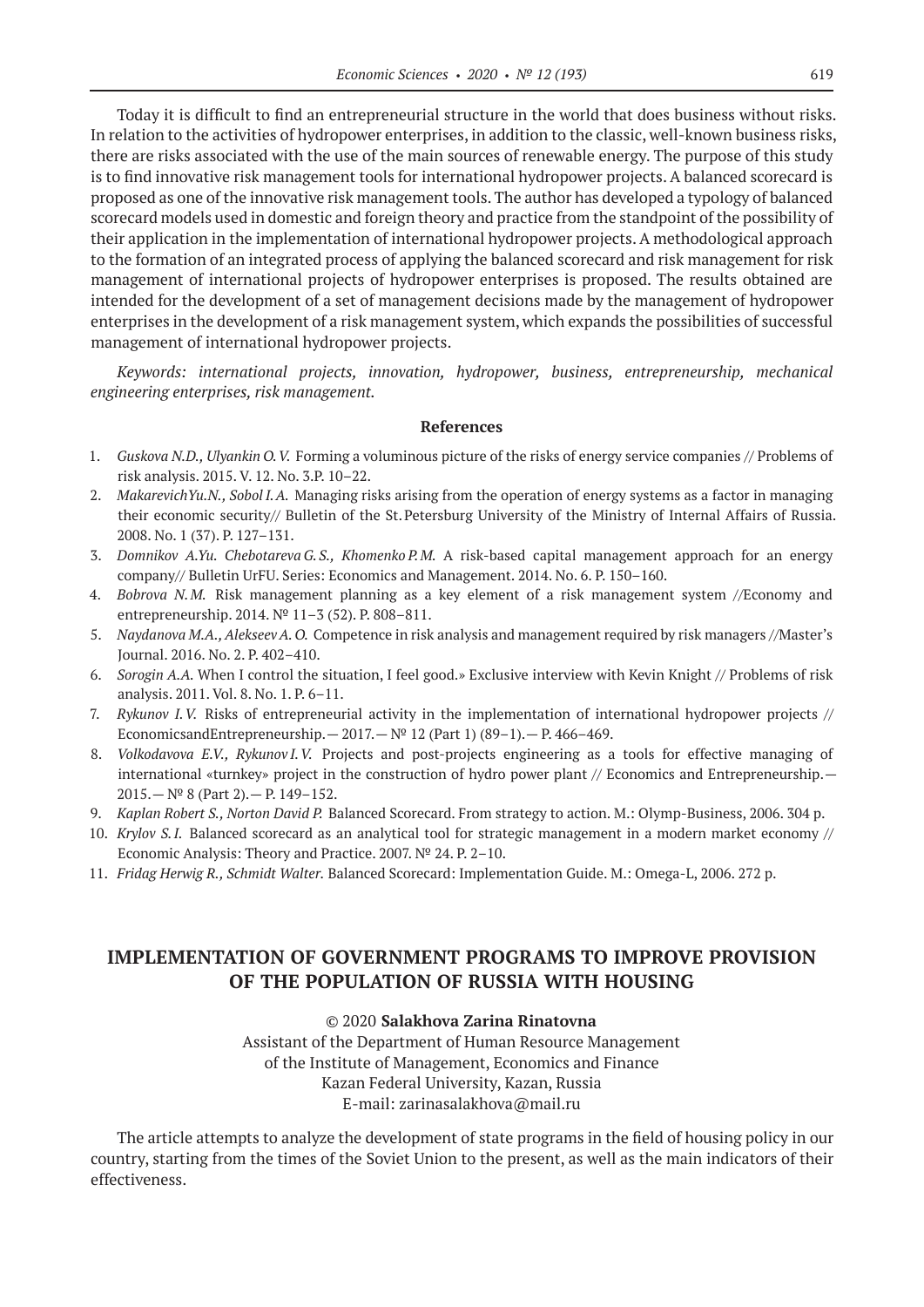Today it is difficult to find an entrepreneurial structure in the world that does business without risks. In relation to the activities of hydropower enterprises, in addition to the classic, well-known business risks, there are risks associated with the use of the main sources of renewable energy. The purpose of this study is to find innovative risk management tools for international hydropower projects. A balanced scorecard is proposed as one of the innovative risk management tools. The author has developed a typology of balanced scorecard models used in domestic and foreign theory and practice from the standpoint of the possibility of their application in the implementation of international hydropower projects. A methodological approach to the formation of an integrated process of applying the balanced scorecard and risk management for risk management of international projects of hydropower enterprises is proposed. The results obtained are intended for the development of a set of management decisions made by the management of hydropower enterprises in the development of a risk management system, which expands the possibilities of successful management of international hydropower projects.

*Keywords: international projects, innovation, hydropower, business, entrepreneurship, mechanical engineering enterprises, risk management.*

### References

1. *Guskova N.D., Ulyankin O.V.* Forming a voluminous picture of the risks of energy service companies // Problems of risk analysis. 2015. V. 12. No. 3.P. 10–22.
2. *MakarevichYu.N., Sobol I.A.* Managing risks arising from the operation of energy systems as a factor in managing their economic security// Bulletin of the St. Petersburg University of the Ministry of Internal Affairs of Russia. 2008. No. 1 (37). P. 127–131.
3. *Domnikov A.Yu. Chebotareva G.S., Khomenko P.M.* A risk-based capital management approach for an energy company// Bulletin UrFU. Series: Economics and Management. 2014. No. 6. P. 150–160.
4. *Bobrova N.M.* Risk management planning as a key element of a risk management system //Economy and entrepreneurship. 2014. № 11–3 (52). P. 808–811.
5. *Naydanova M.A., Alekseev A.O.* Competence in risk analysis and management required by risk managers //Master's Journal. 2016. No. 2. P. 402–410.
6. *Sorogin A.A.* When I control the situation, I feel good.» Exclusive interview with Kevin Knight // Problems of risk analysis. 2011. Vol. 8. No. 1. P. 6–11.
7. *Rykunov I.V.* Risks of entrepreneurial activity in the implementation of international hydropower projects // EconomicsandEntrepreneurship.— 2017.— № 12 (Part 1) (89–1).— P. 466–469.
8. *Volkodavova E.V., Rykunov I.V.* Projects and post-projects engineering as a tools for effective managing of international «turnkey» project in the construction of hydro power plant // Economics and Entrepreneurship.— 2015.— № 8 (Part 2).— P. 149–152.
9. *Kaplan Robert S., Norton David P.* Balanced Scorecard. From strategy to action. M.: Olymp-Business, 2006. 304 p.
10. *Krylov S.I.* Balanced scorecard as an analytical tool for strategic management in a modern market economy // Economic Analysis: Theory and Practice. 2007. № 24. P. 2–10.
11. *Fridag Herwig R., Schmidt Walter.* Balanced Scorecard: Implementation Guide. M.: Omega-L, 2006. 272 p.

## IMPLEMENTATION OF GOVERNMENT PROGRAMS TO IMPROVE PROVISION OF THE POPULATION OF RUSSIA WITH HOUSING

© 2020 **Salakhova Zarina Rinatovna**
Assistant of the Department of Human Resource Management
of the Institute of Management, Economics and Finance
Kazan Federal University, Kazan, Russia
E-mail: zarinasalakhova@mail.ru

The article attempts to analyze the development of state programs in the field of housing policy in our country, starting from the times of the Soviet Union to the present, as well as the main indicators of their effectiveness.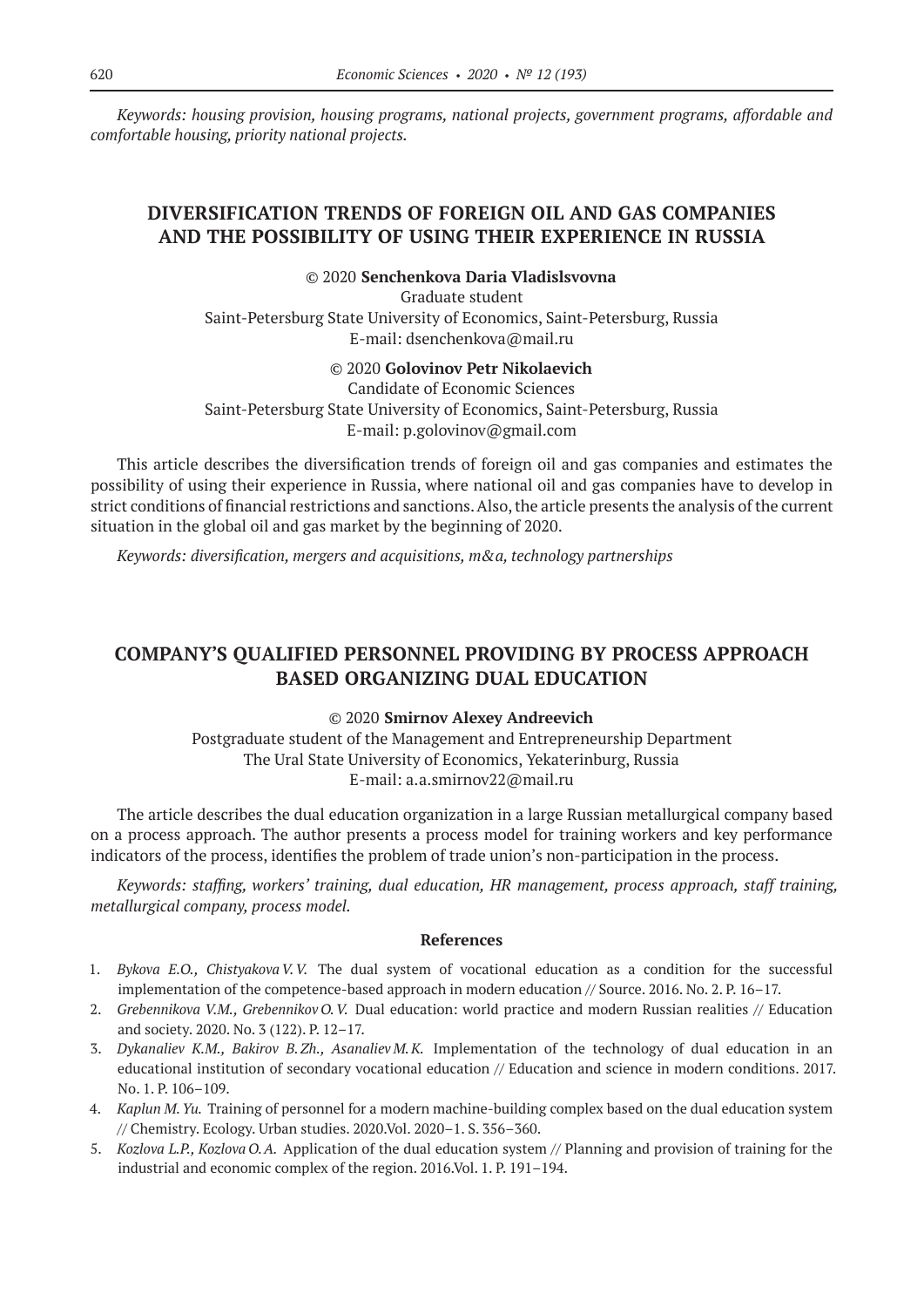*Keywords: housing provision, housing programs, national projects, government programs, affordable and comfortable housing, priority national projects.*

## DIVERSIFICATION TRENDS OF FOREIGN OIL AND GAS COMPANIES AND THE POSSIBILITY OF USING THEIR EXPERIENCE IN RUSSIA

© 2020 **Senchenkova Daria Vladislsvovna**
Graduate student
Saint-Petersburg State University of Economics, Saint-Petersburg, Russia
E-mail: dsenchenkova@mail.ru

© 2020 **Golovinov Petr Nikolaevich**
Candidate of Economic Sciences
Saint-Petersburg State University of Economics, Saint-Petersburg, Russia
E-mail: p.golovinov@gmail.com

This article describes the diversification trends of foreign oil and gas companies and estimates the possibility of using their experience in Russia, where national oil and gas companies have to develop in strict conditions of financial restrictions and sanctions. Also, the article presents the analysis of the current situation in the global oil and gas market by the beginning of 2020.

*Keywords: diversification, mergers and acquisitions, m&a, technology partnerships*

## COMPANY'S QUALIFIED PERSONNEL PROVIDING BY PROCESS APPROACH BASED ORGANIZING DUAL EDUCATION

© 2020 **Smirnov Alexey Andreevich**
Postgraduate student of the Management and Entrepreneurship Department
The Ural State University of Economics, Yekaterinburg, Russia
E-mail: a.a.smirnov22@mail.ru

The article describes the dual education organization in a large Russian metallurgical company based on a process approach. The author presents a process model for training workers and key performance indicators of the process, identifies the problem of trade union's non-participation in the process.

*Keywords: staffing, workers' training, dual education, HR management, process approach, staff training, metallurgical company, process model.*

### References

1. *Bykova E.O., Chistyakova V.V.* The dual system of vocational education as a condition for the successful implementation of the competence-based approach in modern education // Source. 2016. No. 2. P. 16–17.
2. *Grebennikova V.M., Grebennikov O.V.* Dual education: world practice and modern Russian realities // Education and society. 2020. No. 3 (122). P. 12–17.
3. *Dykanaliev K.M., Bakirov B.Zh., Asanaliev M.K.* Implementation of the technology of dual education in an educational institution of secondary vocational education // Education and science in modern conditions. 2017. No. 1. P. 106–109.
4. *Kaplun M.Yu.* Training of personnel for a modern machine-building complex based on the dual education system // Chemistry. Ecology. Urban studies. 2020.Vol. 2020–1. S. 356–360.
5. *Kozlova L.P., Kozlova O.A.* Application of the dual education system // Planning and provision of training for the industrial and economic complex of the region. 2016.Vol. 1. P. 191–194.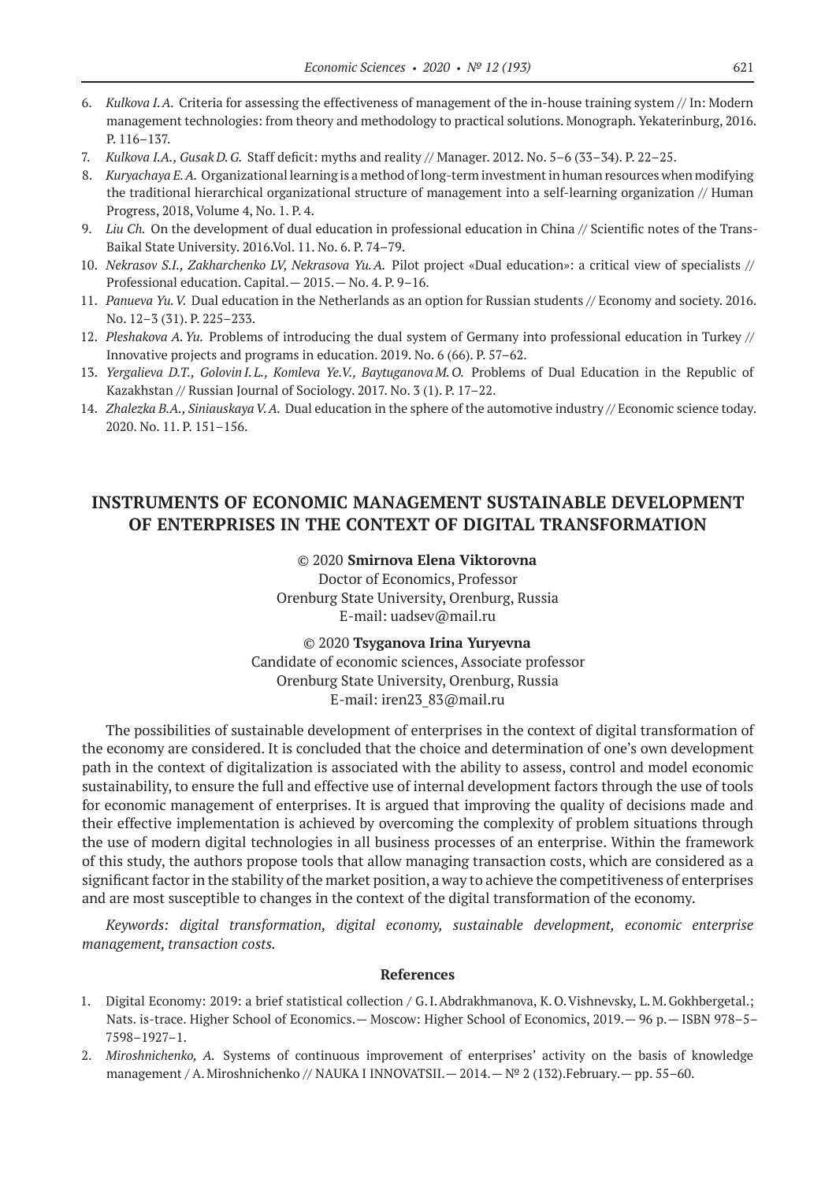6. *Kulkova I.A.* Criteria for assessing the effectiveness of management of the in-house training system // In: Modern management technologies: from theory and methodology to practical solutions. Monograph. Yekaterinburg, 2016. P. 116–137.
7. *Kulkova I.A., Gusak D.G.* Staff deficit: myths and reality // Manager. 2012. No. 5–6 (33–34). P. 22–25.
8. *Kuryachaya E.A.* Organizational learning is a method of long-term investment in human resources when modifying the traditional hierarchical organizational structure of management into a self-learning organization // Human Progress, 2018, Volume 4, No. 1. P. 4.
9. *Liu Ch.* On the development of dual education in professional education in China // Scientific notes of the Trans-Baikal State University. 2016.Vol. 11. No. 6. P. 74–79.
10. *Nekrasov S.I., Zakharchenko LV, Nekrasova Yu.A.* Pilot project «Dual education»: a critical view of specialists // Professional education. Capital.— 2015.— No. 4. P. 9–16.
11. *Panueva Yu.V.* Dual education in the Netherlands as an option for Russian students // Economy and society. 2016. No. 12–3 (31). P. 225–233.
12. *Pleshakova A.Yu.* Problems of introducing the dual system of Germany into professional education in Turkey // Innovative projects and programs in education. 2019. No. 6 (66). P. 57–62.
13. *Yergalieva D.T., Golovin I.L., Komleva Ye.V., Baytuganova M.O.* Problems of Dual Education in the Republic of Kazakhstan // Russian Journal of Sociology. 2017. No. 3 (1). P. 17–22.
14. *Zhalezka B.A., Siniauskaya V.A.* Dual education in the sphere of the automotive industry // Economic science today. 2020. No. 11. P. 151–156.

## INSTRUMENTS OF ECONOMIC MANAGEMENT SUSTAINABLE DEVELOPMENT OF ENTERPRISES IN THE CONTEXT OF DIGITAL TRANSFORMATION

© 2020 **Smirnova Elena Viktorovna**
Doctor of Economics, Professor
Orenburg State University, Orenburg, Russia
E-mail: uadsev@mail.ru

© 2020 **Tsyganova Irina Yuryevna**
Candidate of economic sciences, Associate professor
Orenburg State University, Orenburg, Russia
E-mail: iren23_83@mail.ru

The possibilities of sustainable development of enterprises in the context of digital transformation of the economy are considered. It is concluded that the choice and determination of one's own development path in the context of digitalization is associated with the ability to assess, control and model economic sustainability, to ensure the full and effective use of internal development factors through the use of tools for economic management of enterprises. It is argued that improving the quality of decisions made and their effective implementation is achieved by overcoming the complexity of problem situations through the use of modern digital technologies in all business processes of an enterprise. Within the framework of this study, the authors propose tools that allow managing transaction costs, which are considered as a significant factor in the stability of the market position, a way to achieve the competitiveness of enterprises and are most susceptible to changes in the context of the digital transformation of the economy.

*Keywords: digital transformation, digital economy, sustainable development, economic enterprise management, transaction costs.*

### References

1. Digital Economy: 2019: a brief statistical collection / G.I.Abdrakhmanova, K.O.Vishnevsky, L.M.Gokhbergetal.; Nats. is-trace. Higher School of Economics.— Moscow: Higher School of Economics, 2019.— 96 p.— ISBN 978–5–7598–1927–1.
2. *Miroshnichenko, A.* Systems of continuous improvement of enterprises' activity on the basis of knowledge management / A.Miroshnichenko // NAUKA I INNOVATSII.— 2014.— № 2 (132).February.— pp. 55–60.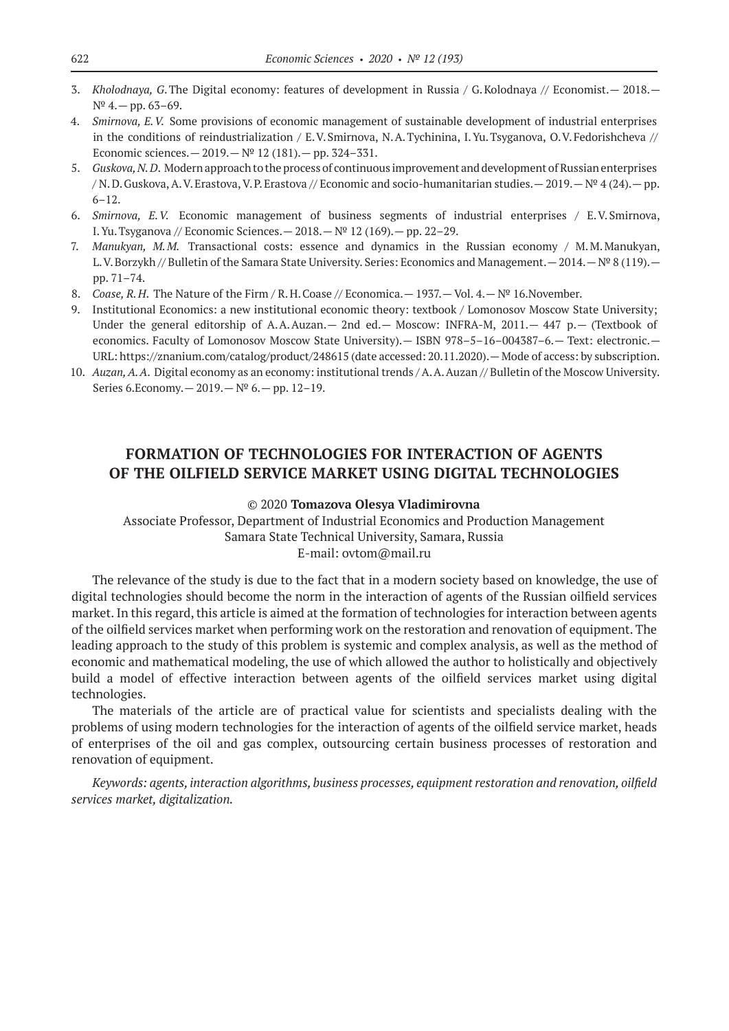3. *Kholodnaya, G.* The Digital economy: features of development in Russia / G. Kolodnaya // Economist. — 2018. — № 4. — pp. 63–69.
4. *Smirnova, E. V.* Some provisions of economic management of sustainable development of industrial enterprises in the conditions of reindustrialization / E. V. Smirnova, N. A. Tychinina, I. Yu. Tsyganova, O. V. Fedorishcheva // Economic sciences. — 2019. — № 12 (181). — pp. 324–331.
5. *Guskova, N. D.* Modern approach to the process of continuous improvement and development of Russian enterprises / N. D. Guskova, A. V. Erastova, V. P. Erastova // Economic and socio-humanitarian studies. — 2019. — № 4 (24). — pp. 6–12.
6. *Smirnova, E. V.* Economic management of business segments of industrial enterprises / E. V. Smirnova, I. Yu. Tsyganova // Economic Sciences. — 2018. — № 12 (169). — pp. 22–29.
7. *Manukyan, M. M.* Transactional costs: essence and dynamics in the Russian economy / M. M. Manukyan, L. V. Borzykh // Bulletin of the Samara State University. Series: Economics and Management. — 2014. — № 8 (119). — pp. 71–74.
8. *Coase, R. H.* The Nature of the Firm / R. H. Coase // Economica. — 1937. — Vol. 4. — № 16.November.
9. Institutional Economics: a new institutional economic theory: textbook / Lomonosov Moscow State University; Under the general editorship of A. A. Auzan. — 2nd ed. — Moscow: INFRA-M, 2011. — 447 p. — (Textbook of economics. Faculty of Lomonosov Moscow State University). — ISBN 978–5–16–004387–6. — Text: electronic. — URL: https://znanium.com/catalog/product/248615 (date accessed: 20.11.2020). — Mode of access: by subscription.
10. *Auzan, A. A.* Digital economy as an economy: institutional trends / A. A. Auzan // Bulletin of the Moscow University. Series 6.Economy. — 2019. — № 6. — pp. 12–19.

## FORMATION OF TECHNOLOGIES FOR INTERACTION OF AGENTS OF THE OILFIELD SERVICE MARKET USING DIGITAL TECHNOLOGIES

© 2020 **Tomazova Olesya Vladimirovna**

Associate Professor, Department of Industrial Economics and Production Management
Samara State Technical University, Samara, Russia
E-mail: ovtom@mail.ru

The relevance of the study is due to the fact that in a modern society based on knowledge, the use of digital technologies should become the norm in the interaction of agents of the Russian oilfield services market. In this regard, this article is aimed at the formation of technologies for interaction between agents of the oilfield services market when performing work on the restoration and renovation of equipment. The leading approach to the study of this problem is systemic and complex analysis, as well as the method of economic and mathematical modeling, the use of which allowed the author to holistically and objectively build a model of effective interaction between agents of the oilfield services market using digital technologies.

The materials of the article are of practical value for scientists and specialists dealing with the problems of using modern technologies for the interaction of agents of the oilfield service market, heads of enterprises of the oil and gas complex, outsourcing certain business processes of restoration and renovation of equipment.

*Keywords: agents, interaction algorithms, business processes, equipment restoration and renovation, oilfield services market, digitalization.*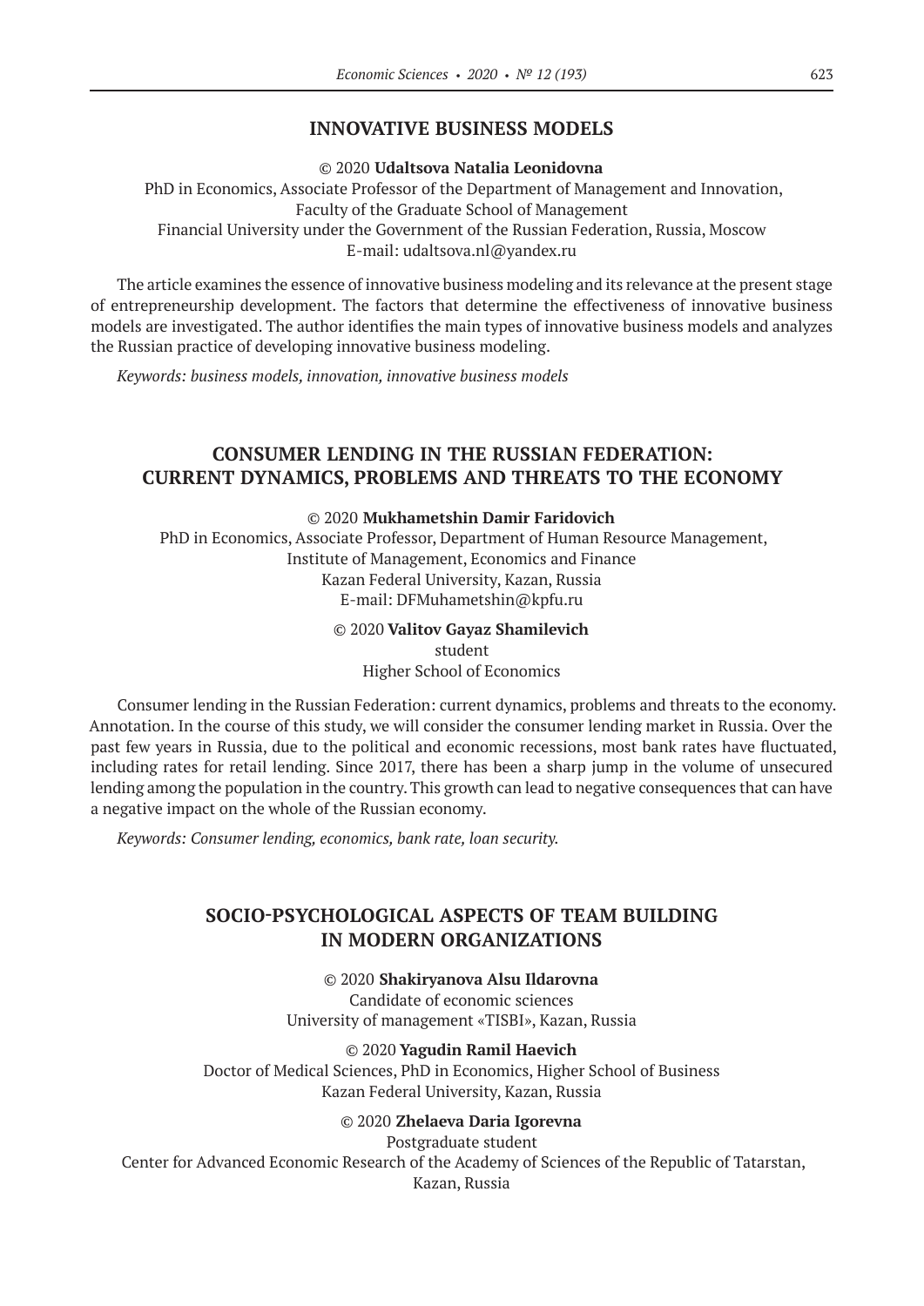## INNOVATIVE BUSINESS MODELS

© 2020 **Udaltsova Natalia Leonidovna**

PhD in Economics, Associate Professor of the Department of Management and Innovation,
Faculty of the Graduate School of Management
Financial University under the Government of the Russian Federation, Russia, Moscow
E-mail: udaltsova.nl@yandex.ru

The article examines the essence of innovative business modeling and its relevance at the present stage of entrepreneurship development. The factors that determine the effectiveness of innovative business models are investigated. The author identifies the main types of innovative business models and analyzes the Russian practice of developing innovative business modeling.

*Keywords: business models, innovation, innovative business models*

## CONSUMER LENDING IN THE RUSSIAN FEDERATION: CURRENT DYNAMICS, PROBLEMS AND THREATS TO THE ECONOMY

© 2020 **Mukhametshin Damir Faridovich**

PhD in Economics, Associate Professor, Department of Human Resource Management,
Institute of Management, Economics and Finance
Kazan Federal University, Kazan, Russia
E-mail: DFMuhametshin@kpfu.ru

© 2020 **Valitov Gayaz Shamilevich**

student
Higher School of Economics

Consumer lending in the Russian Federation: current dynamics, problems and threats to the economy. Annotation. In the course of this study, we will consider the consumer lending market in Russia. Over the past few years in Russia, due to the political and economic recessions, most bank rates have fluctuated, including rates for retail lending. Since 2017, there has been a sharp jump in the volume of unsecured lending among the population in the country. This growth can lead to negative consequences that can have a negative impact on the whole of the Russian economy.

*Keywords: Consumer lending, economics, bank rate, loan security.*

## SOCIO-PSYCHOLOGICAL ASPECTS OF TEAM BUILDING IN MODERN ORGANIZATIONS

© 2020 **Shakiryanova Alsu Ildarovna**

Candidate of economic sciences
University of management «TISBI», Kazan, Russia

© 2020 **Yagudin Ramil Haevich**

Doctor of Medical Sciences, PhD in Economics, Higher School of Business
Kazan Federal University, Kazan, Russia

© 2020 **Zhelaeva Daria Igorevna**

Postgraduate student
Center for Advanced Economic Research of the Academy of Sciences of the Republic of Tatarstan,
Kazan, Russia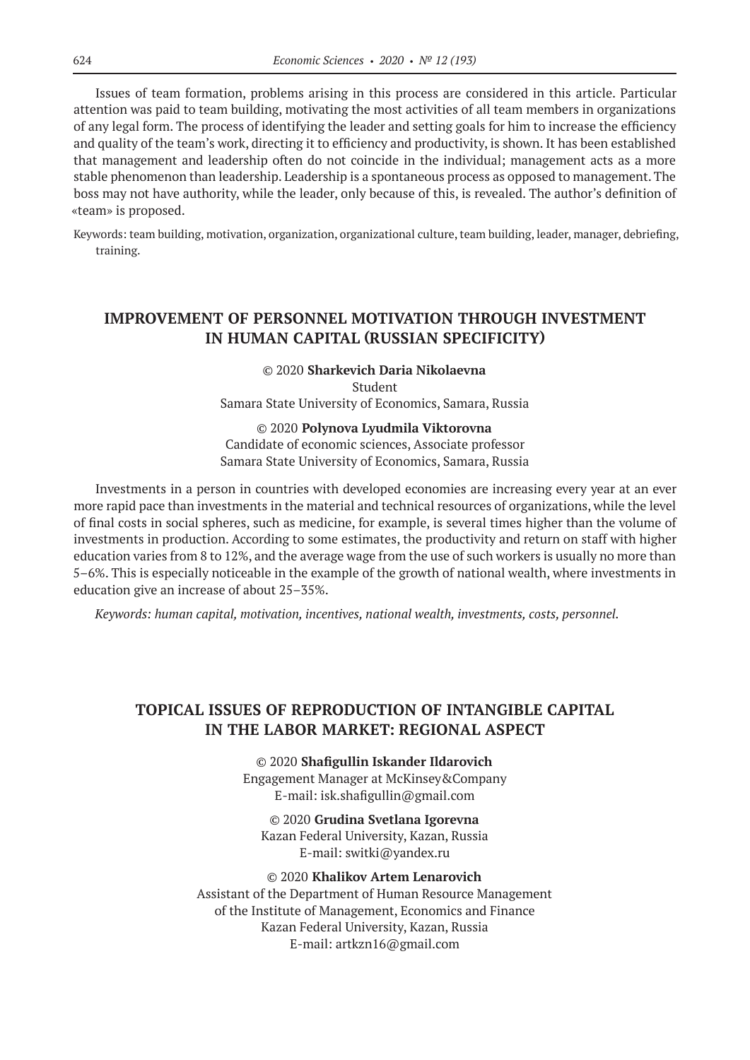Issues of team formation, problems arising in this process are considered in this article. Particular attention was paid to team building, motivating the most activities of all team members in organizations of any legal form. The process of identifying the leader and setting goals for him to increase the efficiency and quality of the team's work, directing it to efficiency and productivity, is shown. It has been established that management and leadership often do not coincide in the individual; management acts as a more stable phenomenon than leadership. Leadership is a spontaneous process as opposed to management. The boss may not have authority, while the leader, only because of this, is revealed. The author's definition of «team» is proposed.

Keywords: team building, motivation, organization, organizational culture, team building, leader, manager, debriefing, training.

## IMPROVEMENT OF PERSONNEL MOTIVATION THROUGH INVESTMENT IN HUMAN CAPITAL (RUSSIAN SPECIFICITY)

© 2020 **Sharkevich Daria Nikolaevna**
Student
Samara State University of Economics, Samara, Russia

© 2020 **Polynova Lyudmila Viktorovna**
Candidate of economic sciences, Associate professor
Samara State University of Economics, Samara, Russia

Investments in a person in countries with developed economies are increasing every year at an ever more rapid pace than investments in the material and technical resources of organizations, while the level of final costs in social spheres, such as medicine, for example, is several times higher than the volume of investments in production. According to some estimates, the productivity and return on staff with higher education varies from 8 to 12%, and the average wage from the use of such workers is usually no more than 5–6%. This is especially noticeable in the example of the growth of national wealth, where investments in education give an increase of about 25–35%.

*Keywords: human capital, motivation, incentives, national wealth, investments, costs, personnel.*

## TOPICAL ISSUES OF REPRODUCTION OF INTANGIBLE CAPITAL IN THE LABOR MARKET: REGIONAL ASPECT

© 2020 **Shafigullin Iskander Ildarovich**
Engagement Manager at McKinsey&Company
E-mail: isk.shafigullin@gmail.com

© 2020 **Grudina Svetlana Igorevna**
Kazan Federal University, Kazan, Russia
E-mail: switki@yandex.ru

© 2020 **Khalikov Artem Lenarovich**
Assistant of the Department of Human Resource Management
of the Institute of Management, Economics and Finance
Kazan Federal University, Kazan, Russia
E-mail: artkzn16@gmail.com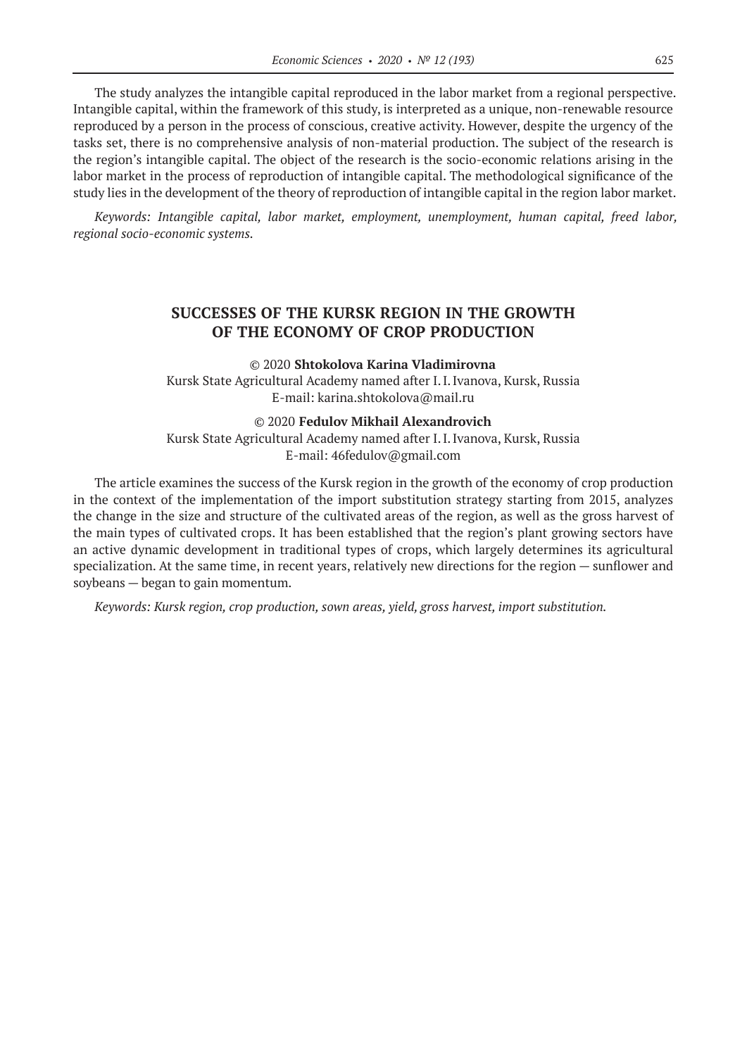The study analyzes the intangible capital reproduced in the labor market from a regional perspective. Intangible capital, within the framework of this study, is interpreted as a unique, non-renewable resource reproduced by a person in the process of conscious, creative activity. However, despite the urgency of the tasks set, there is no comprehensive analysis of non-material production. The subject of the research is the region's intangible capital. The object of the research is the socio-economic relations arising in the labor market in the process of reproduction of intangible capital. The methodological significance of the study lies in the development of the theory of reproduction of intangible capital in the region labor market.

*Keywords: Intangible capital, labor market, employment, unemployment, human capital, freed labor, regional socio-economic systems.*

## SUCCESSES OF THE KURSK REGION IN THE GROWTH OF THE ECONOMY OF CROP PRODUCTION

© 2020 **Shtokolova Karina Vladimirovna**
Kursk State Agricultural Academy named after I. I. Ivanova, Kursk, Russia
E-mail: karina.shtokolova@mail.ru

© 2020 **Fedulov Mikhail Alexandrovich**
Kursk State Agricultural Academy named after I. I. Ivanova, Kursk, Russia
E-mail: 46fedulov@gmail.com

The article examines the success of the Kursk region in the growth of the economy of crop production in the context of the implementation of the import substitution strategy starting from 2015, analyzes the change in the size and structure of the cultivated areas of the region, as well as the gross harvest of the main types of cultivated crops. It has been established that the region's plant growing sectors have an active dynamic development in traditional types of crops, which largely determines its agricultural specialization. At the same time, in recent years, relatively new directions for the region — sunflower and soybeans — began to gain momentum.

*Keywords: Kursk region, crop production, sown areas, yield, gross harvest, import substitution.*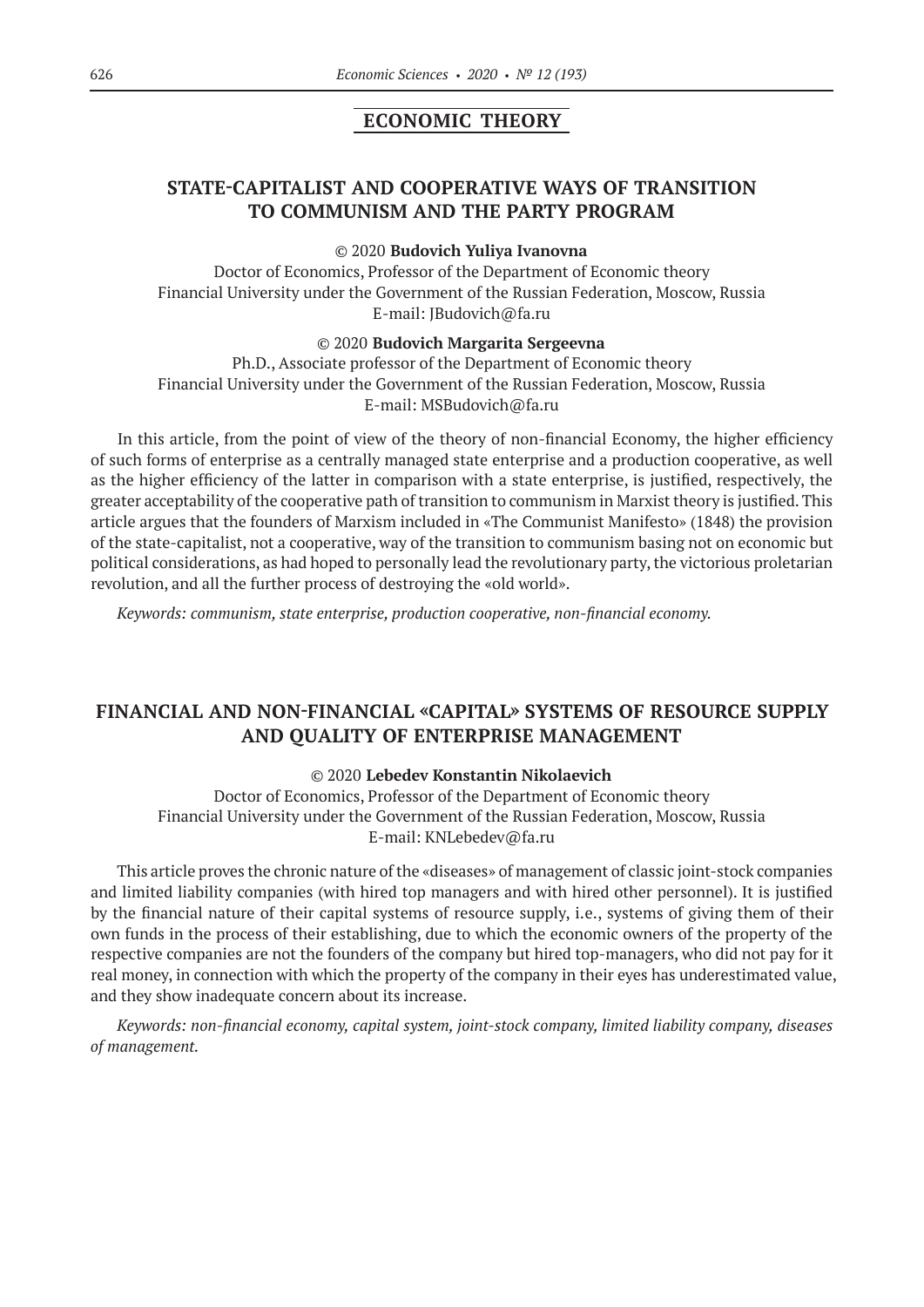## ECONOMIC THEORY

### STATE-CAPITALIST AND COOPERATIVE WAYS OF TRANSITION TO COMMUNISM AND THE PARTY PROGRAM

© 2020 **Budovich Yuliya Ivanovna**

Doctor of Economics, Professor of the Department of Economic theory
Financial University under the Government of the Russian Federation, Moscow, Russia
E-mail: JBudovich@fa.ru

© 2020 **Budovich Margarita Sergeevna**

Ph.D., Associate professor of the Department of Economic theory
Financial University under the Government of the Russian Federation, Moscow, Russia
E-mail: MSBudovich@fa.ru

In this article, from the point of view of the theory of non-financial Economy, the higher efficiency of such forms of enterprise as a centrally managed state enterprise and a production cooperative, as well as the higher efficiency of the latter in comparison with a state enterprise, is justified, respectively, the greater acceptability of the cooperative path of transition to communism in Marxist theory is justified. This article argues that the founders of Marxism included in «The Communist Manifesto» (1848) the provision of the state-capitalist, not a cooperative, way of the transition to communism basing not on economic but political considerations, as had hoped to personally lead the revolutionary party, the victorious proletarian revolution, and all the further process of destroying the «old world».

*Keywords: communism, state enterprise, production cooperative, non-financial economy.*

### FINANCIAL AND NON-FINANCIAL «CAPITAL» SYSTEMS OF RESOURCE SUPPLY AND QUALITY OF ENTERPRISE MANAGEMENT

© 2020 **Lebedev Konstantin Nikolaevich**

Doctor of Economics, Professor of the Department of Economic theory
Financial University under the Government of the Russian Federation, Moscow, Russia
E-mail: KNLebedev@fa.ru

This article proves the chronic nature of the «diseases» of management of classic joint-stock companies and limited liability companies (with hired top managers and with hired other personnel). It is justified by the financial nature of their capital systems of resource supply, i.e., systems of giving them of their own funds in the process of their establishing, due to which the economic owners of the property of the respective companies are not the founders of the company but hired top-managers, who did not pay for it real money, in connection with which the property of the company in their eyes has underestimated value, and they show inadequate concern about its increase.

*Keywords: non-financial economy, capital system, joint-stock company, limited liability company, diseases of management.*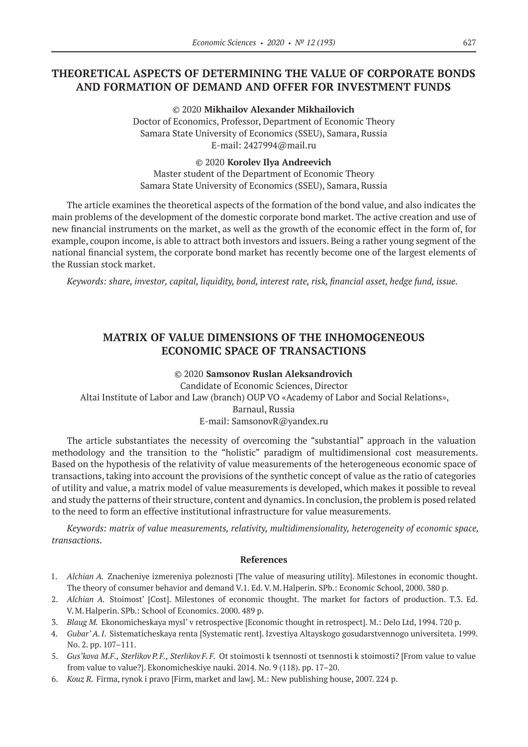## THEORETICAL ASPECTS OF DETERMINING THE VALUE OF CORPORATE BONDS AND FORMATION OF DEMAND AND OFFER FOR INVESTMENT FUNDS

© 2020 **Mikhailov Alexander Mikhailovich**
Doctor of Economics, Professor, Department of Economic Theory
Samara State University of Economics (SSEU), Samara, Russia
E-mail: 2427994@mail.ru

© 2020 **Korolev Ilya Andreevich**
Master student of the Department of Economic Theory
Samara State University of Economics (SSEU), Samara, Russia

The article examines the theoretical aspects of the formation of the bond value, and also indicates the main problems of the development of the domestic corporate bond market. The active creation and use of new financial instruments on the market, as well as the growth of the economic effect in the form of, for example, coupon income, is able to attract both investors and issuers. Being a rather young segment of the national financial system, the corporate bond market has recently become one of the largest elements of the Russian stock market.

*Keywords: share, investor, capital, liquidity, bond, interest rate, risk, financial asset, hedge fund, issue.*

## MATRIX OF VALUE DIMENSIONS OF THE INHOMOGENEOUS ECONOMIC SPACE OF TRANSACTIONS

© 2020 **Samsonov Ruslan Aleksandrovich**
Candidate of Economic Sciences, Director
Altai Institute of Labor and Law (branch) OUP VO «Academy of Labor and Social Relations»,
Barnaul, Russia
E-mail: SamsonovR@yandex.ru

The article substantiates the necessity of overcoming the "substantial" approach in the valuation methodology and the transition to the "holistic" paradigm of multidimensional cost measurements. Based on the hypothesis of the relativity of value measurements of the heterogeneous economic space of transactions, taking into account the provisions of the synthetic concept of value as the ratio of categories of utility and value, a matrix model of value measurements is developed, which makes it possible to reveal and study the patterns of their structure, content and dynamics. In conclusion, the problem is posed related to the need to form an effective institutional infrastructure for value measurements.

*Keywords: matrix of value measurements, relativity, multidimensionality, heterogeneity of economic space, transactions.*

### References

1. *Alchian A.* Znacheniye izmereniya poleznosti [The value of measuring utility]. Milestones in economic thought. The theory of consumer behavior and demand V.1. Ed. V. M. Halperin. SPb.: Economic School, 2000. 380 p.
2. *Alchian A.* Stoimost' [Cost]. Milestones of economic thought. The market for factors of production. T.3. Ed. V. M. Halperin. SPb.: School of Economics. 2000. 489 p.
3. *Blaug M.* Ekonomicheskaya mysl' v retrospective [Economic thought in retrospect]. M.: Delo Ltd, 1994. 720 p.
4. *Gubar' A. I.* Sistematicheskaya renta [Systematic rent]. Izvestiya Altayskogo gosudarstvennogo universiteta. 1999. No. 2. pp. 107–111.
5. *Gus'kova M.F., Sterlikov P.F., Sterlikov F.F.* Ot stoimosti k tsennosti ot tsennosti k stoimosti? [From value to value from value to value?]. Ekonomicheskiye nauki. 2014. No. 9 (118). pp. 17–20.
6. *Kouz R.* Firma, rynok i pravo [Firm, market and law]. M.: New publishing house, 2007. 224 p.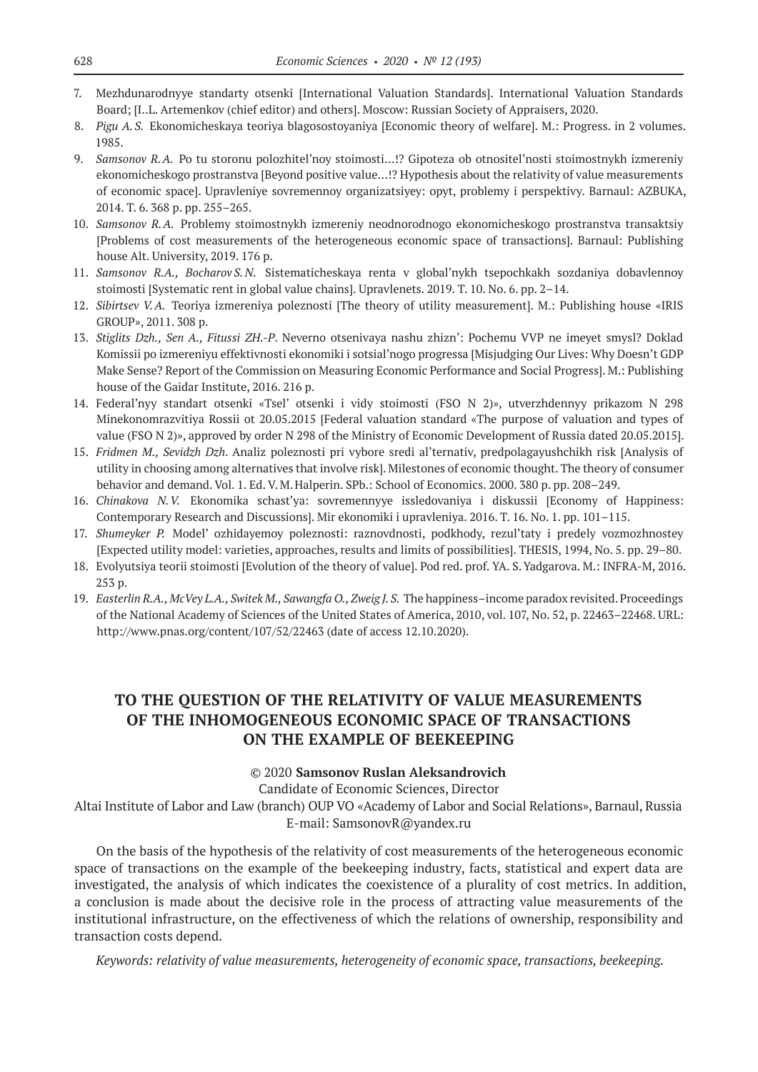7. Mezhdunarodnyye standarty otsenki [International Valuation Standards]. International Valuation Standards Board; [I..L. Artemenkov (chief editor) and others]. Moscow: Russian Society of Appraisers, 2020.
8. *Pigu A.S.* Ekonomicheskaya teoriya blagosostoyaniya [Economic theory of welfare]. M.: Progress. in 2 volumes. 1985.
9. *Samsonov R.A.* Po tu storonu polozhitel'noy stoimosti…!? Gipoteza ob otnositel'nosti stoimostnykh izmereniy ekonomicheskogo prostranstva [Beyond positive value…!? Hypothesis about the relativity of value measurements of economic space]. Upravleniye sovremennoy organizatsiyey: opyt, problemy i perspektivy. Barnaul: AZBUKA, 2014. T. 6. 368 p. pp. 255–265.
10. *Samsonov R.A.* Problemy stoimostnykh izmereniy neodnorodnogo ekonomicheskogo prostranstva transaktsiy [Problems of cost measurements of the heterogeneous economic space of transactions]. Barnaul: Publishing house Alt. University, 2019. 176 p.
11. *Samsonov R.A., Bocharov S.N.* Sistematicheskaya renta v global'nykh tsepochkakh sozdaniya dobavlennoy stoimosti [Systematic rent in global value chains]. Upravlenets. 2019. T. 10. No. 6. pp. 2–14.
12. *Sibirtsev V.A.* Teoriya izmereniya poleznosti [The theory of utility measurement]. M.: Publishing house «IRIS GROUP», 2011. 308 p.
13. *Stiglits Dzh., Sen A., Fitussi ZH.-P.* Neverno otsenivaya nashu zhizn': Pochemu VVP ne imeyet smysl? Doklad Komissii po izmereniyu effektivnosti ekonomiki i sotsial'nogo progressa [Misjudging Our Lives: Why Doesn't GDP Make Sense? Report of the Commission on Measuring Economic Performance and Social Progress]. M.: Publishing house of the Gaidar Institute, 2016. 216 p.
14. Federal'nyy standart otsenki «Tsel' otsenki i vidy stoimosti (FSO N 2)», utverzhdennyy prikazom N 298 Minekonomrazvitiya Rossii ot 20.05.2015 [Federal valuation standard «The purpose of valuation and types of value (FSO N 2)», approved by order N 298 of the Ministry of Economic Development of Russia dated 20.05.2015].
15. *Fridmen M., Sevidzh Dzh.* Analiz poleznosti pri vybore sredi al'ternativ, predpolagayushchikh risk [Analysis of utility in choosing among alternatives that involve risk]. Milestones of economic thought. The theory of consumer behavior and demand. Vol. 1. Ed. V.M. Halperin. SPb.: School of Economics. 2000. 380 p. pp. 208–249.
16. *Chinakova N.V.* Ekonomika schast'ya: sovremennyye issledovaniya i diskussii [Economy of Happiness: Contemporary Research and Discussions]. Mir ekonomiki i upravleniya. 2016. T. 16. No. 1. pp. 101–115.
17. *Shumeyker P.* Model' ozhidayemoy poleznosti: raznovdnosti, podkhody, rezul'taty i predely vozmozhnostey [Expected utility model: varieties, approaches, results and limits of possibilities]. THESIS, 1994, No. 5. pp. 29–80.
18. Evolyutsiya teorii stoimosti [Evolution of the theory of value]. Pod red. prof. YA. S. Yadgarova. M.: INFRA-M, 2016. 253 p.
19. *Easterlin R.A., McVey L.A., Switek M., Sawangfa O., Zweig J.S.* The happiness–income paradox revisited. Proceedings of the National Academy of Sciences of the United States of America, 2010, vol. 107, No. 52, p. 22463–22468. URL: http://www.pnas.org/content/107/52/22463 (date of access 12.10.2020).

## TO THE QUESTION OF THE RELATIVITY OF VALUE MEASUREMENTS OF THE INHOMOGENEOUS ECONOMIC SPACE OF TRANSACTIONS ON THE EXAMPLE OF BEEKEEPING

© 2020 **Samsonov Ruslan Aleksandrovich**

Candidate of Economic Sciences, Director

Altai Institute of Labor and Law (branch) OUP VO «Academy of Labor and Social Relations», Barnaul, Russia

E-mail: SamsonovR@yandex.ru

On the basis of the hypothesis of the relativity of cost measurements of the heterogeneous economic space of transactions on the example of the beekeeping industry, facts, statistical and expert data are investigated, the analysis of which indicates the coexistence of a plurality of cost metrics. In addition, a conclusion is made about the decisive role in the process of attracting value measurements of the institutional infrastructure, on the effectiveness of which the relations of ownership, responsibility and transaction costs depend.

*Keywords: relativity of value measurements, heterogeneity of economic space, transactions, beekeeping.*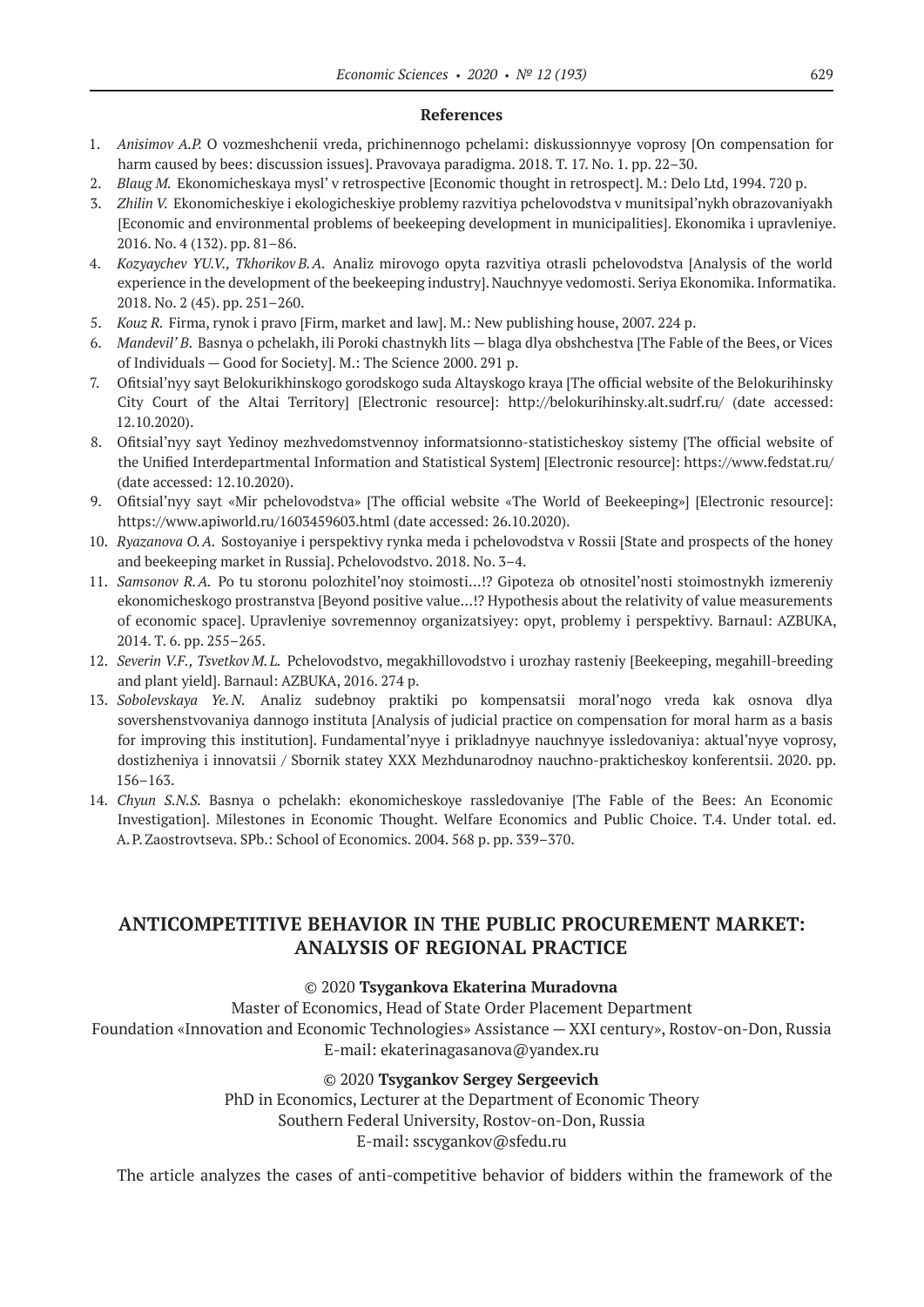## References

1. *Anisimov A.P.* O vozmeshchenii vreda, prichinennogo pchelami: diskussionnyye voprosy [On compensation for harm caused by bees: discussion issues]. Pravovaya paradigma. 2018. T. 17. No. 1. pp. 22–30.
2. *Blaug M.* Ekonomicheskaya mysl' v retrospective [Economic thought in retrospect]. M.: Delo Ltd, 1994. 720 p.
3. *Zhilin V.* Ekonomicheskiye i ekologicheskiye problemy razvitiya pchelovodstva v munitsipal'nykh obrazovaniyakh [Economic and environmental problems of beekeeping development in municipalities]. Ekonomika i upravleniye. 2016. No. 4 (132). pp. 81–86.
4. *Kozyaychev YU.V., Tkhorikov B.A.* Analiz mirovogo opyta razvitiya otrasli pchelovodstva [Analysis of the world experience in the development of the beekeeping industry]. Nauchnyye vedomosti. Seriya Ekonomika. Informatika. 2018. No. 2 (45). pp. 251–260.
5. *Kouz R.* Firma, rynok i pravo [Firm, market and law]. M.: New publishing house, 2007. 224 p.
6. *Mandevil' B.* Basnya o pchelakh, ili Poroki chastnykh lits — blaga dlya obshchestva [The Fable of the Bees, or Vices of Individuals — Good for Society]. M.: The Science 2000. 291 p.
7. Ofitsial'nyy sayt Belokurikhinskogo gorodskogo suda Altayskogo kraya [The official website of the Belokurihinsky City Court of the Altai Territory] [Electronic resource]: http://belokurihinsky.alt.sudrf.ru/ (date accessed: 12.10.2020).
8. Ofitsial'nyy sayt Yedinoy mezhvedomstvennoy informatsionno-statisticheskoy sistemy [The official website of the Unified Interdepartmental Information and Statistical System] [Electronic resource]: https://www.fedstat.ru/ (date accessed: 12.10.2020).
9. Ofitsial'nyy sayt «Mir pchelovodstva» [The official website «The World of Beekeeping»] [Electronic resource]: https://www.apiworld.ru/1603459603.html (date accessed: 26.10.2020).
10. *Ryazanova O.A.* Sostoyaniye i perspektivy rynka meda i pchelovodstva v Rossii [State and prospects of the honey and beekeeping market in Russia]. Pchelovodstvo. 2018. No. 3–4.
11. *Samsonov R.A.* Po tu storonu polozhitel'noy stoimosti…!? Gipoteza ob otnositel'nosti stoimostnykh izmereniy ekonomicheskogo prostranstva [Beyond positive value…!? Hypothesis about the relativity of value measurements of economic space]. Upravleniye sovremennoy organizatsiyey: opyt, problemy i perspektivy. Barnaul: AZBUKA, 2014. T. 6. pp. 255–265.
12. *Severin V.F., Tsvetkov M.L.* Pchelovodstvo, megakhillovodstvo i urozhay rasteniy [Beekeeping, megahill-breeding and plant yield]. Barnaul: AZBUKA, 2016. 274 p.
13. *Sobolevskaya Ye.N.* Analiz sudebnoy praktiki po kompensatsii moral'nogo vreda kak osnova dlya sovershenstvovaniya dannogo instituta [Analysis of judicial practice on compensation for moral harm as a basis for improving this institution]. Fundamental'nyye i prikladnyye nauchnyye issledovaniya: aktual'nyye voprosy, dostizheniya i innovatsii / Sbornik statey XXX Mezhdunarodnoy nauchno-prakticheskoy konferentsii. 2020. pp. 156–163.
14. *Chyun S.N.S.* Basnya o pchelakh: ekonomicheskoye rassledovaniye [The Fable of the Bees: An Economic Investigation]. Milestones in Economic Thought. Welfare Economics and Public Choice. T.4. Under total. ed. A.P. Zaostrovtseva. SPb.: School of Economics. 2004. 568 p. pp. 339–370.

# ANTICOMPETITIVE BEHAVIOR IN THE PUBLIC PROCUREMENT MARKET: ANALYSIS OF REGIONAL PRACTICE

© 2020 **Tsygankova Ekaterina Muradovna**

Master of Economics, Head of State Order Placement Department
Foundation «Innovation and Economic Technologies» Assistance — XXI century», Rostov-on-Don, Russia
E-mail: ekaterinagasanova@yandex.ru

© 2020 **Tsygankov Sergey Sergeevich**

PhD in Economics, Lecturer at the Department of Economic Theory
Southern Federal University, Rostov-on-Don, Russia
E-mail: sscygankov@sfedu.ru

The article analyzes the cases of anti-competitive behavior of bidders within the framework of the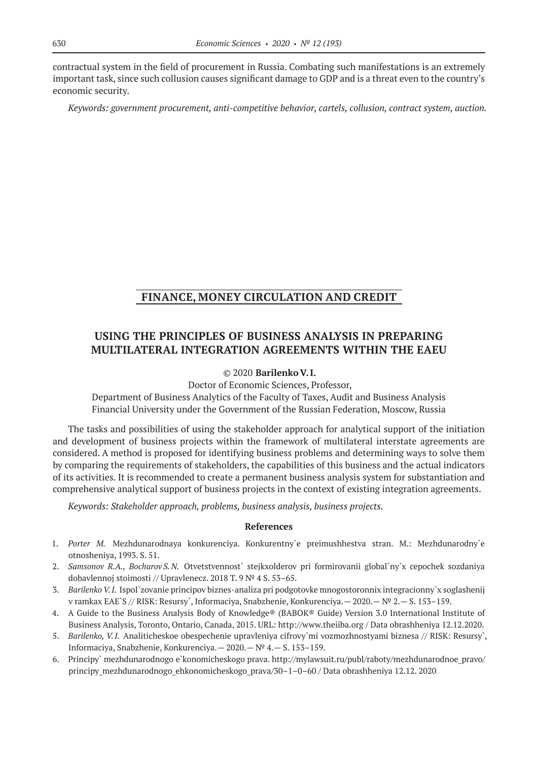contractual system in the field of procurement in Russia. Combating such manifestations is an extremely important task, since such collusion causes significant damage to GDP and is a threat even to the country's economic security.

*Keywords: government procurement, anti-competitive behavior, cartels, collusion, contract system, auction.*

## FINANCE, MONEY CIRCULATION AND CREDIT

### USING THE PRINCIPLES OF BUSINESS ANALYSIS IN PREPARING MULTILATERAL INTEGRATION AGREEMENTS WITHIN THE EAEU

© 2020 **Barilenko V.I.**

Doctor of Economic Sciences, Professor,
Department of Business Analytics of the Faculty of Taxes, Audit and Business Analysis
Financial University under the Government of the Russian Federation, Moscow, Russia

The tasks and possibilities of using the stakeholder approach for analytical support of the initiation and development of business projects within the framework of multilateral interstate agreements are considered. A method is proposed for identifying business problems and determining ways to solve them by comparing the requirements of stakeholders, the capabilities of this business and the actual indicators of its activities. It is recommended to create a permanent business analysis system for substantiation and comprehensive analytical support of business projects in the context of existing integration agreements.

*Keywords: Stakeholder approach, problems, business analysis, business projects.*

#### References

1. *Porter M.* Mezhdunarodnaya konkurenciya. Konkurentny`e preimushhestva stran. M.: Mezhdunarodny`e otnosheniya, 1993. S. 51.
2. *Samsonov R.A., Bocharov S.N.* Otvetstvennost` stejkxolderov pri formirovanii global`ny`x cepochek sozdaniya dobavlennoj stoimosti // Upravlenecz. 2018 T. 9 № 4 S. 53–65.
3. *Barilenko V.I.* Ispol`zovanie principov biznes-analiza pri podgotovke mnogostoronnix integracionny`x soglashenij v ramkax EAE`S // RISK: Resursy`, Informaciya, Snabzhenie, Konkurenciya.— 2020.— № 2.— S. 153–159.
4. A Guide to the Business Analysis Body of Knowledge® (BABOK® Guide) Version 3.0 International Institute of Business Analysis, Toronto, Ontario, Canada, 2015. URL: http://www.theiiba.org / Data obrashheniya 12.12.2020.
5. *Barilenko, V.I.* Analiticheskoe obespechenie upravleniya cifrovy`mi vozmozhnostyami biznesa // RISK: Resursy`, Informaciya, Snabzhenie, Konkurenciya.— 2020.— № 4.— S. 153–159.
6. Princip y` mezhdunarodnogo e`konomicheskogo prava. http://mylawsuit.ru/publ/raboty/mezhdunarodnoe_pravo/principy_mezhdunarodnogo_ehkonomicheskogo_prava/30–1–0–60 / Data obrashheniya 12.12. 2020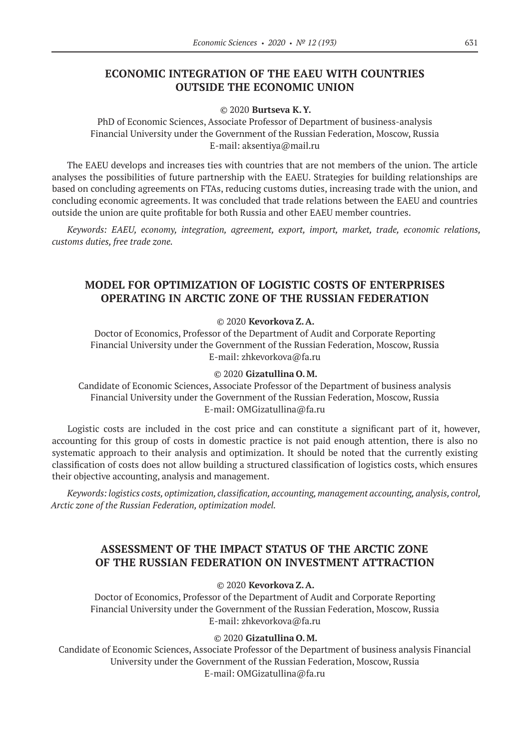## ECONOMIC INTEGRATION OF THE EAEU WITH COUNTRIES OUTSIDE THE ECONOMIC UNION

© 2020 **Burtseva K. Y.**

PhD of Economic Sciences, Associate Professor of Department of business-analysis
Financial University under the Government of the Russian Federation, Moscow, Russia
E-mail: aksentiya@mail.ru

The EAEU develops and increases ties with countries that are not members of the union. The article analyses the possibilities of future partnership with the EAEU. Strategies for building relationships are based on concluding agreements on FTAs, reducing customs duties, increasing trade with the union, and concluding economic agreements. It was concluded that trade relations between the EAEU and countries outside the union are quite profitable for both Russia and other EAEU member countries.

*Keywords: EAEU, economy, integration, agreement, export, import, market, trade, economic relations, customs duties, free trade zone.*

## MODEL FOR OPTIMIZATION OF LOGISTIC COSTS OF ENTERPRISES OPERATING IN ARCTIC ZONE OF THE RUSSIAN FEDERATION

© 2020 **Kevorkova Z. A.**

Doctor of Economics, Professor of the Department of Audit and Corporate Reporting
Financial University under the Government of the Russian Federation, Moscow, Russia
E-mail: zhkevorkova@fa.ru

© 2020 **Gizatullina O. M.**

Candidate of Economic Sciences, Associate Professor of the Department of business analysis
Financial University under the Government of the Russian Federation, Moscow, Russia
E-mail: OMGizatullina@fa.ru

Logistic costs are included in the cost price and can constitute a significant part of it, however, accounting for this group of costs in domestic practice is not paid enough attention, there is also no systematic approach to their analysis and optimization. It should be noted that the currently existing classification of costs does not allow building a structured classification of logistics costs, which ensures their objective accounting, analysis and management.

*Keywords: logistics costs, optimization, classification, accounting, management accounting, analysis, control, Arctic zone of the Russian Federation, optimization model.*

## ASSESSMENT OF THE IMPACT STATUS OF THE ARCTIC ZONE OF THE RUSSIAN FEDERATION ON INVESTMENT ATTRACTION

© 2020 **Kevorkova Z. A.**

Doctor of Economics, Professor of the Department of Audit and Corporate Reporting
Financial University under the Government of the Russian Federation, Moscow, Russia
E-mail: zhkevorkova@fa.ru

© 2020 **Gizatullina O. M.**

Candidate of Economic Sciences, Associate Professor of the Department of business analysis Financial University under the Government of the Russian Federation, Moscow, Russia
E-mail: OMGizatullina@fa.ru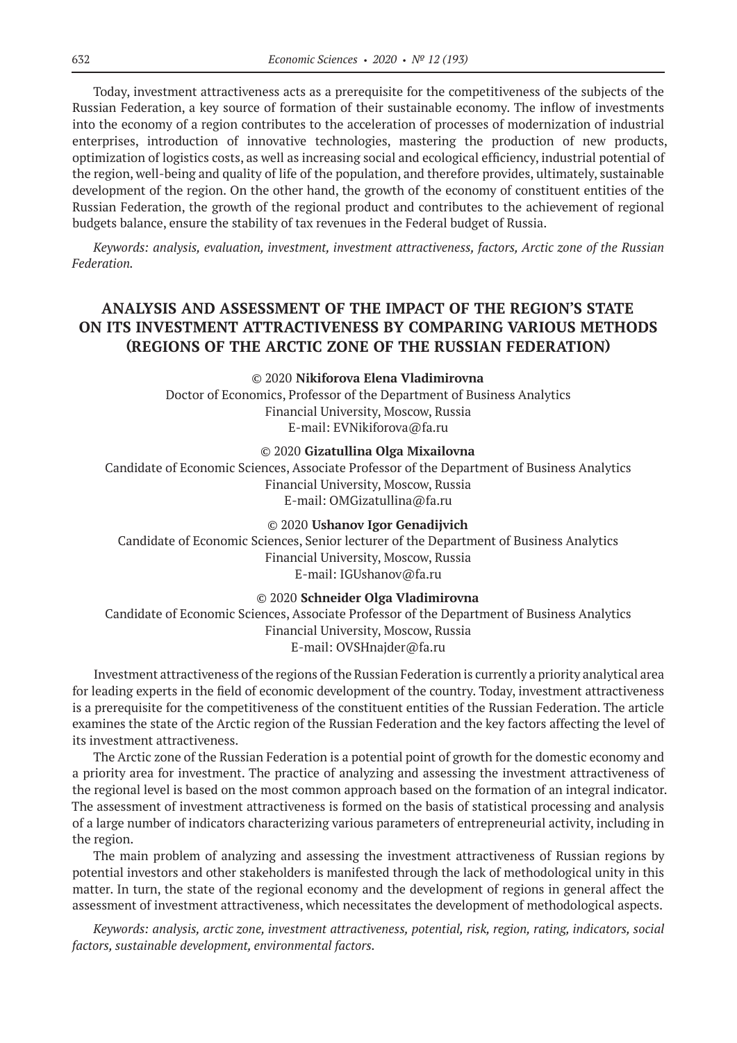Today, investment attractiveness acts as a prerequisite for the competitiveness of the subjects of the Russian Federation, a key source of formation of their sustainable economy. The inflow of investments into the economy of a region contributes to the acceleration of processes of modernization of industrial enterprises, introduction of innovative technologies, mastering the production of new products, optimization of logistics costs, as well as increasing social and ecological efficiency, industrial potential of the region, well-being and quality of life of the population, and therefore provides, ultimately, sustainable development of the region. On the other hand, the growth of the economy of constituent entities of the Russian Federation, the growth of the regional product and contributes to the achievement of regional budgets balance, ensure the stability of tax revenues in the Federal budget of Russia.

*Keywords: analysis, evaluation, investment, investment attractiveness, factors, Arctic zone of the Russian Federation.*

## ANALYSIS AND ASSESSMENT OF THE IMPACT OF THE REGION'S STATE ON ITS INVESTMENT ATTRACTIVENESS BY COMPARING VARIOUS METHODS (REGIONS OF THE ARCTIC ZONE OF THE RUSSIAN FEDERATION)

© 2020 **Nikiforova Elena Vladimirovna**
Doctor of Economics, Professor of the Department of Business Analytics
Financial University, Moscow, Russia
E-mail: EVNikiforova@fa.ru

© 2020 **Gizatullina Olga Mixailovna**
Candidate of Economic Sciences, Associate Professor of the Department of Business Analytics
Financial University, Moscow, Russia
E-mail: OMGizatullina@fa.ru

© 2020 **Ushanov Igor Genadijvich**
Candidate of Economic Sciences, Senior lecturer of the Department of Business Analytics
Financial University, Moscow, Russia
E-mail: IGUshanov@fa.ru

© 2020 **Schneider Olga Vladimirovna**
Candidate of Economic Sciences, Associate Professor of the Department of Business Analytics
Financial University, Moscow, Russia
E-mail: OVSHnajder@fa.ru

Investment attractiveness of the regions of the Russian Federation is currently a priority analytical area for leading experts in the field of economic development of the country. Today, investment attractiveness is a prerequisite for the competitiveness of the constituent entities of the Russian Federation. The article examines the state of the Arctic region of the Russian Federation and the key factors affecting the level of its investment attractiveness.

The Arctic zone of the Russian Federation is a potential point of growth for the domestic economy and a priority area for investment. The practice of analyzing and assessing the investment attractiveness of the regional level is based on the most common approach based on the formation of an integral indicator. The assessment of investment attractiveness is formed on the basis of statistical processing and analysis of a large number of indicators characterizing various parameters of entrepreneurial activity, including in the region.

The main problem of analyzing and assessing the investment attractiveness of Russian regions by potential investors and other stakeholders is manifested through the lack of methodological unity in this matter. In turn, the state of the regional economy and the development of regions in general affect the assessment of investment attractiveness, which necessitates the development of methodological aspects.

*Keywords: analysis, arctic zone, investment attractiveness, potential, risk, region, rating, indicators, social factors, sustainable development, environmental factors.*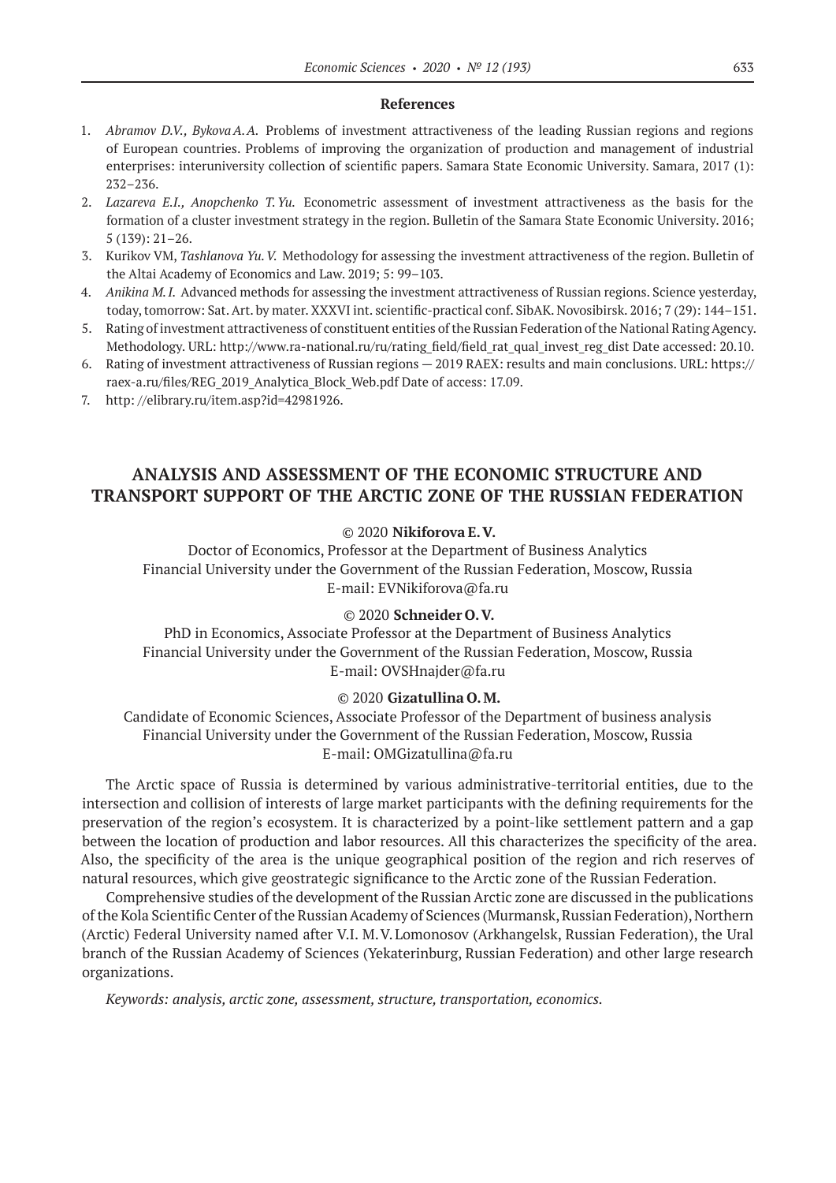**References**

1. *Abramov D.V., Bykova A.A.* Problems of investment attractiveness of the leading Russian regions and regions of European countries. Problems of improving the organization of production and management of industrial enterprises: interuniversity collection of scientific papers. Samara State Economic University. Samara, 2017 (1): 232–236.
2. *Lazareva E.I., Anopchenko T.Yu.* Econometric assessment of investment attractiveness as the basis for the formation of a cluster investment strategy in the region. Bulletin of the Samara State Economic University. 2016; 5 (139): 21–26.
3. Kurikov VM, *Tashlanova Yu.V.* Methodology for assessing the investment attractiveness of the region. Bulletin of the Altai Academy of Economics and Law. 2019; 5: 99–103.
4. *Anikina M.I.* Advanced methods for assessing the investment attractiveness of Russian regions. Science yesterday, today, tomorrow: Sat. Art. by mater. XXXVI int. scientific-practical conf. SibAK. Novosibirsk. 2016; 7 (29): 144–151.
5. Rating of investment attractiveness of constituent entities of the Russian Federation of the National Rating Agency. Methodology. URL: http://www.ra-national.ru/ru/rating_field/field_rat_qual_invest_reg_dist Date accessed: 20.10.
6. Rating of investment attractiveness of Russian regions — 2019 RAEX: results and main conclusions. URL: https://raex-a.ru/files/REG_2019_Analytica_Block_Web.pdf Date of access: 17.09.
7. http: //elibrary.ru/item.asp?id=42981926.

# ANALYSIS AND ASSESSMENT OF THE ECONOMIC STRUCTURE AND TRANSPORT SUPPORT OF THE ARCTIC ZONE OF THE RUSSIAN FEDERATION

© 2020 **Nikiforova E.V.**

Doctor of Economics, Professor at the Department of Business Analytics
Financial University under the Government of the Russian Federation, Moscow, Russia
E-mail: EVNikiforova@fa.ru

© 2020 **Schneider O.V.**

PhD in Economics, Associate Professor at the Department of Business Analytics
Financial University under the Government of the Russian Federation, Moscow, Russia
E-mail: OVSHnajder@fa.ru

© 2020 **Gizatullina O.M.**

Candidate of Economic Sciences, Associate Professor of the Department of business analysis
Financial University under the Government of the Russian Federation, Moscow, Russia
E-mail: OMGizatullina@fa.ru

The Arctic space of Russia is determined by various administrative-territorial entities, due to the intersection and collision of interests of large market participants with the defining requirements for the preservation of the region's ecosystem. It is characterized by a point-like settlement pattern and a gap between the location of production and labor resources. All this characterizes the specificity of the area. Also, the specificity of the area is the unique geographical position of the region and rich reserves of natural resources, which give geostrategic significance to the Arctic zone of the Russian Federation.

Comprehensive studies of the development of the Russian Arctic zone are discussed in the publications of the Kola Scientific Center of the Russian Academy of Sciences (Murmansk, Russian Federation), Northern (Arctic) Federal University named after V.I. M.V. Lomonosov (Arkhangelsk, Russian Federation), the Ural branch of the Russian Academy of Sciences (Yekaterinburg, Russian Federation) and other large research organizations.

*Keywords: analysis, arctic zone, assessment, structure, transportation, economics.*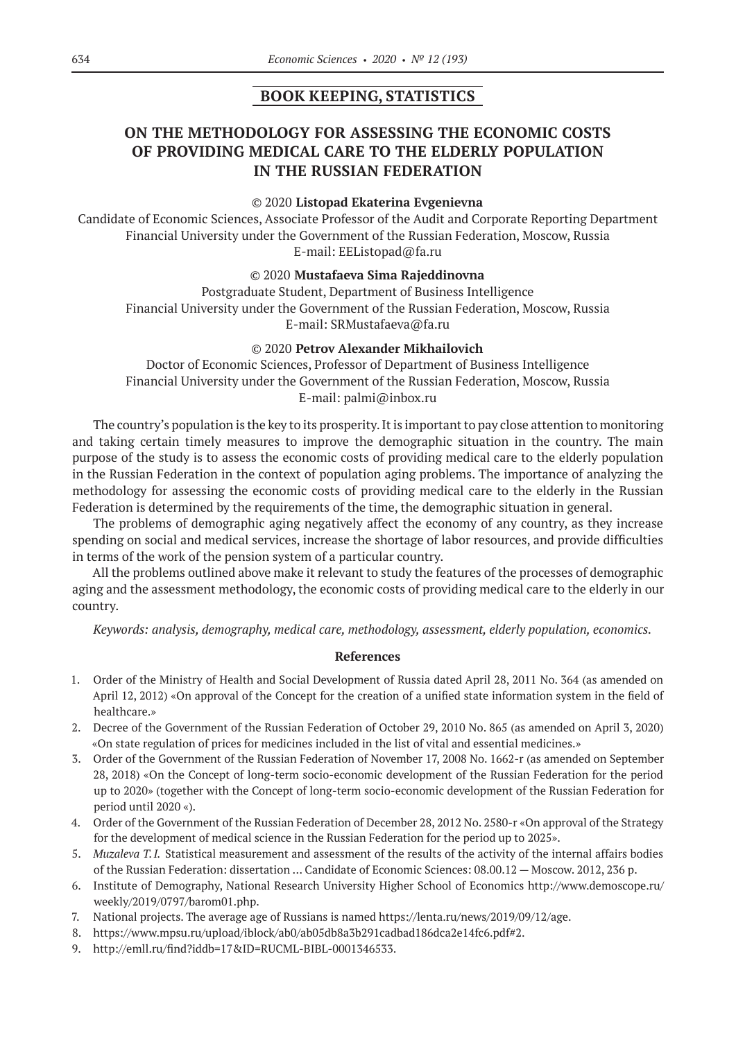## BOOK KEEPING, STATISTICS

# ON THE METHODOLOGY FOR ASSESSING THE ECONOMIC COSTS OF PROVIDING MEDICAL CARE TO THE ELDERLY POPULATION IN THE RUSSIAN FEDERATION

© 2020 **Listopad Ekaterina Evgenievna**

Candidate of Economic Sciences, Associate Professor of the Audit and Corporate Reporting Department
Financial University under the Government of the Russian Federation, Moscow, Russia
E-mail: EEListopad@fa.ru

© 2020 **Mustafaeva Sima Rajeddinovna**

Postgraduate Student, Department of Business Intelligence
Financial University under the Government of the Russian Federation, Moscow, Russia
E-mail: SRMustafaeva@fa.ru

© 2020 **Petrov Alexander Mikhailovich**

Doctor of Economic Sciences, Professor of Department of Business Intelligence
Financial University under the Government of the Russian Federation, Moscow, Russia
E-mail: palmi@inbox.ru

The country's population is the key to its prosperity. It is important to pay close attention to monitoring and taking certain timely measures to improve the demographic situation in the country. The main purpose of the study is to assess the economic costs of providing medical care to the elderly population in the Russian Federation in the context of population aging problems. The importance of analyzing the methodology for assessing the economic costs of providing medical care to the elderly in the Russian Federation is determined by the requirements of the time, the demographic situation in general.

The problems of demographic aging negatively affect the economy of any country, as they increase spending on social and medical services, increase the shortage of labor resources, and provide difficulties in terms of the work of the pension system of a particular country.

All the problems outlined above make it relevant to study the features of the processes of demographic aging and the assessment methodology, the economic costs of providing medical care to the elderly in our country.

*Keywords: analysis, demography, medical care, methodology, assessment, elderly population, economics.*

### References

1. Order of the Ministry of Health and Social Development of Russia dated April 28, 2011 No. 364 (as amended on April 12, 2012) «On approval of the Concept for the creation of a unified state information system in the field of healthcare.»
2. Decree of the Government of the Russian Federation of October 29, 2010 No. 865 (as amended on April 3, 2020) «On state regulation of prices for medicines included in the list of vital and essential medicines.»
3. Order of the Government of the Russian Federation of November 17, 2008 No. 1662-r (as amended on September 28, 2018) «On the Concept of long-term socio-economic development of the Russian Federation for the period up to 2020» (together with the Concept of long-term socio-economic development of the Russian Federation for period until 2020 «).
4. Order of the Government of the Russian Federation of December 28, 2012 No. 2580-r «On approval of the Strategy for the development of medical science in the Russian Federation for the period up to 2025».
5. *Muzaleva T.I.* Statistical measurement and assessment of the results of the activity of the internal affairs bodies of the Russian Federation: dissertation ... Candidate of Economic Sciences: 08.00.12 — Moscow. 2012, 236 p.
6. Institute of Demography, National Research University Higher School of Economics http://www.demoscope.ru/weekly/2019/0797/barom01.php.
7. National projects. The average age of Russians is named https://lenta.ru/news/2019/09/12/age.
8. https://www.mpsu.ru/upload/iblock/ab0/ab05db8a3b291cadbad186dca2e14fc6.pdf#2.
9. http://emll.ru/find?iddb=17&ID=RUCML-BIBL-0001346533.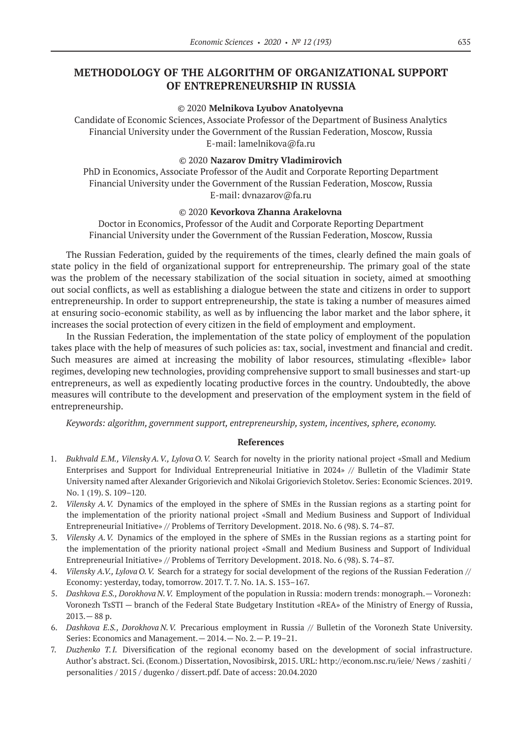# METHODOLOGY OF THE ALGORITHM OF ORGANIZATIONAL SUPPORT OF ENTREPRENEURSHIP IN RUSSIA

© 2020 **Melnikova Lyubov Anatolyevna**

Candidate of Economic Sciences, Associate Professor of the Department of Business Analytics
Financial University under the Government of the Russian Federation, Moscow, Russia
E-mail: lamelnikova@fa.ru

© 2020 **Nazarov Dmitry Vladimirovich**

PhD in Economics, Associate Professor of the Audit and Corporate Reporting Department
Financial University under the Government of the Russian Federation, Moscow, Russia
E-mail: dvnazarov@fa.ru

© 2020 **Kevorkova Zhanna Arakelovna**

Doctor in Economics, Professor of the Audit and Corporate Reporting Department
Financial University under the Government of the Russian Federation, Moscow, Russia

The Russian Federation, guided by the requirements of the times, clearly defined the main goals of state policy in the field of organizational support for entrepreneurship. The primary goal of the state was the problem of the necessary stabilization of the social situation in society, aimed at smoothing out social conflicts, as well as establishing a dialogue between the state and citizens in order to support entrepreneurship. In order to support entrepreneurship, the state is taking a number of measures aimed at ensuring socio-economic stability, as well as by influencing the labor market and the labor sphere, it increases the social protection of every citizen in the field of employment and employment.

In the Russian Federation, the implementation of the state policy of employment of the population takes place with the help of measures of such policies as: tax, social, investment and financial and credit. Such measures are aimed at increasing the mobility of labor resources, stimulating «flexible» labor regimes, developing new technologies, providing comprehensive support to small businesses and start-up entrepreneurs, as well as expediently locating productive forces in the country. Undoubtedly, the above measures will contribute to the development and preservation of the employment system in the field of entrepreneurship.

*Keywords: algorithm, government support, entrepreneurship, system, incentives, sphere, economy.*

## References

1. *Bukhvald E.M., Vilensky A. V., Lylova O. V.* Search for novelty in the priority national project «Small and Medium Enterprises and Support for Individual Entrepreneurial Initiative in 2024» // Bulletin of the Vladimir State University named after Alexander Grigorievich and Nikolai Grigorievich Stoletov. Series: Economic Sciences. 2019. No. 1 (19). S. 109–120.
2. *Vilensky A. V.* Dynamics of the employed in the sphere of SMEs in the Russian regions as a starting point for the implementation of the priority national project «Small and Medium Business and Support of Individual Entrepreneurial Initiative» // Problems of Territory Development. 2018. No. 6 (98). S. 74–87.
3. *Vilensky A. V.* Dynamics of the employed in the sphere of SMEs in the Russian regions as a starting point for the implementation of the priority national project «Small and Medium Business and Support of Individual Entrepreneurial Initiative» // Problems of Territory Development. 2018. No. 6 (98). S. 74–87.
4. *Vilensky A.V., Lylova O. V.* Search for a strategy for social development of the regions of the Russian Federation // Economy: yesterday, today, tomorrow. 2017. T. 7. No. 1A. S. 153–167.
5. *Dashkova E.S., Dorokhova N. V.* Employment of the population in Russia: modern trends: monograph.— Voronezh: Voronezh TsSTI — branch of the Federal State Budgetary Institution «REA» of the Ministry of Energy of Russia, 2013.— 88 p.
6. *Dashkova E.S., Dorokhova N. V.* Precarious employment in Russia // Bulletin of the Voronezh State University. Series: Economics and Management.— 2014.— No. 2.— P. 19–21.
7. *Duzhenko T. I.* Diversification of the regional economy based on the development of social infrastructure. Author's abstract. Sci. (Econom.) Dissertation, Novosibirsk, 2015. URL: http://econom.nsc.ru/ieie/ News / zashiti / personalities / 2015 / dugenko / dissert.pdf. Date of access: 20.04.2020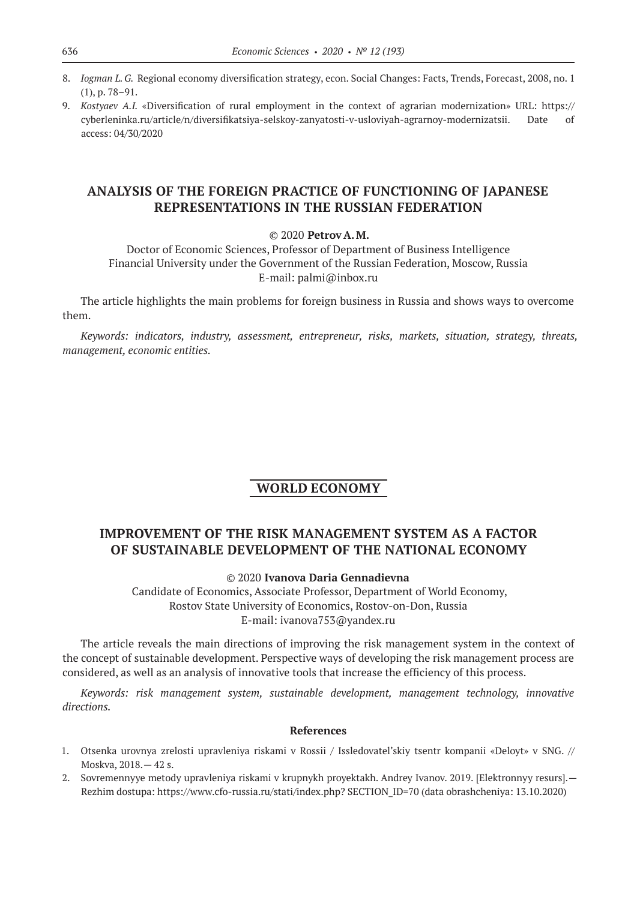8. *Iogman L.G.* Regional economy diversification strategy, econ. Social Changes: Facts, Trends, Forecast, 2008, no. 1 (1), p. 78–91.
9. *Kostyaev A.I.* «Diversification of rural employment in the context of agrarian modernization» URL: https://cyberleninka.ru/article/n/diversifikatsiya-selskoy-zanyatosti-v-usloviyah-agrarnoy-modernizatsii. Date of access: 04/30/2020

## ANALYSIS OF THE FOREIGN PRACTICE OF FUNCTIONING OF JAPANESE REPRESENTATIONS IN THE RUSSIAN FEDERATION

© 2020 **Petrov A.M.**

Doctor of Economic Sciences, Professor of Department of Business Intelligence
Financial University under the Government of the Russian Federation, Moscow, Russia
E-mail: palmi@inbox.ru

The article highlights the main problems for foreign business in Russia and shows ways to overcome them.

*Keywords: indicators, industry, assessment, entrepreneur, risks, markets, situation, strategy, threats, management, economic entities.*

# WORLD ECONOMY

## IMPROVEMENT OF THE RISK MANAGEMENT SYSTEM AS A FACTOR OF SUSTAINABLE DEVELOPMENT OF THE NATIONAL ECONOMY

© 2020 **Ivanova Daria Gennadievna**

Candidate of Economics, Associate Professor, Department of World Economy,
Rostov State University of Economics, Rostov-on-Don, Russia
E-mail: ivanova753@yandex.ru

The article reveals the main directions of improving the risk management system in the context of the concept of sustainable development. Perspective ways of developing the risk management process are considered, as well as an analysis of innovative tools that increase the efficiency of this process.

*Keywords: risk management system, sustainable development, management technology, innovative directions.*

### References

1. Otsenka urovnya zrelosti upravleniya riskami v Rossii / Issledovatel'skiy tsentr kompanii «Deloyt» v SNG. // Moskva, 2018.— 42 s.
2. Sovremennyye metody upravleniya riskami v krupnykh proyektakh. Andrey Ivanov. 2019. [Elektronnyy resurs].— Rezhim dostupa: https://www.cfo-russia.ru/stati/index.php? SECTION_ID=70 (data obrashcheniya: 13.10.2020)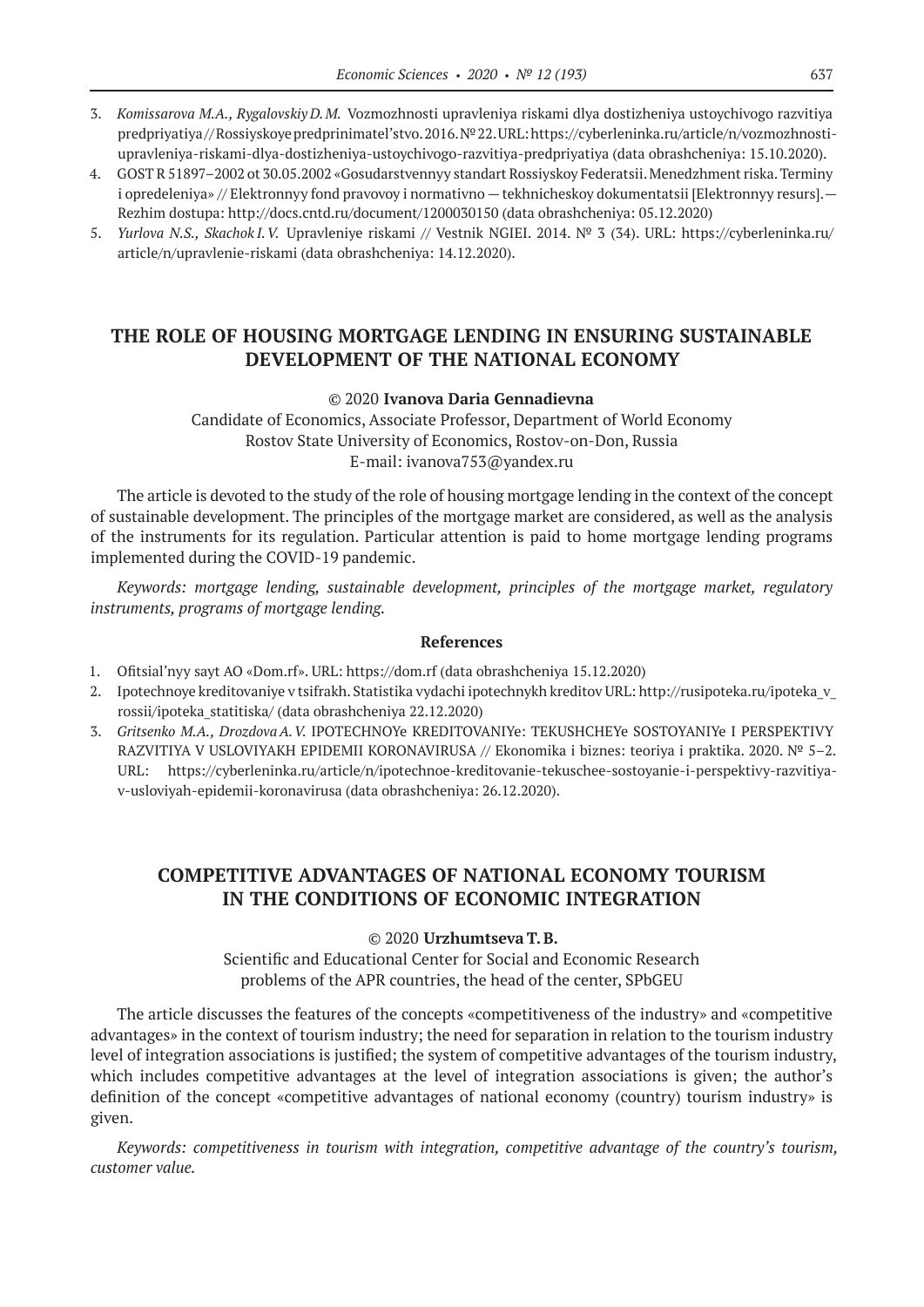3. *Komissarova M.A., Rygalovskiy D.M.* Vozmozhnosti upravleniya riskami dlya dostizheniya ustoychivogo razvitiya predpriyatiya // Rossiyskoye predprinimatel'stvo. 2016. № 22. URL: https://cyberleninka.ru/article/n/vozmozhnosti-upravleniya-riskami-dlya-dostizheniya-ustoychivogo-razvitiya-predpriyatiya (data obrashcheniya: 15.10.2020).
4. GOST R 51897–2002 ot 30.05.2002 «Gosudarstvennyy standart Rossiyskoy Federatsii. Menedzhment riska. Terminy i opredeleniya» // Elektronnyy fond pravovoy i normativno — tekhnicheskoy dokumentatsii [Elektronnyy resurs]. — Rezhim dostupa: http://docs.cntd.ru/document/1200030150 (data obrashcheniya: 05.12.2020)
5. *Yurlova N.S., Skachok I.V.* Upravleniye riskami // Vestnik NGIEI. 2014. № 3 (34). URL: https://cyberleninka.ru/article/n/upravlenie-riskami (data obrashcheniya: 14.12.2020).

## THE ROLE OF HOUSING MORTGAGE LENDING IN ENSURING SUSTAINABLE DEVELOPMENT OF THE NATIONAL ECONOMY

© 2020 **Ivanova Daria Gennadievna**

Candidate of Economics, Associate Professor, Department of World Economy
Rostov State University of Economics, Rostov-on-Don, Russia
E-mail: ivanova753@yandex.ru

The article is devoted to the study of the role of housing mortgage lending in the context of the concept of sustainable development. The principles of the mortgage market are considered, as well as the analysis of the instruments for its regulation. Particular attention is paid to home mortgage lending programs implemented during the COVID-19 pandemic.

*Keywords: mortgage lending, sustainable development, principles of the mortgage market, regulatory instruments, programs of mortgage lending.*

### References

1. Ofitsial'nyy sayt AO «Dom.rf». URL: https://dom.rf (data obrashcheniya 15.12.2020)
2. Ipotechnoye kreditovaniye v tsifrakh. Statistika vydachi ipotechnykh kreditov URL: http://rusipoteka.ru/ipoteka_v_rossii/ipoteka_statitiska/ (data obrashcheniya 22.12.2020)
3. *Gritsenko M.A., Drozdova A.V.* IPOTECHNOYe KREDITOVANIYe: TEKUSHCHEYe SOSTOYANIYe I PERSPEKTIVY RAZVITIYA V USLOVIYAKH EPIDEMII KORONAVIRUSA // Ekonomika i biznes: teoriya i praktika. 2020. № 5–2. URL: https://cyberleninka.ru/article/n/ipotechnoe-kreditovanie-tekuschee-sostoyanie-i-perspektivy-razvitiya-v-usloviyah-epidemii-koronavirusa (data obrashcheniya: 26.12.2020).

## COMPETITIVE ADVANTAGES OF NATIONAL ECONOMY TOURISM IN THE CONDITIONS OF ECONOMIC INTEGRATION

© 2020 **Urzhumtseva T.B.**

Scientific and Educational Center for Social and Economic Research problems of the APR countries, the head of the center, SPbGEU

The article discusses the features of the concepts «competitiveness of the industry» and «competitive advantages» in the context of tourism industry; the need for separation in relation to the tourism industry level of integration associations is justified; the system of competitive advantages of the tourism industry, which includes competitive advantages at the level of integration associations is given; the author's definition of the concept «competitive advantages of national economy (country) tourism industry» is given.

*Keywords: competitiveness in tourism with integration, competitive advantage of the country's tourism, customer value.*